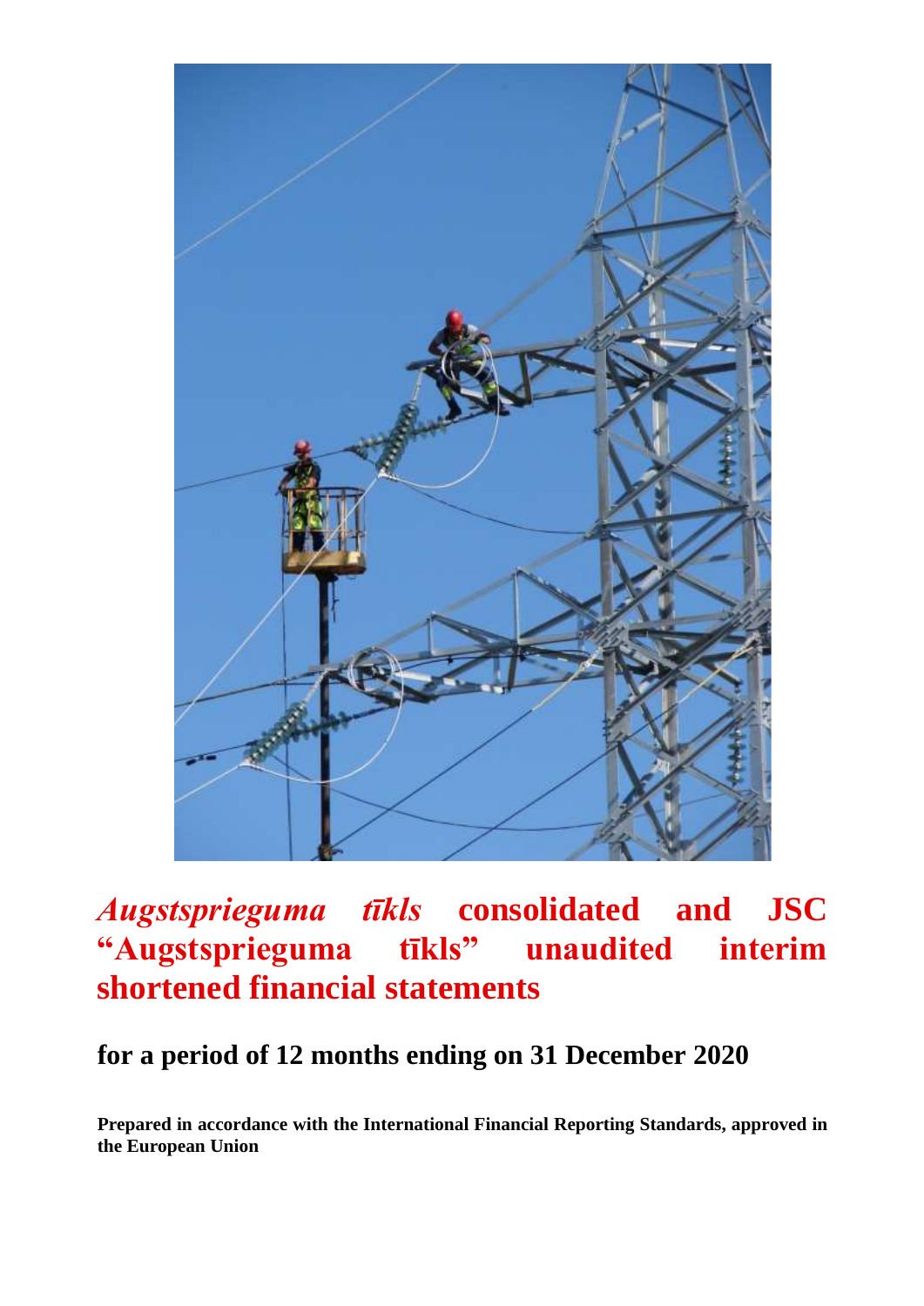# *Augstsprieguma tīkls* consolidated and JSC "Augstsprieguma tīkls" unaudited interim shortened financial statements

## for a period of 12 months ending on 31 December 2020

**Prepared in accordance with the International Financial Reporting Standards, approved in the European Union**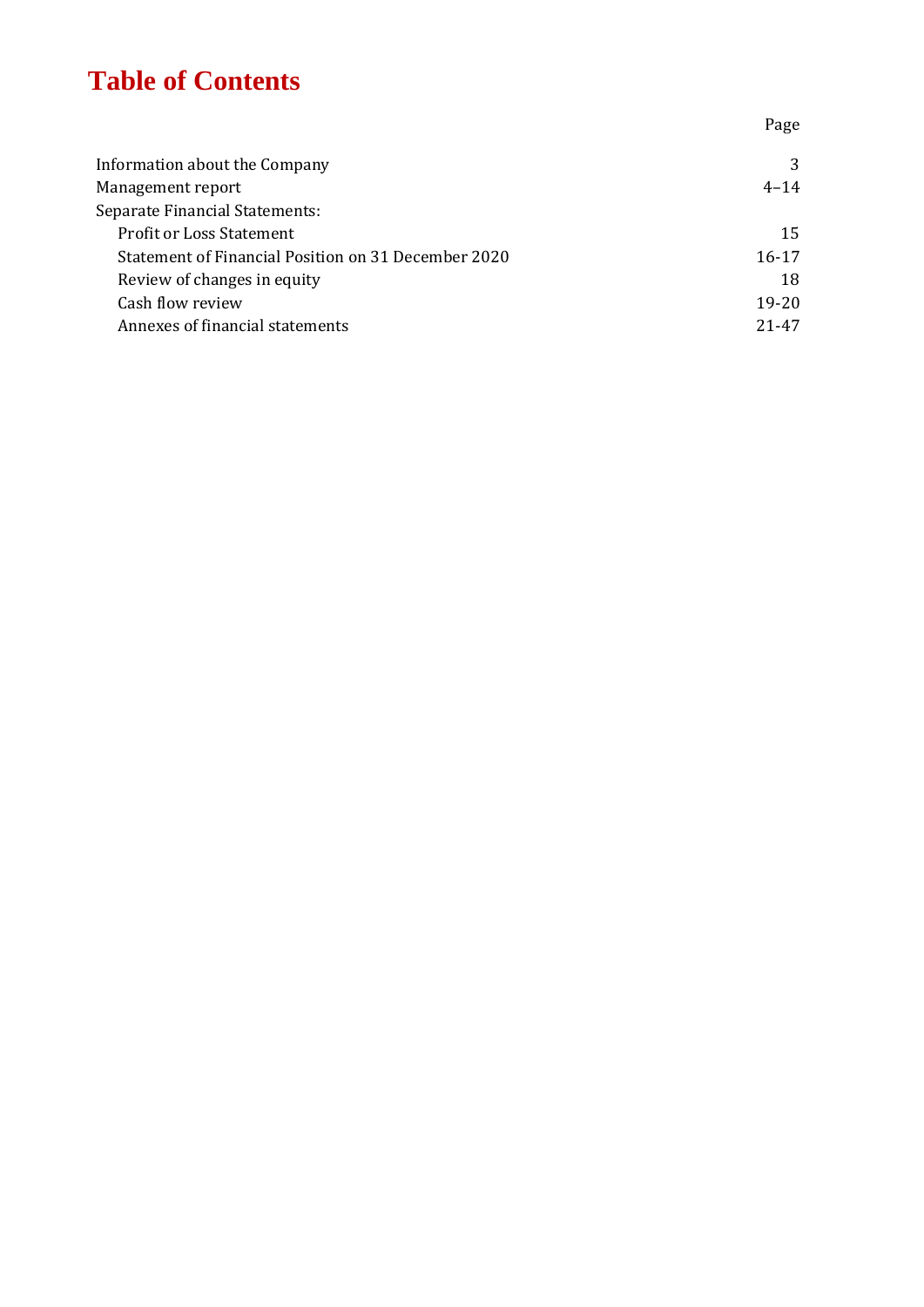# Table of Contents

| | Page |
|---|---|
| Information about the Company | 3 |
| Management report | 4–14 |
| Separate Financial Statements: | |
| Profit or Loss Statement | 15 |
| Statement of Financial Position on 31 December 2020 | 16-17 |
| Review of changes in equity | 18 |
| Cash flow review | 19-20 |
| Annexes of financial statements | 21-47 |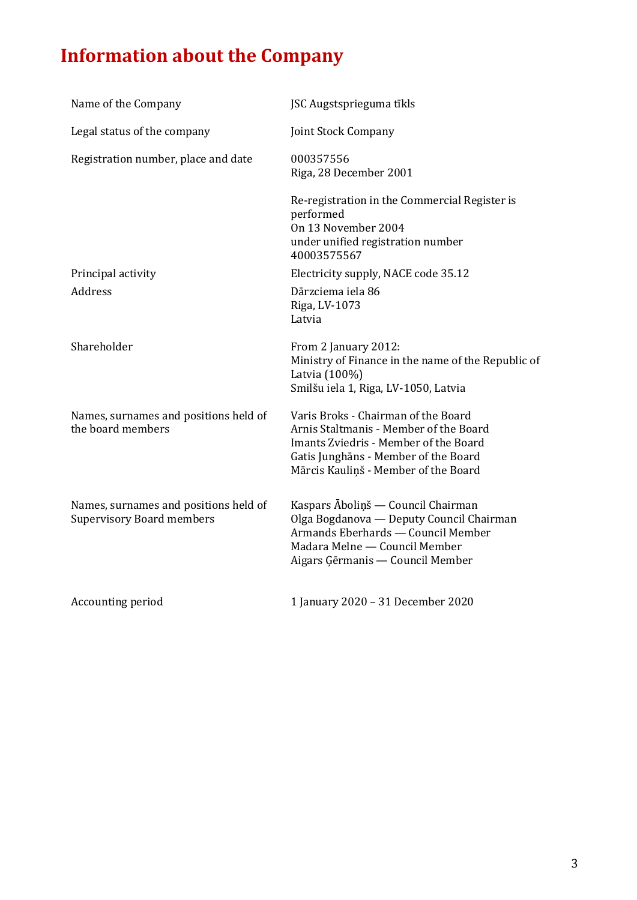# Information about the Company

| | |
|---|---|
| Name of the Company | JSC Augstsprieguma tīkls |
| Legal status of the company | Joint Stock Company |
| Registration number, place and date | 000357556<br>Riga, 28 December 2001<br><br>Re-registration in the Commercial Register is performed<br>On 13 November 2004<br>under unified registration number 40003575567 |
| Principal activity | Electricity supply, NACE code 35.12 |
| Address | Dārzciema iela 86<br>Riga, LV-1073<br>Latvia |
| Shareholder | From 2 January 2012:<br>Ministry of Finance in the name of the Republic of Latvia (100%)<br>Smilšu iela 1, Riga, LV-1050, Latvia |
| Names, surnames and positions held of the board members | Varis Broks - Chairman of the Board<br>Arnis Staltmanis - Member of the Board<br>Imants Zviedris - Member of the Board<br>Gatis Junghāns - Member of the Board<br>Mārcis Kauliņš - Member of the Board |
| Names, surnames and positions held of Supervisory Board members | Kaspars Āboliņš — Council Chairman<br>Olga Bogdanova — Deputy Council Chairman<br>Armands Eberhards — Council Member<br>Madara Melne — Council Member<br>Aigars Ģērmanis — Council Member |
| Accounting period | 1 January 2020 – 31 December 2020 |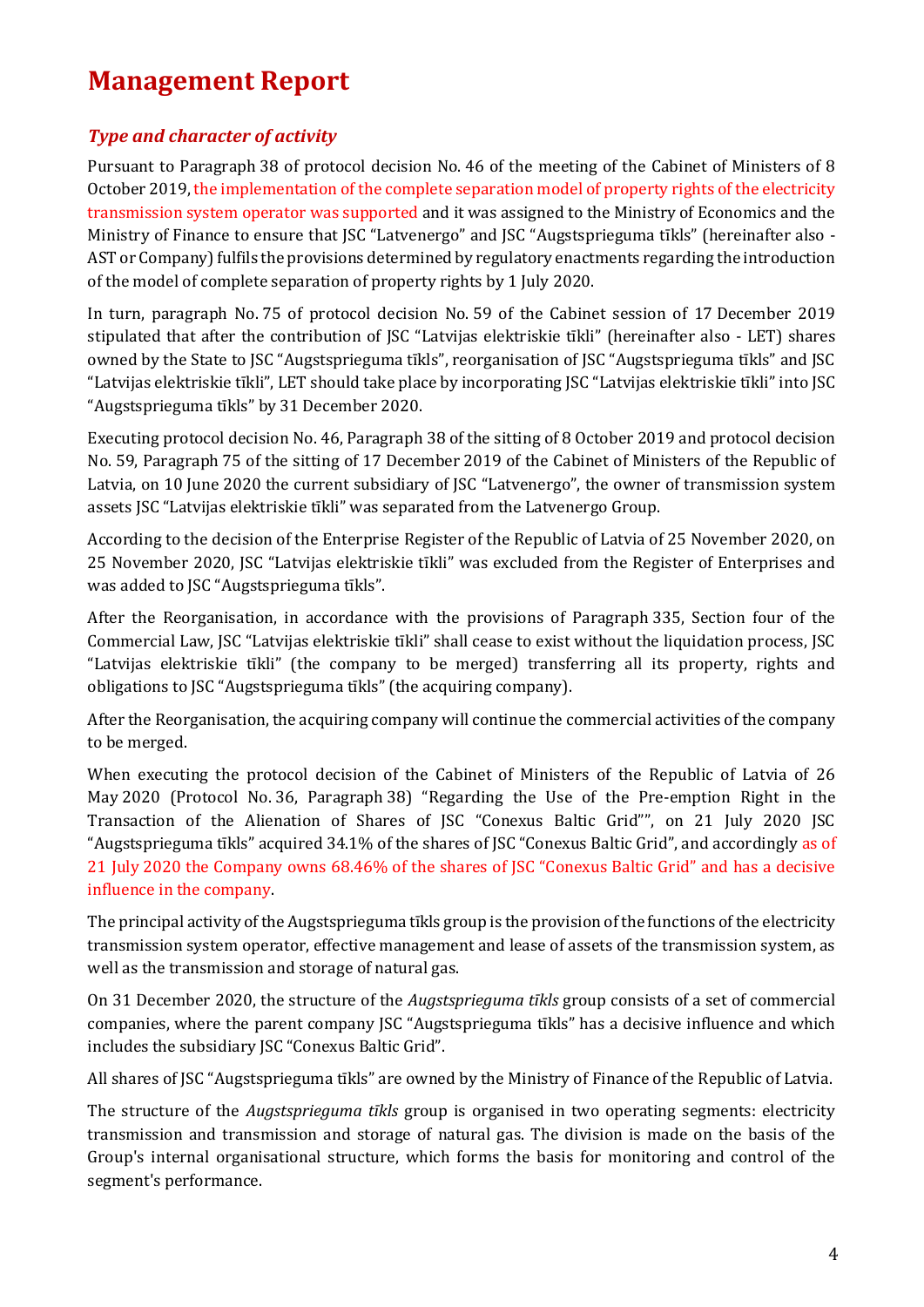# Management Report

### *Type and character of activity*

Pursuant to Paragraph 38 of protocol decision No. 46 of the meeting of the Cabinet of Ministers of 8 October 2019, the implementation of the complete separation model of property rights of the electricity transmission system operator was supported and it was assigned to the Ministry of Economics and the Ministry of Finance to ensure that JSC "Latvenergo" and JSC "Augstsprieguma tīkls" (hereinafter also - AST or Company) fulfils the provisions determined by regulatory enactments regarding the introduction of the model of complete separation of property rights by 1 July 2020.

In turn, paragraph No. 75 of protocol decision No. 59 of the Cabinet session of 17 December 2019 stipulated that after the contribution of JSC "Latvijas elektriskie tīkli" (hereinafter also - LET) shares owned by the State to JSC "Augstsprieguma tīkls", reorganisation of JSC "Augstsprieguma tīkls" and JSC "Latvijas elektriskie tīkli", LET should take place by incorporating JSC "Latvijas elektriskie tīkli" into JSC "Augstsprieguma tīkls" by 31 December 2020.

Executing protocol decision No. 46, Paragraph 38 of the sitting of 8 October 2019 and protocol decision No. 59, Paragraph 75 of the sitting of 17 December 2019 of the Cabinet of Ministers of the Republic of Latvia, on 10 June 2020 the current subsidiary of JSC "Latvenergo", the owner of transmission system assets JSC "Latvijas elektriskie tīkli" was separated from the Latvenergo Group.

According to the decision of the Enterprise Register of the Republic of Latvia of 25 November 2020, on 25 November 2020, JSC "Latvijas elektriskie tīkli" was excluded from the Register of Enterprises and was added to JSC "Augstsprieguma tīkls".

After the Reorganisation, in accordance with the provisions of Paragraph 335, Section four of the Commercial Law, JSC "Latvijas elektriskie tīkli" shall cease to exist without the liquidation process, JSC "Latvijas elektriskie tīkli" (the company to be merged) transferring all its property, rights and obligations to JSC "Augstsprieguma tīkls" (the acquiring company).

After the Reorganisation, the acquiring company will continue the commercial activities of the company to be merged.

When executing the protocol decision of the Cabinet of Ministers of the Republic of Latvia of 26 May 2020 (Protocol No. 36, Paragraph 38) "Regarding the Use of the Pre-emption Right in the Transaction of the Alienation of Shares of JSC "Conexus Baltic Grid"", on 21 July 2020 JSC "Augstsprieguma tīkls" acquired 34.1% of the shares of JSC "Conexus Baltic Grid", and accordingly as of 21 July 2020 the Company owns 68.46% of the shares of JSC "Conexus Baltic Grid" and has a decisive influence in the company.

The principal activity of the Augstsprieguma tīkls group is the provision of the functions of the electricity transmission system operator, effective management and lease of assets of the transmission system, as well as the transmission and storage of natural gas.

On 31 December 2020, the structure of the *Augstsprieguma tīkls* group consists of a set of commercial companies, where the parent company JSC "Augstsprieguma tīkls" has a decisive influence and which includes the subsidiary JSC "Conexus Baltic Grid".

All shares of JSC "Augstsprieguma tīkls" are owned by the Ministry of Finance of the Republic of Latvia.

The structure of the *Augstsprieguma tīkls* group is organised in two operating segments: electricity transmission and transmission and storage of natural gas. The division is made on the basis of the Group's internal organisational structure, which forms the basis for monitoring and control of the segment's performance.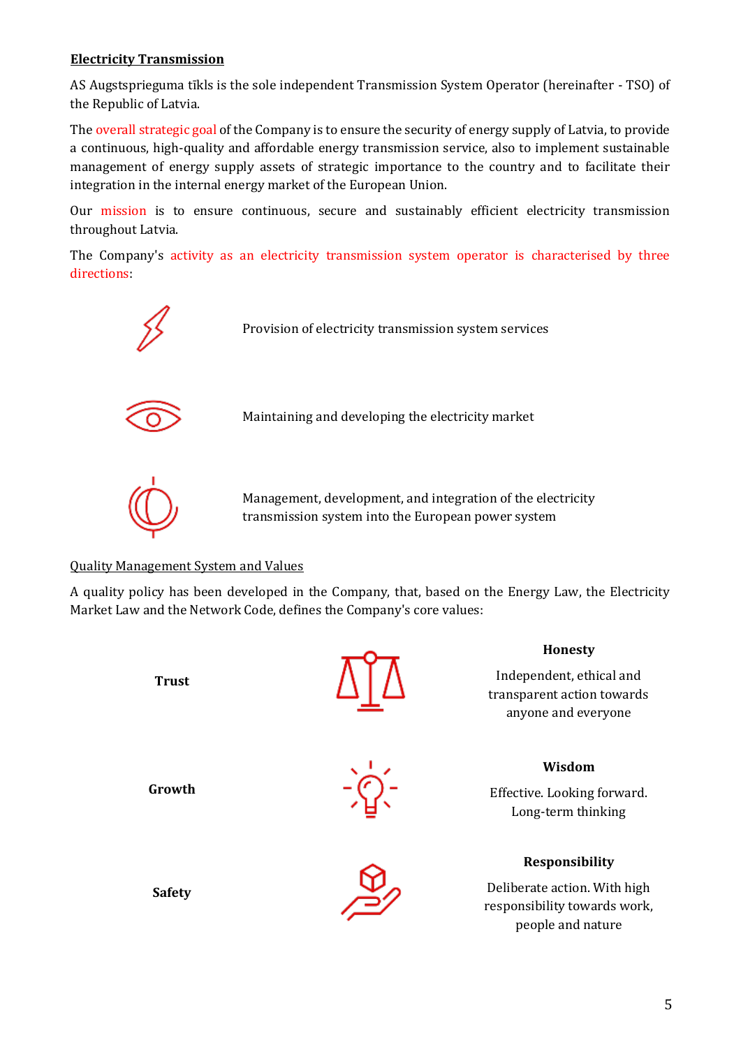**Electricity Transmission**

AS Augstsprieguma tīkls is the sole independent Transmission System Operator (hereinafter - TSO) of the Republic of Latvia.

The overall strategic goal of the Company is to ensure the security of energy supply of Latvia, to provide a continuous, high-quality and affordable energy transmission service, also to implement sustainable management of energy supply assets of strategic importance to the country and to facilitate their integration in the internal energy market of the European Union.

Our mission is to ensure continuous, secure and sustainably efficient electricity transmission throughout Latvia.

The Company's activity as an electricity transmission system operator is characterised by three directions:

- Provision of electricity transmission system services
- Maintaining and developing the electricity market
- Management, development, and integration of the electricity transmission system into the European power system

Quality Management System and Values

A quality policy has been developed in the Company, that, based on the Energy Law, the Electricity Market Law and the Network Code, defines the Company's core values:

| | |
|---|---|
| **Trust** | **Honesty**<br>Independent, ethical and transparent action towards anyone and everyone |
| **Growth** | **Wisdom**<br>Effective. Looking forward. Long-term thinking |
| **Safety** | **Responsibility**<br>Deliberate action. With high responsibility towards work, people and nature |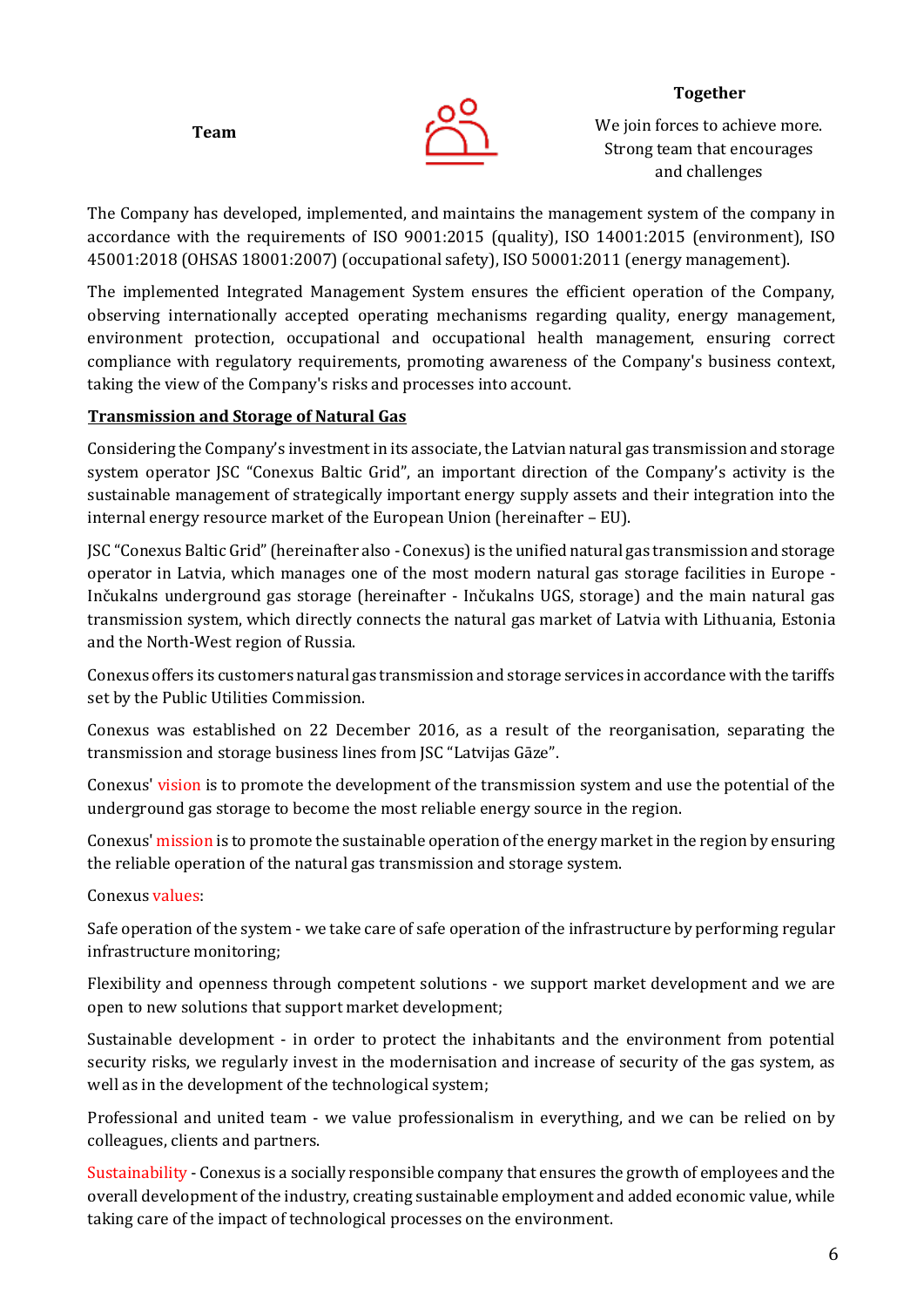**Team**

**Together**

We join forces to achieve more. Strong team that encourages and challenges

The Company has developed, implemented, and maintains the management system of the company in accordance with the requirements of ISO 9001:2015 (quality), ISO 14001:2015 (environment), ISO 45001:2018 (OHSAS 18001:2007) (occupational safety), ISO 50001:2011 (energy management).

The implemented Integrated Management System ensures the efficient operation of the Company, observing internationally accepted operating mechanisms regarding quality, energy management, environment protection, occupational and occupational health management, ensuring correct compliance with regulatory requirements, promoting awareness of the Company's business context, taking the view of the Company's risks and processes into account.

**Transmission and Storage of Natural Gas**

Considering the Company's investment in its associate, the Latvian natural gas transmission and storage system operator JSC "Conexus Baltic Grid", an important direction of the Company's activity is the sustainable management of strategically important energy supply assets and their integration into the internal energy resource market of the European Union (hereinafter – EU).

JSC "Conexus Baltic Grid" (hereinafter also - Conexus) is the unified natural gas transmission and storage operator in Latvia, which manages one of the most modern natural gas storage facilities in Europe - Inčukalns underground gas storage (hereinafter - Inčukalns UGS, storage) and the main natural gas transmission system, which directly connects the natural gas market of Latvia with Lithuania, Estonia and the North-West region of Russia.

Conexus offers its customers natural gas transmission and storage services in accordance with the tariffs set by the Public Utilities Commission.

Conexus was established on 22 December 2016, as a result of the reorganisation, separating the transmission and storage business lines from JSC "Latvijas Gāze".

Conexus' vision is to promote the development of the transmission system and use the potential of the underground gas storage to become the most reliable energy source in the region.

Conexus' mission is to promote the sustainable operation of the energy market in the region by ensuring the reliable operation of the natural gas transmission and storage system.

Conexus values:

Safe operation of the system - we take care of safe operation of the infrastructure by performing regular infrastructure monitoring;

Flexibility and openness through competent solutions - we support market development and we are open to new solutions that support market development;

Sustainable development - in order to protect the inhabitants and the environment from potential security risks, we regularly invest in the modernisation and increase of security of the gas system, as well as in the development of the technological system;

Professional and united team - we value professionalism in everything, and we can be relied on by colleagues, clients and partners.

Sustainability - Conexus is a socially responsible company that ensures the growth of employees and the overall development of the industry, creating sustainable employment and added economic value, while taking care of the impact of technological processes on the environment.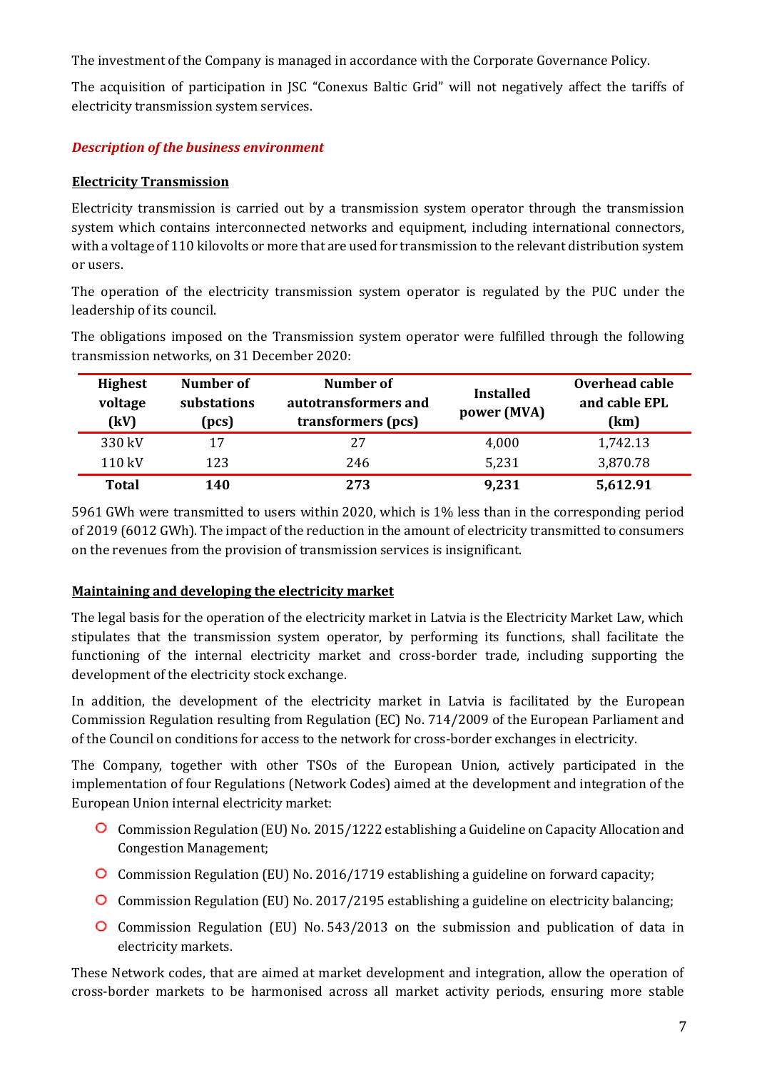The investment of the Company is managed in accordance with the Corporate Governance Policy.

The acquisition of participation in JSC "Conexus Baltic Grid" will not negatively affect the tariffs of electricity transmission system services.

***Description of the business environment***

**Electricity Transmission**

Electricity transmission is carried out by a transmission system operator through the transmission system which contains interconnected networks and equipment, including international connectors, with a voltage of 110 kilovolts or more that are used for transmission to the relevant distribution system or users.

The operation of the electricity transmission system operator is regulated by the PUC under the leadership of its council.

The obligations imposed on the Transmission system operator were fulfilled through the following transmission networks, on 31 December 2020:

| Highest voltage (kV) | Number of substations (pcs) | Number of autotransformers and transformers (pcs) | Installed power (MVA) | Overhead cable and cable EPL (km) |
|---|---|---|---|---|
| 330 kV | 17 | 27 | 4,000 | 1,742.13 |
| 110 kV | 123 | 246 | 5,231 | 3,870.78 |
| **Total** | **140** | **273** | **9,231** | **5,612.91** |

5961 GWh were transmitted to users within 2020, which is 1% less than in the corresponding period of 2019 (6012 GWh). The impact of the reduction in the amount of electricity transmitted to consumers on the revenues from the provision of transmission services is insignificant.

**Maintaining and developing the electricity market**

The legal basis for the operation of the electricity market in Latvia is the Electricity Market Law, which stipulates that the transmission system operator, by performing its functions, shall facilitate the functioning of the internal electricity market and cross-border trade, including supporting the development of the electricity stock exchange.

In addition, the development of the electricity market in Latvia is facilitated by the European Commission Regulation resulting from Regulation (EC) No. 714/2009 of the European Parliament and of the Council on conditions for access to the network for cross-border exchanges in electricity.

The Company, together with other TSOs of the European Union, actively participated in the implementation of four Regulations (Network Codes) aimed at the development and integration of the European Union internal electricity market:

- Commission Regulation (EU) No. 2015/1222 establishing a Guideline on Capacity Allocation and Congestion Management;
- Commission Regulation (EU) No. 2016/1719 establishing a guideline on forward capacity;
- Commission Regulation (EU) No. 2017/2195 establishing a guideline on electricity balancing;
- Commission Regulation (EU) No. 543/2013 on the submission and publication of data in electricity markets.

These Network codes, that are aimed at market development and integration, allow the operation of cross-border markets to be harmonised across all market activity periods, ensuring more stable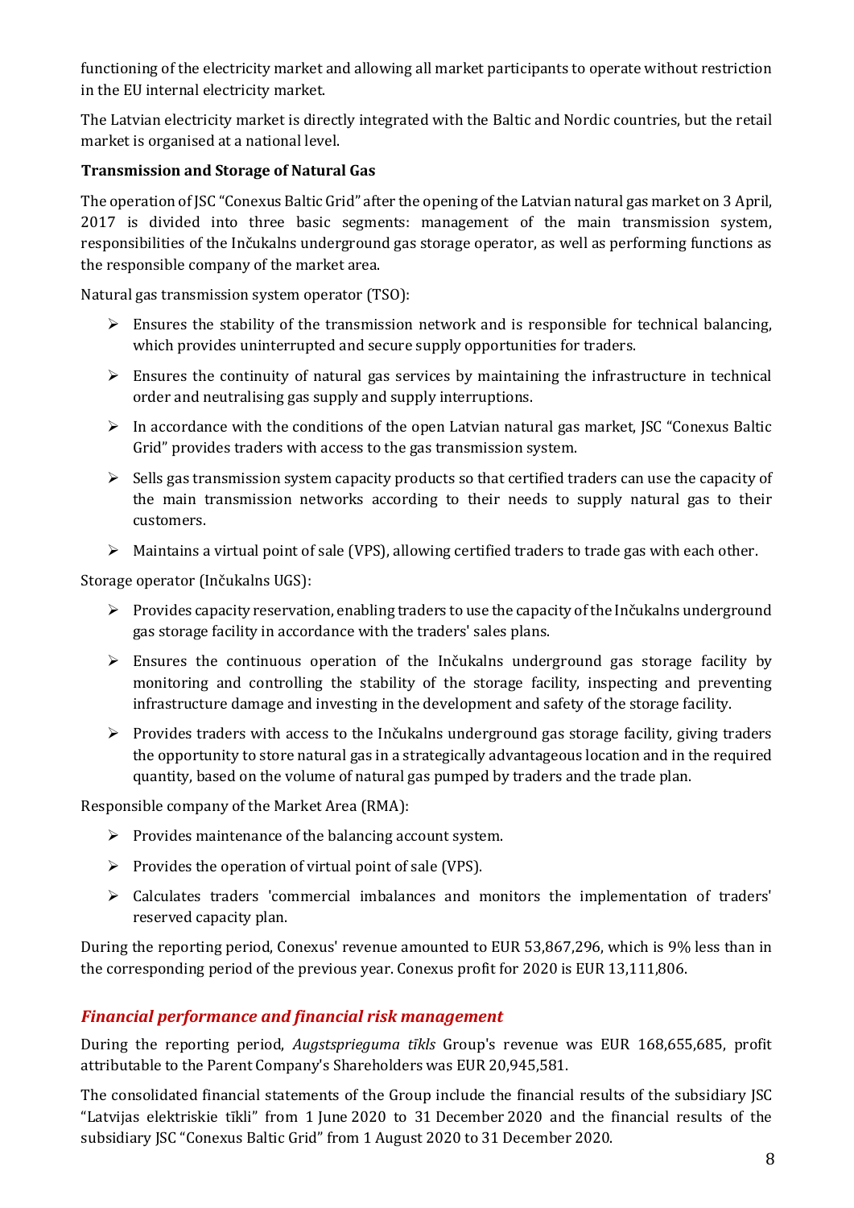functioning of the electricity market and allowing all market participants to operate without restriction in the EU internal electricity market.

The Latvian electricity market is directly integrated with the Baltic and Nordic countries, but the retail market is organised at a national level.

**Transmission and Storage of Natural Gas**

The operation of JSC "Conexus Baltic Grid" after the opening of the Latvian natural gas market on 3 April, 2017 is divided into three basic segments: management of the main transmission system, responsibilities of the Inčukalns underground gas storage operator, as well as performing functions as the responsible company of the market area.

Natural gas transmission system operator (TSO):

- Ensures the stability of the transmission network and is responsible for technical balancing, which provides uninterrupted and secure supply opportunities for traders.
- Ensures the continuity of natural gas services by maintaining the infrastructure in technical order and neutralising gas supply and supply interruptions.
- In accordance with the conditions of the open Latvian natural gas market, JSC "Conexus Baltic Grid" provides traders with access to the gas transmission system.
- Sells gas transmission system capacity products so that certified traders can use the capacity of the main transmission networks according to their needs to supply natural gas to their customers.
- Maintains a virtual point of sale (VPS), allowing certified traders to trade gas with each other.

Storage operator (Inčukalns UGS):

- Provides capacity reservation, enabling traders to use the capacity of the Inčukalns underground gas storage facility in accordance with the traders' sales plans.
- Ensures the continuous operation of the Inčukalns underground gas storage facility by monitoring and controlling the stability of the storage facility, inspecting and preventing infrastructure damage and investing in the development and safety of the storage facility.
- Provides traders with access to the Inčukalns underground gas storage facility, giving traders the opportunity to store natural gas in a strategically advantageous location and in the required quantity, based on the volume of natural gas pumped by traders and the trade plan.

Responsible company of the Market Area (RMA):

- Provides maintenance of the balancing account system.
- Provides the operation of virtual point of sale (VPS).
- Calculates traders 'commercial imbalances and monitors the implementation of traders' reserved capacity plan.

During the reporting period, Conexus' revenue amounted to EUR 53,867,296, which is 9% less than in the corresponding period of the previous year. Conexus profit for 2020 is EUR 13,111,806.

## *Financial performance and financial risk management*

During the reporting period, *Augstsprieguma tīkls* Group's revenue was EUR 168,655,685, profit attributable to the Parent Company's Shareholders was EUR 20,945,581.

The consolidated financial statements of the Group include the financial results of the subsidiary JSC "Latvijas elektriskie tīkli" from 1 June 2020 to 31 December 2020 and the financial results of the subsidiary JSC "Conexus Baltic Grid" from 1 August 2020 to 31 December 2020.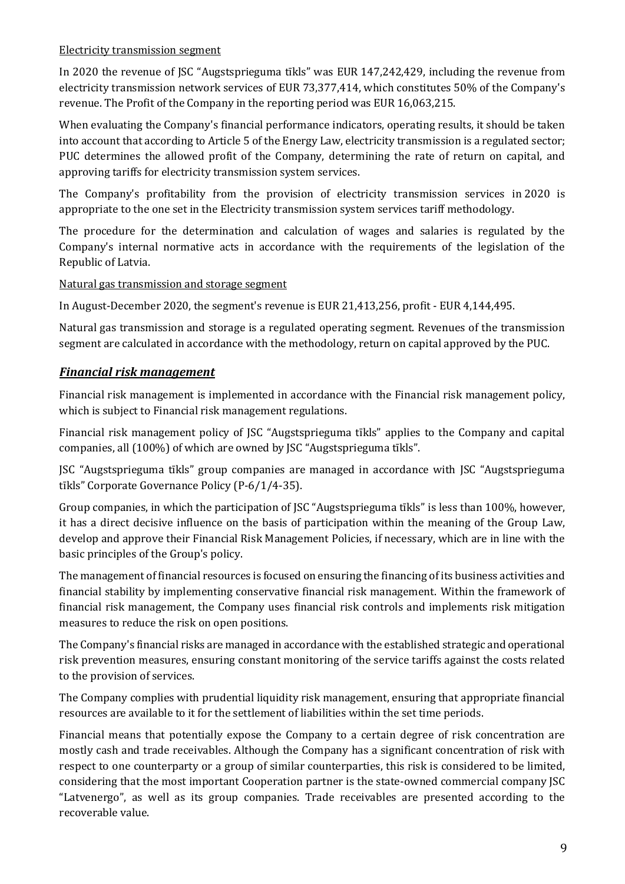Electricity transmission segment

In 2020 the revenue of JSC "Augstsprieguma tīkls" was EUR 147,242,429, including the revenue from electricity transmission network services of EUR 73,377,414, which constitutes 50% of the Company's revenue. The Profit of the Company in the reporting period was EUR 16,063,215.

When evaluating the Company's financial performance indicators, operating results, it should be taken into account that according to Article 5 of the Energy Law, electricity transmission is a regulated sector; PUC determines the allowed profit of the Company, determining the rate of return on capital, and approving tariffs for electricity transmission system services.

The Company's profitability from the provision of electricity transmission services in 2020 is appropriate to the one set in the Electricity transmission system services tariff methodology.

The procedure for the determination and calculation of wages and salaries is regulated by the Company's internal normative acts in accordance with the requirements of the legislation of the Republic of Latvia.

Natural gas transmission and storage segment

In August-December 2020, the segment's revenue is EUR 21,413,256, profit - EUR 4,144,495.

Natural gas transmission and storage is a regulated operating segment. Revenues of the transmission segment are calculated in accordance with the methodology, return on capital approved by the PUC.

## *Financial risk management*

Financial risk management is implemented in accordance with the Financial risk management policy, which is subject to Financial risk management regulations.

Financial risk management policy of JSC "Augstsprieguma tīkls" applies to the Company and capital companies, all (100%) of which are owned by JSC "Augstsprieguma tīkls".

JSC "Augstsprieguma tīkls" group companies are managed in accordance with JSC "Augstsprieguma tīkls" Corporate Governance Policy (P-6/1/4-35).

Group companies, in which the participation of JSC "Augstsprieguma tīkls" is less than 100%, however, it has a direct decisive influence on the basis of participation within the meaning of the Group Law, develop and approve their Financial Risk Management Policies, if necessary, which are in line with the basic principles of the Group's policy.

The management of financial resources is focused on ensuring the financing of its business activities and financial stability by implementing conservative financial risk management. Within the framework of financial risk management, the Company uses financial risk controls and implements risk mitigation measures to reduce the risk on open positions.

The Company's financial risks are managed in accordance with the established strategic and operational risk prevention measures, ensuring constant monitoring of the service tariffs against the costs related to the provision of services.

The Company complies with prudential liquidity risk management, ensuring that appropriate financial resources are available to it for the settlement of liabilities within the set time periods.

Financial means that potentially expose the Company to a certain degree of risk concentration are mostly cash and trade receivables. Although the Company has a significant concentration of risk with respect to one counterparty or a group of similar counterparties, this risk is considered to be limited, considering that the most important Cooperation partner is the state-owned commercial company JSC "Latvenergo", as well as its group companies. Trade receivables are presented according to the recoverable value.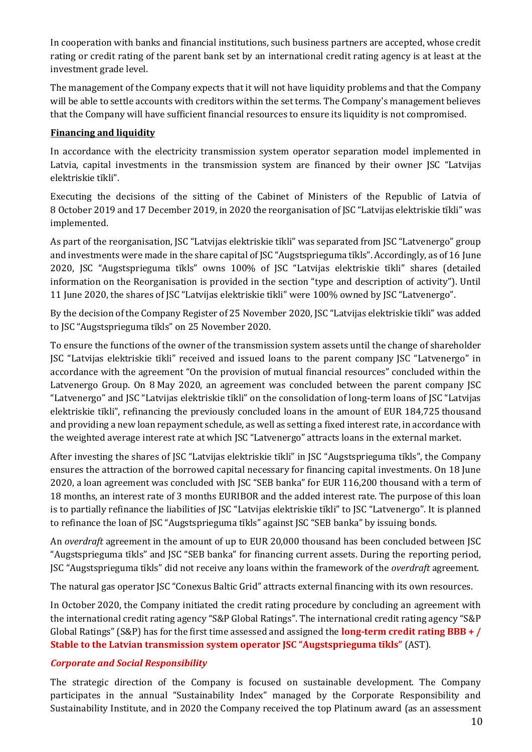In cooperation with banks and financial institutions, such business partners are accepted, whose credit rating or credit rating of the parent bank set by an international credit rating agency is at least at the investment grade level.

The management of the Company expects that it will not have liquidity problems and that the Company will be able to settle accounts with creditors within the set terms. The Company's management believes that the Company will have sufficient financial resources to ensure its liquidity is not compromised.

**Financing and liquidity**

In accordance with the electricity transmission system operator separation model implemented in Latvia, capital investments in the transmission system are financed by their owner JSC "Latvijas elektriskie tīkli".

Executing the decisions of the sitting of the Cabinet of Ministers of the Republic of Latvia of 8 October 2019 and 17 December 2019, in 2020 the reorganisation of JSC "Latvijas elektriskie tīkli" was implemented.

As part of the reorganisation, JSC "Latvijas elektriskie tīkli" was separated from JSC "Latvenergo" group and investments were made in the share capital of JSC "Augstsprieguma tīkls". Accordingly, as of 16 June 2020, JSC "Augstsprieguma tīkls" owns 100% of JSC "Latvijas elektriskie tīkli" shares (detailed information on the Reorganisation is provided in the section "type and description of activity"). Until 11 June 2020, the shares of JSC "Latvijas elektriskie tīkli" were 100% owned by JSC "Latvenergo".

By the decision of the Company Register of 25 November 2020, JSC "Latvijas elektriskie tīkli" was added to JSC "Augstsprieguma tīkls" on 25 November 2020.

To ensure the functions of the owner of the transmission system assets until the change of shareholder JSC "Latvijas elektriskie tīkli" received and issued loans to the parent company JSC "Latvenergo" in accordance with the agreement "On the provision of mutual financial resources" concluded within the Latvenergo Group. On 8 May 2020, an agreement was concluded between the parent company JSC "Latvenergo" and JSC "Latvijas elektriskie tīkli" on the consolidation of long-term loans of JSC "Latvijas elektriskie tīkli", refinancing the previously concluded loans in the amount of EUR 184,725 thousand and providing a new loan repayment schedule, as well as setting a fixed interest rate, in accordance with the weighted average interest rate at which JSC "Latvenergo" attracts loans in the external market.

After investing the shares of JSC "Latvijas elektriskie tīkli" in JSC "Augstsprieguma tīkls", the Company ensures the attraction of the borrowed capital necessary for financing capital investments. On 18 June 2020, a loan agreement was concluded with JSC "SEB banka" for EUR 116,200 thousand with a term of 18 months, an interest rate of 3 months EURIBOR and the added interest rate. The purpose of this loan is to partially refinance the liabilities of JSC "Latvijas elektriskie tīkli" to JSC "Latvenergo". It is planned to refinance the loan of JSC "Augstsprieguma tīkls" against JSC "SEB banka" by issuing bonds.

An *overdraft* agreement in the amount of up to EUR 20,000 thousand has been concluded between JSC "Augstsprieguma tīkls" and JSC "SEB banka" for financing current assets. During the reporting period, JSC "Augstsprieguma tīkls" did not receive any loans within the framework of the *overdraft* agreement.

The natural gas operator JSC "Conexus Baltic Grid" attracts external financing with its own resources.

In October 2020, the Company initiated the credit rating procedure by concluding an agreement with the international credit rating agency "S&P Global Ratings". The international credit rating agency "S&P Global Ratings" (S&P) has for the first time assessed and assigned the **long-term credit rating BBB + / Stable to the Latvian transmission system operator JSC "Augstsprieguma tīkls"** (AST).

***Corporate and Social Responsibility***

The strategic direction of the Company is focused on sustainable development. The Company participates in the annual "Sustainability Index" managed by the Corporate Responsibility and Sustainability Institute, and in 2020 the Company received the top Platinum award (as an assessment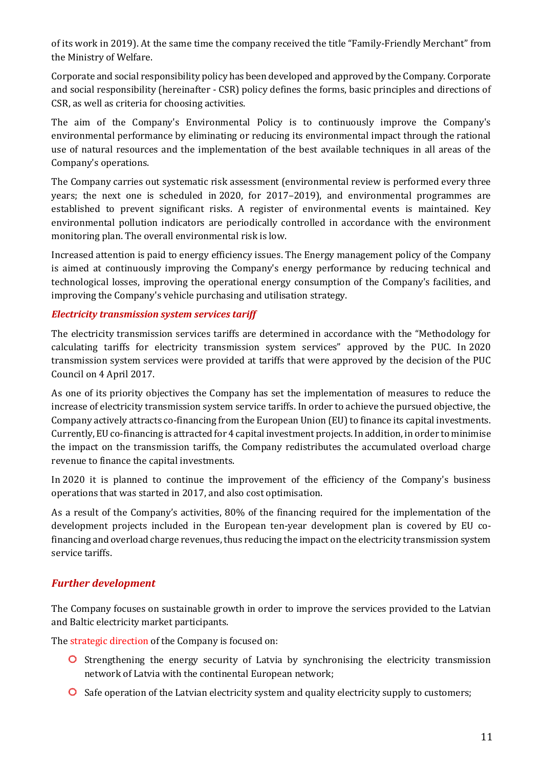of its work in 2019). At the same time the company received the title "Family-Friendly Merchant" from the Ministry of Welfare.

Corporate and social responsibility policy has been developed and approved by the Company. Corporate and social responsibility (hereinafter - CSR) policy defines the forms, basic principles and directions of CSR, as well as criteria for choosing activities.

The aim of the Company's Environmental Policy is to continuously improve the Company's environmental performance by eliminating or reducing its environmental impact through the rational use of natural resources and the implementation of the best available techniques in all areas of the Company's operations.

The Company carries out systematic risk assessment (environmental review is performed every three years; the next one is scheduled in 2020, for 2017–2019), and environmental programmes are established to prevent significant risks. A register of environmental events is maintained. Key environmental pollution indicators are periodically controlled in accordance with the environment monitoring plan. The overall environmental risk is low.

Increased attention is paid to energy efficiency issues. The Energy management policy of the Company is aimed at continuously improving the Company's energy performance by reducing technical and technological losses, improving the operational energy consumption of the Company's facilities, and improving the Company's vehicle purchasing and utilisation strategy.

### *Electricity transmission system services tariff*

The electricity transmission services tariffs are determined in accordance with the "Methodology for calculating tariffs for electricity transmission system services" approved by the PUC. In 2020 transmission system services were provided at tariffs that were approved by the decision of the PUC Council on 4 April 2017.

As one of its priority objectives the Company has set the implementation of measures to reduce the increase of electricity transmission system service tariffs. In order to achieve the pursued objective, the Company actively attracts co-financing from the European Union (EU) to finance its capital investments. Currently, EU co-financing is attracted for 4 capital investment projects. In addition, in order to minimise the impact on the transmission tariffs, the Company redistributes the accumulated overload charge revenue to finance the capital investments.

In 2020 it is planned to continue the improvement of the efficiency of the Company's business operations that was started in 2017, and also cost optimisation.

As a result of the Company's activities, 80% of the financing required for the implementation of the development projects included in the European ten-year development plan is covered by EU co-financing and overload charge revenues, thus reducing the impact on the electricity transmission system service tariffs.

## *Further development*

The Company focuses on sustainable growth in order to improve the services provided to the Latvian and Baltic electricity market participants.

The strategic direction of the Company is focused on:

- Strengthening the energy security of Latvia by synchronising the electricity transmission network of Latvia with the continental European network;
- Safe operation of the Latvian electricity system and quality electricity supply to customers;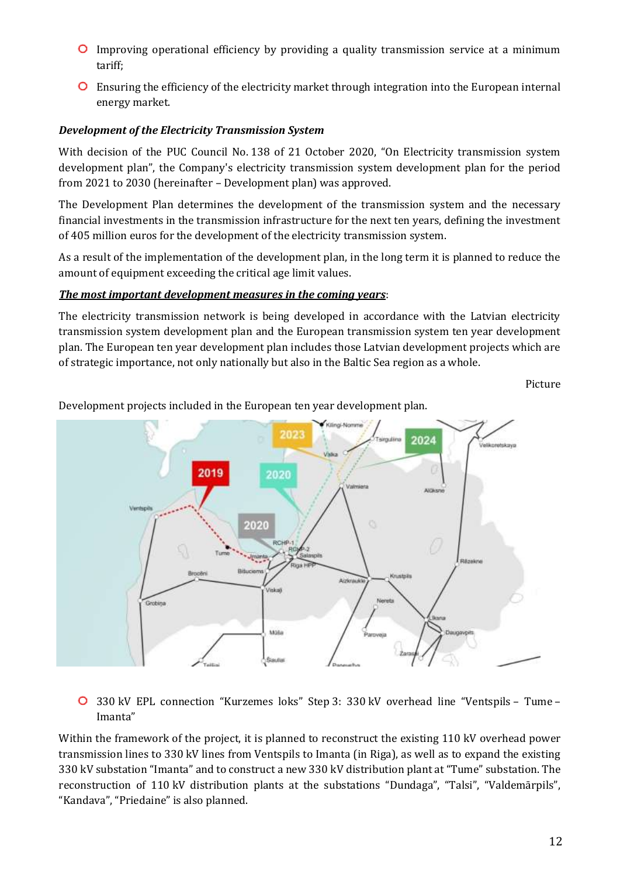- Improving operational efficiency by providing a quality transmission service at a minimum tariff;
- Ensuring the efficiency of the electricity market through integration into the European internal energy market.

***Development of the Electricity Transmission System***

With decision of the PUC Council No. 138 of 21 October 2020, "On Electricity transmission system development plan", the Company's electricity transmission system development plan for the period from 2021 to 2030 (hereinafter – Development plan) was approved.

The Development Plan determines the development of the transmission system and the necessary financial investments in the transmission infrastructure for the next ten years, defining the investment of 405 million euros for the development of the electricity transmission system.

As a result of the implementation of the development plan, in the long term it is planned to reduce the amount of equipment exceeding the critical age limit values.

***The most important development measures in the coming years***:

The electricity transmission network is being developed in accordance with the Latvian electricity transmission system development plan and the European transmission system ten year development plan. The European ten year development plan includes those Latvian development projects which are of strategic importance, not only nationally but also in the Baltic Sea region as a whole.

Picture

Development projects included in the European ten year development plan.

- 330 kV EPL connection "Kurzemes loks" Step 3: 330 kV overhead line "Ventspils – Tume – Imanta"

Within the framework of the project, it is planned to reconstruct the existing 110 kV overhead power transmission lines to 330 kV lines from Ventspils to Imanta (in Riga), as well as to expand the existing 330 kV substation "Imanta" and to construct a new 330 kV distribution plant at "Tume" substation. The reconstruction of 110 kV distribution plants at the substations "Dundaga", "Talsi", "Valdemārpils", "Kandava", "Priedaine" is also planned.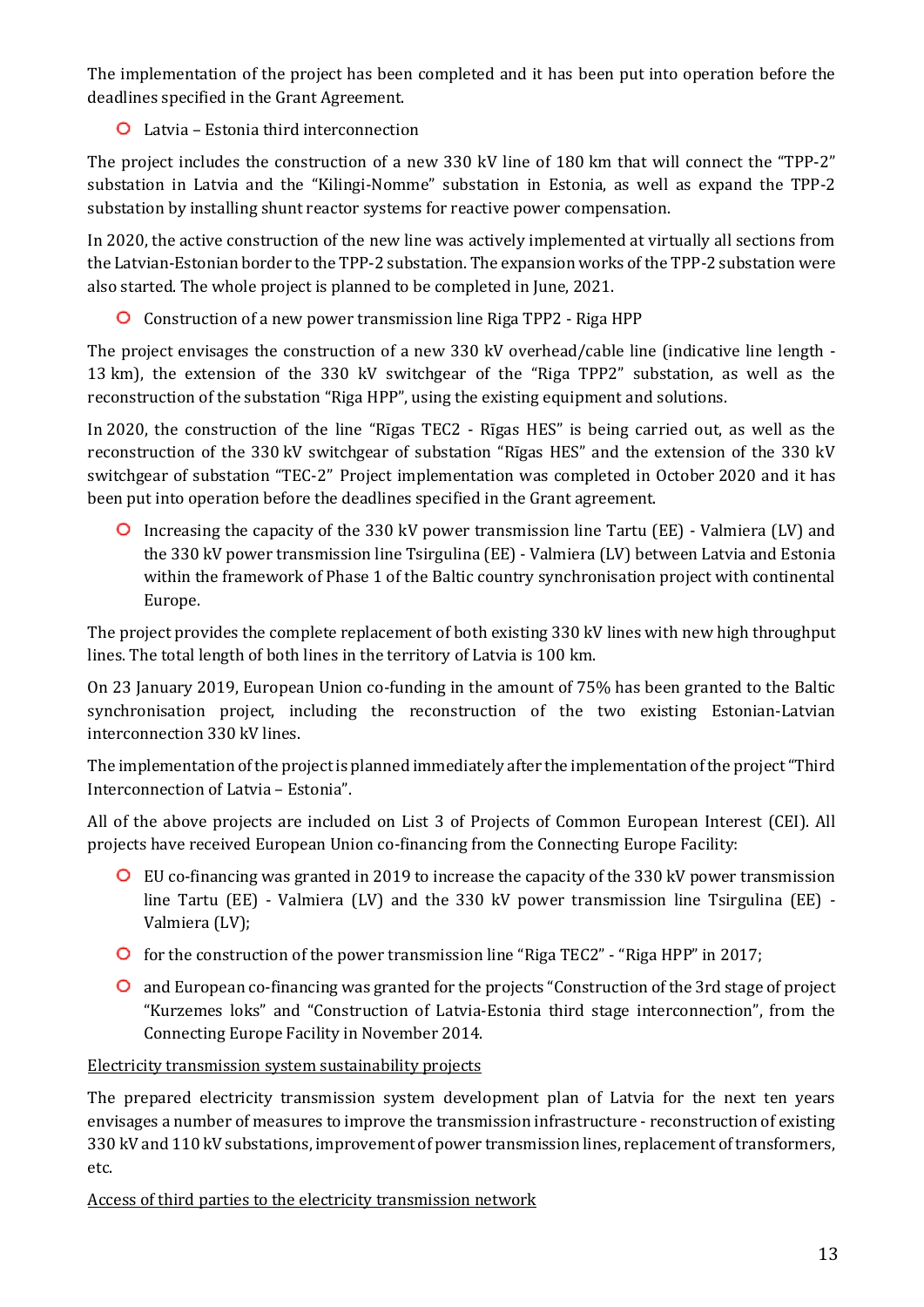The implementation of the project has been completed and it has been put into operation before the deadlines specified in the Grant Agreement.

- Latvia – Estonia third interconnection

The project includes the construction of a new 330 kV line of 180 km that will connect the "TPP-2" substation in Latvia and the "Kilingi-Nomme" substation in Estonia, as well as expand the TPP-2 substation by installing shunt reactor systems for reactive power compensation.

In 2020, the active construction of the new line was actively implemented at virtually all sections from the Latvian-Estonian border to the TPP-2 substation. The expansion works of the TPP-2 substation were also started. The whole project is planned to be completed in June, 2021.

- Construction of a new power transmission line Riga TPP2 - Riga HPP

The project envisages the construction of a new 330 kV overhead/cable line (indicative line length - 13 km), the extension of the 330 kV switchgear of the "Riga TPP2" substation, as well as the reconstruction of the substation "Riga HPP", using the existing equipment and solutions.

In 2020, the construction of the line "Rīgas TEC2 - Rīgas HES" is being carried out, as well as the reconstruction of the 330 kV switchgear of substation "Rīgas HES" and the extension of the 330 kV switchgear of substation "TEC-2" Project implementation was completed in October 2020 and it has been put into operation before the deadlines specified in the Grant agreement.

- Increasing the capacity of the 330 kV power transmission line Tartu (EE) - Valmiera (LV) and the 330 kV power transmission line Tsirgulina (EE) - Valmiera (LV) between Latvia and Estonia within the framework of Phase 1 of the Baltic country synchronisation project with continental Europe.

The project provides the complete replacement of both existing 330 kV lines with new high throughput lines. The total length of both lines in the territory of Latvia is 100 km.

On 23 January 2019, European Union co-funding in the amount of 75% has been granted to the Baltic synchronisation project, including the reconstruction of the two existing Estonian-Latvian interconnection 330 kV lines.

The implementation of the project is planned immediately after the implementation of the project "Third Interconnection of Latvia – Estonia".

All of the above projects are included on List 3 of Projects of Common European Interest (CEI). All projects have received European Union co-financing from the Connecting Europe Facility:

- EU co-financing was granted in 2019 to increase the capacity of the 330 kV power transmission line Tartu (EE) - Valmiera (LV) and the 330 kV power transmission line Tsirgulina (EE) - Valmiera (LV);
- for the construction of the power transmission line "Riga TEC2" - "Riga HPP" in 2017;
- and European co-financing was granted for the projects "Construction of the 3rd stage of project "Kurzemes loks" and "Construction of Latvia-Estonia third stage interconnection", from the Connecting Europe Facility in November 2014.

<u>Electricity transmission system sustainability projects</u>

The prepared electricity transmission system development plan of Latvia for the next ten years envisages a number of measures to improve the transmission infrastructure - reconstruction of existing 330 kV and 110 kV substations, improvement of power transmission lines, replacement of transformers, etc.

<u>Access of third parties to the electricity transmission network</u>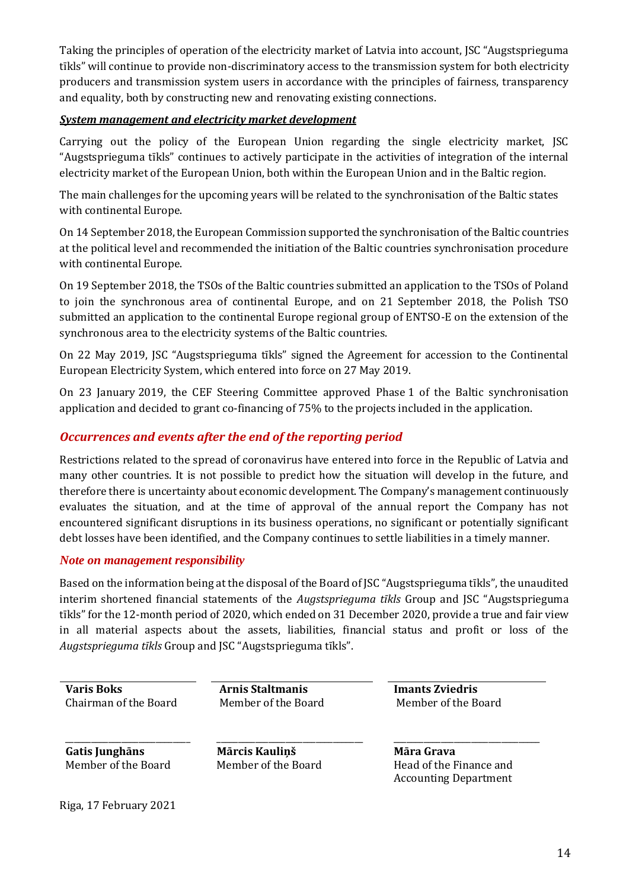Taking the principles of operation of the electricity market of Latvia into account, JSC "Augstsprieguma tīkls" will continue to provide non-discriminatory access to the transmission system for both electricity producers and transmission system users in accordance with the principles of fairness, transparency and equality, both by constructing new and renovating existing connections.

***System management and electricity market development***

Carrying out the policy of the European Union regarding the single electricity market, JSC "Augstsprieguma tīkls" continues to actively participate in the activities of integration of the internal electricity market of the European Union, both within the European Union and in the Baltic region.

The main challenges for the upcoming years will be related to the synchronisation of the Baltic states with continental Europe.

On 14 September 2018, the European Commission supported the synchronisation of the Baltic countries at the political level and recommended the initiation of the Baltic countries synchronisation procedure with continental Europe.

On 19 September 2018, the TSOs of the Baltic countries submitted an application to the TSOs of Poland to join the synchronous area of continental Europe, and on 21 September 2018, the Polish TSO submitted an application to the continental Europe regional group of ENTSO-E on the extension of the synchronous area to the electricity systems of the Baltic countries.

On 22 May 2019, JSC "Augstsprieguma tīkls" signed the Agreement for accession to the Continental European Electricity System, which entered into force on 27 May 2019.

On 23 January 2019, the CEF Steering Committee approved Phase 1 of the Baltic synchronisation application and decided to grant co-financing of 75% to the projects included in the application.

## *Occurrences and events after the end of the reporting period*

Restrictions related to the spread of coronavirus have entered into force in the Republic of Latvia and many other countries. It is not possible to predict how the situation will develop in the future, and therefore there is uncertainty about economic development. The Company's management continuously evaluates the situation, and at the time of approval of the annual report the Company has not encountered significant disruptions in its business operations, no significant or potentially significant debt losses have been identified, and the Company continues to settle liabilities in a timely manner.

### *Note on management responsibility*

Based on the information being at the disposal of the Board of JSC "Augstsprieguma tīkls", the unaudited interim shortened financial statements of the *Augstsprieguma tīkls* Group and JSC "Augstsprieguma tīkls" for the 12-month period of 2020, which ended on 31 December 2020, provide a true and fair view in all material aspects about the assets, liabilities, financial status and profit or loss of the *Augstsprieguma tīkls* Group and JSC "Augstsprieguma tīkls".

| | | |
|---|---|---|
| **Varis Boks**<br>Chairman of the Board | **Arnis Staltmanis**<br>Member of the Board | **Imants Zviedris**<br>Member of the Board |
| **Gatis Junghāns**<br>Member of the Board | **Mārcis Kauliņš**<br>Member of the Board | **Māra Grava**<br>Head of the Finance and Accounting Department |

Riga, 17 February 2021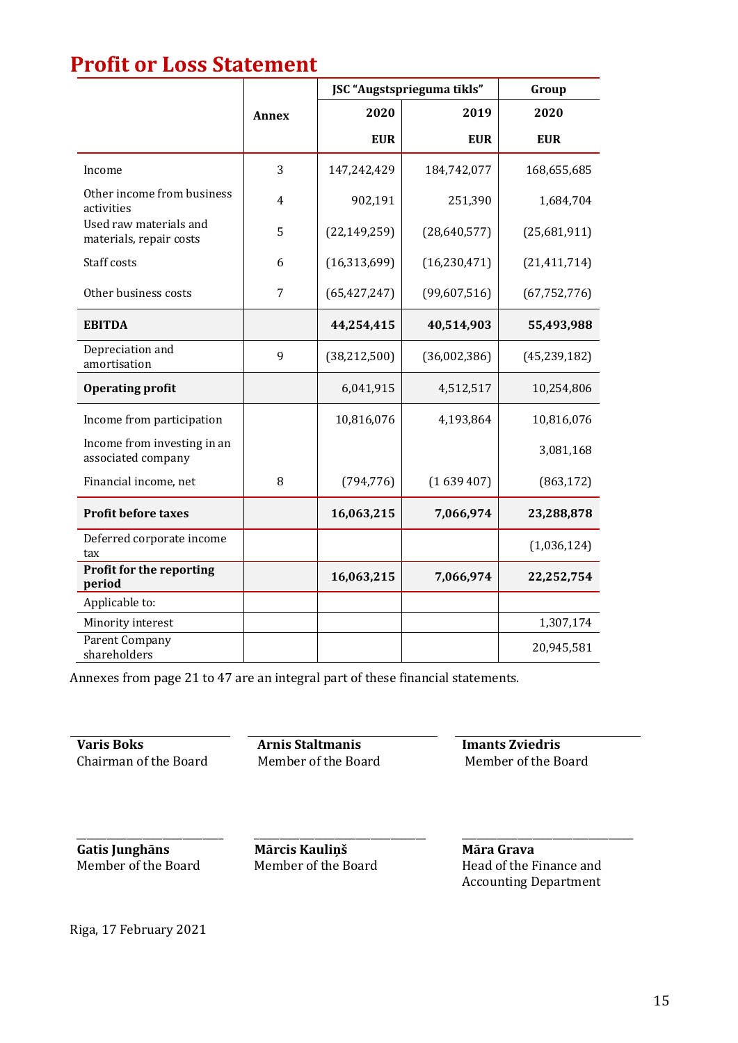# Profit or Loss Statement

| | Annex | JSC "Augstsprieguma tīkls" | | Group |
|---|---|---|---|---|
| | | 2020 | 2019 | 2020 |
| | | EUR | EUR | EUR |
| Income | 3 | 147,242,429 | 184,742,077 | 168,655,685 |
| Other income from business activities | 4 | 902,191 | 251,390 | 1,684,704 |
| Used raw materials and materials, repair costs | 5 | (22,149,259) | (28,640,577) | (25,681,911) |
| Staff costs | 6 | (16,313,699) | (16,230,471) | (21,411,714) |
| Other business costs | 7 | (65,427,247) | (99,607,516) | (67,752,776) |
| **EBITDA** | | **44,254,415** | **40,514,903** | **55,493,988** |
| Depreciation and amortisation | 9 | (38,212,500) | (36,002,386) | (45,239,182) |
| **Operating profit** | | 6,041,915 | 4,512,517 | 10,254,806 |
| Income from participation | | 10,816,076 | 4,193,864 | 10,816,076 |
| Income from investing in an associated company | | | | 3,081,168 |
| Financial income, net | 8 | (794,776) | (1 639 407) | (863,172) |
| **Profit before taxes** | | **16,063,215** | **7,066,974** | **23,288,878** |
| Deferred corporate income tax | | | | (1,036,124) |
| **Profit for the reporting period** | | **16,063,215** | **7,066,974** | **22,252,754** |
| Applicable to: | | | | |
| Minority interest | | | | 1,307,174 |
| Parent Company shareholders | | | | 20,945,581 |

Annexes from page 21 to 47 are an integral part of these financial statements.

**Varis Boks**
Chairman of the Board

**Arnis Staltmanis**
Member of the Board

**Imants Zviedris**
Member of the Board

**Gatis Junghāns**
Member of the Board

**Mārcis Kauliņš**
Member of the Board

**Māra Grava**
Head of the Finance and Accounting Department

Riga, 17 February 2021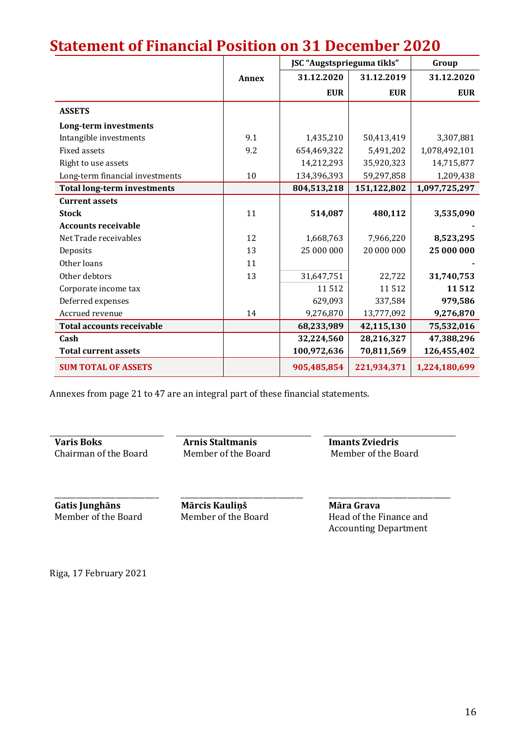# Statement of Financial Position on 31 December 2020

| | Annex | JSC "Augstsprieguma tīkls" | | Group |
|---|---|---|---|---|
| | | 31.12.2020 | 31.12.2019 | 31.12.2020 |
| | | EUR | EUR | EUR |
| **ASSETS** | | | | |
| **Long-term investments** | | | | |
| Intangible investments | 9.1 | 1,435,210 | 50,413,419 | 3,307,881 |
| Fixed assets | 9.2 | 654,469,322 | 5,491,202 | 1,078,492,101 |
| Right to use assets | | 14,212,293 | 35,920,323 | 14,715,877 |
| Long-term financial investments | 10 | 134,396,393 | 59,297,858 | 1,209,438 |
| **Total long-term investments** | | **804,513,218** | **151,122,802** | **1,097,725,297** |
| **Current assets** | | | | |
| **Stock** | 11 | **514,087** | **480,112** | **3,535,090** |
| **Accounts receivable** | | | | **-** |
| Net Trade receivables | 12 | 1,668,763 | 7,966,220 | **8,523,295** |
| Deposits | 13 | 25 000 000 | 20 000 000 | **25 000 000** |
| Other loans | 11 | | | **-** |
| Other debtors | 13 | 31,647,751 | 22,722 | **31,740,753** |
| Corporate income tax | | 11 512 | 11 512 | **11 512** |
| Deferred expenses | | 629,093 | 337,584 | **979,586** |
| Accrued revenue | 14 | 9,276,870 | 13,777,092 | **9,276,870** |
| **Total accounts receivable** | | **68,233,989** | **42,115,130** | **75,532,016** |
| **Cash** | | **32,224,560** | **28,216,327** | **47,388,296** |
| **Total current assets** | | **100,972,636** | **70,811,569** | **126,455,402** |
| **SUM TOTAL OF ASSETS** | | **905,485,854** | **221,934,371** | **1,224,180,699** |

Annexes from page 21 to 47 are an integral part of these financial statements.

**Varis Boks**
Chairman of the Board

**Arnis Staltmanis**
Member of the Board

**Imants Zviedris**
Member of the Board

**Gatis Junghāns**
Member of the Board

**Mārcis Kauliņš**
Member of the Board

**Māra Grava**
Head of the Finance and Accounting Department

Riga, 17 February 2021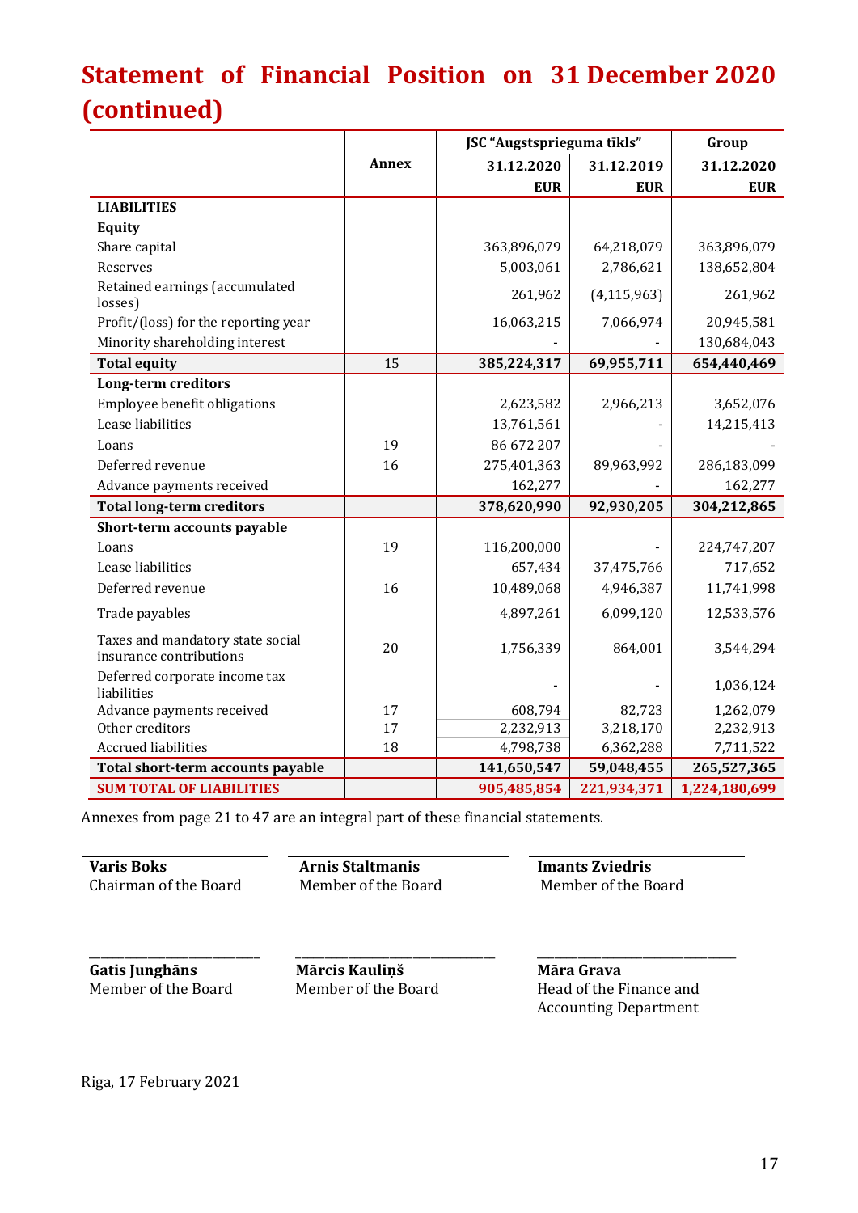# Statement of Financial Position on 31 December 2020 (continued)

| | Annex | JSC "Augstsprieguma tīkls" | | Group |
|---|---|---|---|---|
| | | 31.12.2020 | 31.12.2019 | 31.12.2020 |
| | | EUR | EUR | EUR |
| **LIABILITIES** | | | | |
| **Equity** | | | | |
| Share capital | | 363,896,079 | 64,218,079 | 363,896,079 |
| Reserves | | 5,003,061 | 2,786,621 | 138,652,804 |
| Retained earnings (accumulated losses) | | 261,962 | (4,115,963) | 261,962 |
| Profit/(loss) for the reporting year | | 16,063,215 | 7,066,974 | 20,945,581 |
| Minority shareholding interest | | - | - | 130,684,043 |
| **Total equity** | 15 | **385,224,317** | **69,955,711** | **654,440,469** |
| **Long-term creditors** | | | | |
| Employee benefit obligations | | 2,623,582 | 2,966,213 | 3,652,076 |
| Lease liabilities | | 13,761,561 | - | 14,215,413 |
| Loans | 19 | 86 672 207 | - | - |
| Deferred revenue | 16 | 275,401,363 | 89,963,992 | 286,183,099 |
| Advance payments received | | 162,277 | - | 162,277 |
| **Total long-term creditors** | | **378,620,990** | **92,930,205** | **304,212,865** |
| **Short-term accounts payable** | | | | |
| Loans | 19 | 116,200,000 | - | 224,747,207 |
| Lease liabilities | | 657,434 | 37,475,766 | 717,652 |
| Deferred revenue | 16 | 10,489,068 | 4,946,387 | 11,741,998 |
| Trade payables | | 4,897,261 | 6,099,120 | 12,533,576 |
| Taxes and mandatory state social insurance contributions | 20 | 1,756,339 | 864,001 | 3,544,294 |
| Deferred corporate income tax liabilities | | - | - | 1,036,124 |
| Advance payments received | 17 | 608,794 | 82,723 | 1,262,079 |
| Other creditors | 17 | 2,232,913 | 3,218,170 | 2,232,913 |
| Accrued liabilities | 18 | 4,798,738 | 6,362,288 | 7,711,522 |
| **Total short-term accounts payable** | | **141,650,547** | **59,048,455** | **265,527,365** |
| **SUM TOTAL OF LIABILITIES** | | **905,485,854** | **221,934,371** | **1,224,180,699** |

Annexes from page 21 to 47 are an integral part of these financial statements.

**Varis Boks**
Chairman of the Board

**Arnis Staltmanis**
Member of the Board

**Imants Zviedris**
Member of the Board

**Gatis Junghāns**
Member of the Board

**Mārcis Kauliņš**
Member of the Board

**Māra Grava**
Head of the Finance and Accounting Department

Riga, 17 February 2021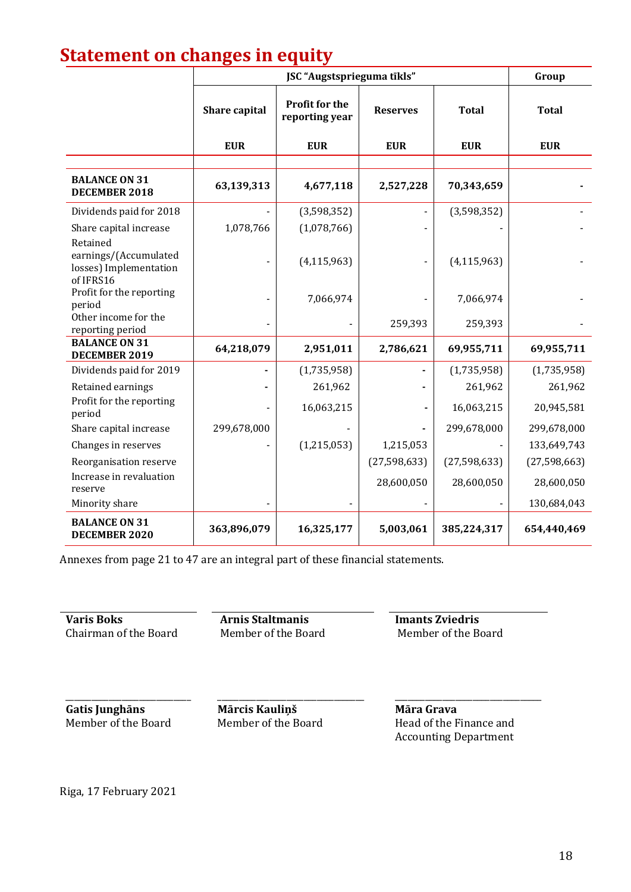# Statement on changes in equity

| | JSC "Augstsprieguma tīkls" | | | | Group |
|---|---|---|---|---|---|
| | Share capital | Profit for the reporting year | Reserves | Total | Total |
| | EUR | EUR | EUR | EUR | EUR |
| **BALANCE ON 31 DECEMBER 2018** | **63,139,313** | **4,677,118** | **2,527,228** | **70,343,659** | **-** |
| Dividends paid for 2018 | - | (3,598,352) | - | (3,598,352) | - |
| Share capital increase | 1,078,766 | (1,078,766) | - | - | - |
| Retained earnings/(Accumulated losses) Implementation of IFRS16 | - | (4,115,963) | - | (4,115,963) | - |
| Profit for the reporting period | - | 7,066,974 | - | 7,066,974 | - |
| Other income for the reporting period | - | - | 259,393 | 259,393 | - |
| **BALANCE ON 31 DECEMBER 2019** | **64,218,079** | **2,951,011** | **2,786,621** | **69,955,711** | **69,955,711** |
| Dividends paid for 2019 | - | (1,735,958) | - | (1,735,958) | (1,735,958) |
| Retained earnings | - | 261,962 | - | 261,962 | 261,962 |
| Profit for the reporting period | - | 16,063,215 | - | 16,063,215 | 20,945,581 |
| Share capital increase | 299,678,000 | - | - | 299,678,000 | 299,678,000 |
| Changes in reserves | - | (1,215,053) | 1,215,053 | - | 133,649,743 |
| Reorganisation reserve | | | (27,598,633) | (27,598,633) | (27,598,663) |
| Increase in revaluation reserve | | | 28,600,050 | 28,600,050 | 28,600,050 |
| Minority share | - | - | - | - | 130,684,043 |
| **BALANCE ON 31 DECEMBER 2020** | **363,896,079** | **16,325,177** | **5,003,061** | **385,224,317** | **654,440,469** |

Annexes from page 21 to 47 are an integral part of these financial statements.

**Varis Boks**
Chairman of the Board

**Arnis Staltmanis**
Member of the Board

**Imants Zviedris**
Member of the Board

**Gatis Junghāns**
Member of the Board

**Mārcis Kauliņš**
Member of the Board

**Māra Grava**
Head of the Finance and Accounting Department

Riga, 17 February 2021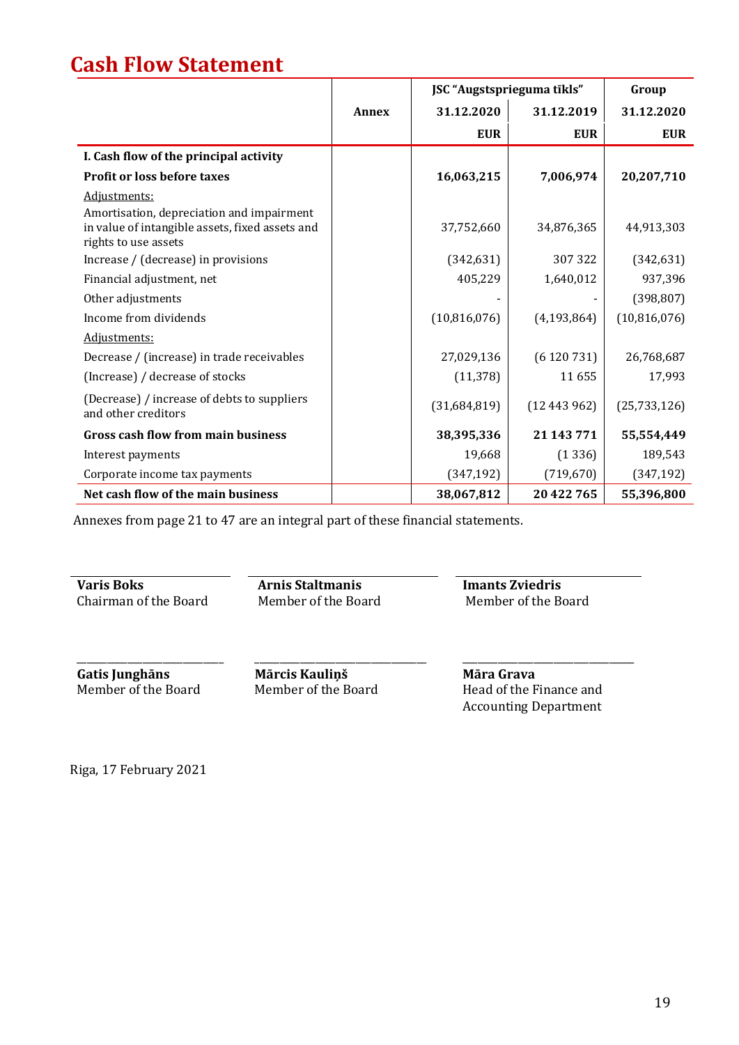# Cash Flow Statement

| | Annex | JSC "Augstsprieguma tīkls" | | Group |
|---|---|---|---|---|
| | | 31.12.2020 | 31.12.2019 | 31.12.2020 |
| | | EUR | EUR | EUR |
| **I. Cash flow of the principal activity** | | | | |
| **Profit or loss before taxes** | | **16,063,215** | **7,006,974** | **20,207,710** |
| Adjustments: | | | | |
| Amortisation, depreciation and impairment in value of intangible assets, fixed assets and rights to use assets | | 37,752,660 | 34,876,365 | 44,913,303 |
| Increase / (decrease) in provisions | | (342,631) | 307 322 | (342,631) |
| Financial adjustment, net | | 405,229 | 1,640,012 | 937,396 |
| Other adjustments | | - | - | (398,807) |
| Income from dividends | | (10,816,076) | (4,193,864) | (10,816,076) |
| Adjustments: | | | | |
| Decrease / (increase) in trade receivables | | 27,029,136 | (6 120 731) | 26,768,687 |
| (Increase) / decrease of stocks | | (11,378) | 11 655 | 17,993 |
| (Decrease) / increase of debts to suppliers and other creditors | | (31,684,819) | (12 443 962) | (25,733,126) |
| **Gross cash flow from main business** | | **38,395,336** | **21 143 771** | **55,554,449** |
| Interest payments | | 19,668 | (1 336) | 189,543 |
| Corporate income tax payments | | (347,192) | (719,670) | (347,192) |
| **Net cash flow of the main business** | | **38,067,812** | **20 422 765** | **55,396,800** |

Annexes from page 21 to 47 are an integral part of these financial statements.

**Varis Boks**
Chairman of the Board

**Arnis Staltmanis**
Member of the Board

**Imants Zviedris**
Member of the Board

**Gatis Junghāns**
Member of the Board

**Mārcis Kauliņš**
Member of the Board

**Māra Grava**
Head of the Finance and Accounting Department

Riga, 17 February 2021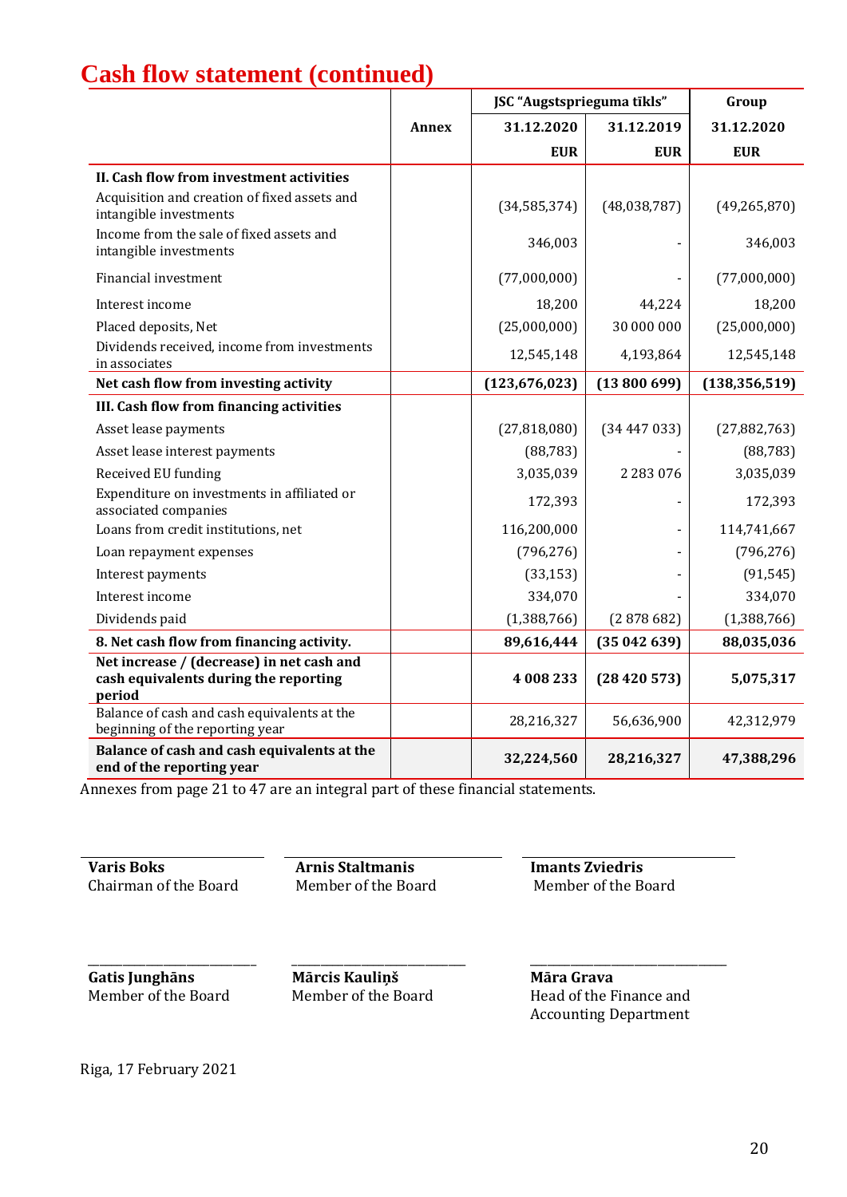# Cash flow statement (continued)

| | Annex | JSC "Augstsprieguma tīkls" | | Group |
|---|---|---|---|---|
| | | 31.12.2020 | 31.12.2019 | 31.12.2020 |
| | | EUR | EUR | EUR |
| **II. Cash flow from investment activities** | | | | |
| Acquisition and creation of fixed assets and intangible investments | | (34,585,374) | (48,038,787) | (49,265,870) |
| Income from the sale of fixed assets and intangible investments | | 346,003 | - | 346,003 |
| Financial investment | | (77,000,000) | - | (77,000,000) |
| Interest income | | 18,200 | 44,224 | 18,200 |
| Placed deposits, Net | | (25,000,000) | 30 000 000 | (25,000,000) |
| Dividends received, income from investments in associates | | 12,545,148 | 4,193,864 | 12,545,148 |
| **Net cash flow from investing activity** | | **(123,676,023)** | **(13 800 699)** | **(138,356,519)** |
| **III. Cash flow from financing activities** | | | | |
| Asset lease payments | | (27,818,080) | (34 447 033) | (27,882,763) |
| Asset lease interest payments | | (88,783) | - | (88,783) |
| Received EU funding | | 3,035,039 | 2 283 076 | 3,035,039 |
| Expenditure on investments in affiliated or associated companies | | 172,393 | - | 172,393 |
| Loans from credit institutions, net | | 116,200,000 | - | 114,741,667 |
| Loan repayment expenses | | (796,276) | - | (796,276) |
| Interest payments | | (33,153) | - | (91,545) |
| Interest income | | 334,070 | - | 334,070 |
| Dividends paid | | (1,388,766) | (2 878 682) | (1,388,766) |
| **8. Net cash flow from financing activity.** | | **89,616,444** | **(35 042 639)** | **88,035,036** |
| **Net increase / (decrease) in net cash and cash equivalents during the reporting period** | | **4 008 233** | **(28 420 573)** | **5,075,317** |
| Balance of cash and cash equivalents at the beginning of the reporting year | | 28,216,327 | 56,636,900 | 42,312,979 |
| **Balance of cash and cash equivalents at the end of the reporting year** | | **32,224,560** | **28,216,327** | **47,388,296** |

Annexes from page 21 to 47 are an integral part of these financial statements.

**Varis Boks**
Chairman of the Board

**Arnis Staltmanis**
Member of the Board

**Imants Zviedris**
Member of the Board

**Gatis Junghāns**
Member of the Board

**Mārcis Kauliņš**
Member of the Board

**Māra Grava**
Head of the Finance and Accounting Department

Riga, 17 February 2021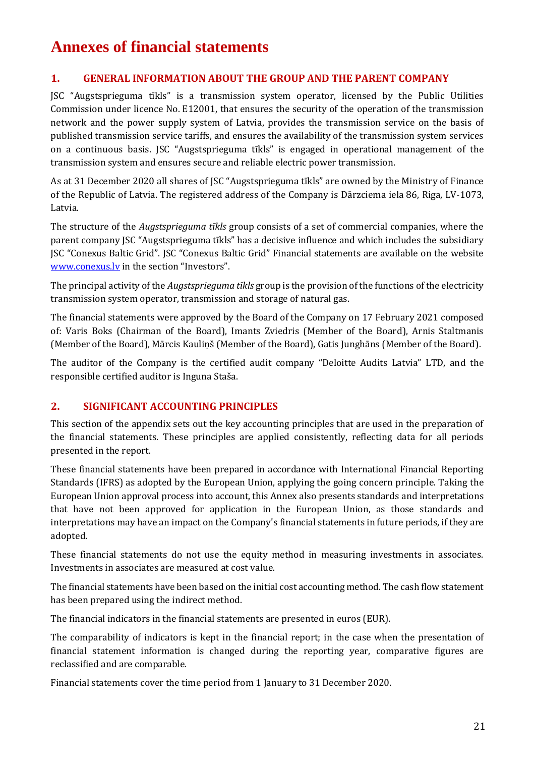# Annexes of financial statements

## 1. GENERAL INFORMATION ABOUT THE GROUP AND THE PARENT COMPANY

JSC "Augstsprieguma tīkls" is a transmission system operator, licensed by the Public Utilities Commission under licence No. E12001, that ensures the security of the operation of the transmission network and the power supply system of Latvia, provides the transmission service on the basis of published transmission service tariffs, and ensures the availability of the transmission system services on a continuous basis. JSC "Augstsprieguma tīkls" is engaged in operational management of the transmission system and ensures secure and reliable electric power transmission.

As at 31 December 2020 all shares of JSC "Augstsprieguma tīkls" are owned by the Ministry of Finance of the Republic of Latvia. The registered address of the Company is Dārzciema iela 86, Riga, LV-1073, Latvia.

The structure of the *Augstsprieguma tīkls* group consists of a set of commercial companies, where the parent company JSC "Augstsprieguma tīkls" has a decisive influence and which includes the subsidiary JSC "Conexus Baltic Grid". JSC "Conexus Baltic Grid" Financial statements are available on the website www.conexus.lv in the section "Investors".

The principal activity of the *Augstsprieguma tīkls* group is the provision of the functions of the electricity transmission system operator, transmission and storage of natural gas.

The financial statements were approved by the Board of the Company on 17 February 2021 composed of: Varis Boks (Chairman of the Board), Imants Zviedris (Member of the Board), Arnis Staltmanis (Member of the Board), Mārcis Kauliņš (Member of the Board), Gatis Junghāns (Member of the Board).

The auditor of the Company is the certified audit company "Deloitte Audits Latvia" LTD, and the responsible certified auditor is Inguna Staša.

## 2. SIGNIFICANT ACCOUNTING PRINCIPLES

This section of the appendix sets out the key accounting principles that are used in the preparation of the financial statements. These principles are applied consistently, reflecting data for all periods presented in the report.

These financial statements have been prepared in accordance with International Financial Reporting Standards (IFRS) as adopted by the European Union, applying the going concern principle. Taking the European Union approval process into account, this Annex also presents standards and interpretations that have not been approved for application in the European Union, as those standards and interpretations may have an impact on the Company's financial statements in future periods, if they are adopted.

These financial statements do not use the equity method in measuring investments in associates. Investments in associates are measured at cost value.

The financial statements have been based on the initial cost accounting method. The cash flow statement has been prepared using the indirect method.

The financial indicators in the financial statements are presented in euros (EUR).

The comparability of indicators is kept in the financial report; in the case when the presentation of financial statement information is changed during the reporting year, comparative figures are reclassified and are comparable.

Financial statements cover the time period from 1 January to 31 December 2020.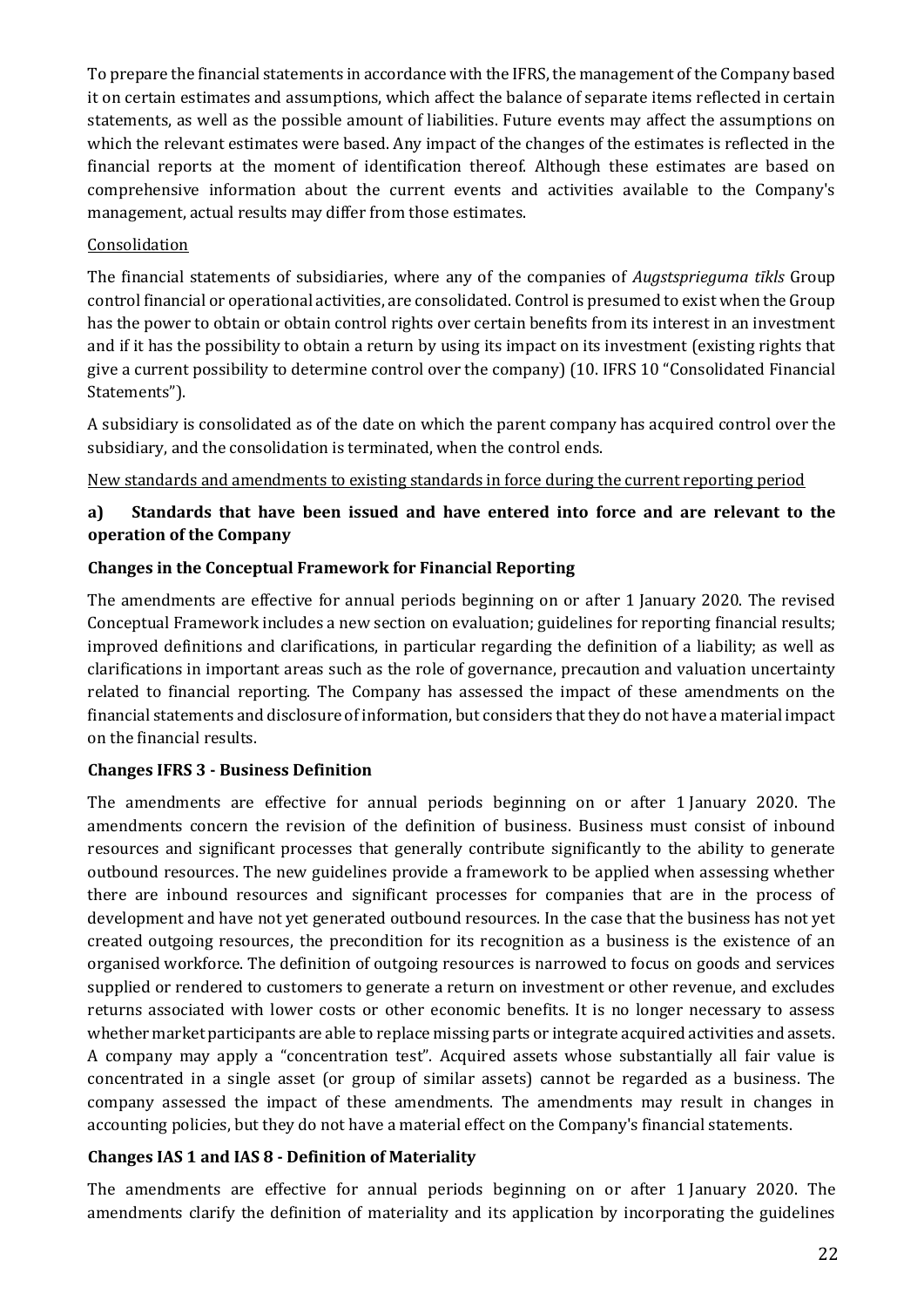To prepare the financial statements in accordance with the IFRS, the management of the Company based it on certain estimates and assumptions, which affect the balance of separate items reflected in certain statements, as well as the possible amount of liabilities. Future events may affect the assumptions on which the relevant estimates were based. Any impact of the changes of the estimates is reflected in the financial reports at the moment of identification thereof. Although these estimates are based on comprehensive information about the current events and activities available to the Company's management, actual results may differ from those estimates.

Consolidation

The financial statements of subsidiaries, where any of the companies of *Augstsprieguma tīkls* Group control financial or operational activities, are consolidated. Control is presumed to exist when the Group has the power to obtain or obtain control rights over certain benefits from its interest in an investment and if it has the possibility to obtain a return by using its impact on its investment (existing rights that give a current possibility to determine control over the company) (10. IFRS 10 "Consolidated Financial Statements").

A subsidiary is consolidated as of the date on which the parent company has acquired control over the subsidiary, and the consolidation is terminated, when the control ends.

New standards and amendments to existing standards in force during the current reporting period

**a) Standards that have been issued and have entered into force and are relevant to the operation of the Company**

**Changes in the Conceptual Framework for Financial Reporting**

The amendments are effective for annual periods beginning on or after 1 January 2020. The revised Conceptual Framework includes a new section on evaluation; guidelines for reporting financial results; improved definitions and clarifications, in particular regarding the definition of a liability; as well as clarifications in important areas such as the role of governance, precaution and valuation uncertainty related to financial reporting. The Company has assessed the impact of these amendments on the financial statements and disclosure of information, but considers that they do not have a material impact on the financial results.

**Changes IFRS 3 - Business Definition**

The amendments are effective for annual periods beginning on or after 1 January 2020. The amendments concern the revision of the definition of business. Business must consist of inbound resources and significant processes that generally contribute significantly to the ability to generate outbound resources. The new guidelines provide a framework to be applied when assessing whether there are inbound resources and significant processes for companies that are in the process of development and have not yet generated outbound resources. In the case that the business has not yet created outgoing resources, the precondition for its recognition as a business is the existence of an organised workforce. The definition of outgoing resources is narrowed to focus on goods and services supplied or rendered to customers to generate a return on investment or other revenue, and excludes returns associated with lower costs or other economic benefits. It is no longer necessary to assess whether market participants are able to replace missing parts or integrate acquired activities and assets. A company may apply a "concentration test". Acquired assets whose substantially all fair value is concentrated in a single asset (or group of similar assets) cannot be regarded as a business. The company assessed the impact of these amendments. The amendments may result in changes in accounting policies, but they do not have a material effect on the Company's financial statements.

**Changes IAS 1 and IAS 8 - Definition of Materiality**

The amendments are effective for annual periods beginning on or after 1 January 2020. The amendments clarify the definition of materiality and its application by incorporating the guidelines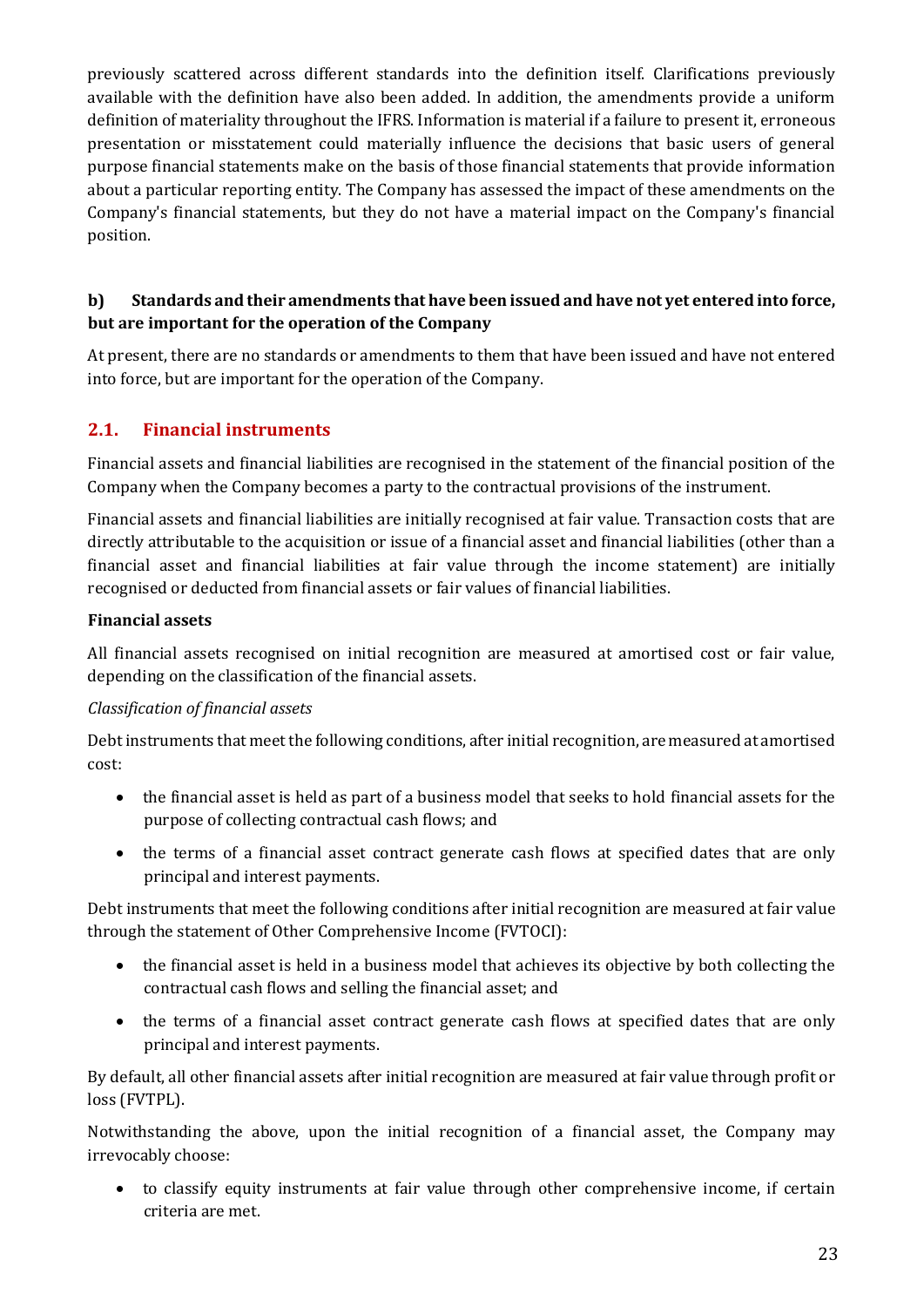previously scattered across different standards into the definition itself. Clarifications previously available with the definition have also been added. In addition, the amendments provide a uniform definition of materiality throughout the IFRS. Information is material if a failure to present it, erroneous presentation or misstatement could materially influence the decisions that basic users of general purpose financial statements make on the basis of those financial statements that provide information about a particular reporting entity. The Company has assessed the impact of these amendments on the Company's financial statements, but they do not have a material impact on the Company's financial position.

**b) Standards and their amendments that have been issued and have not yet entered into force, but are important for the operation of the Company**

At present, there are no standards or amendments to them that have been issued and have not entered into force, but are important for the operation of the Company.

## 2.1. Financial instruments

Financial assets and financial liabilities are recognised in the statement of the financial position of the Company when the Company becomes a party to the contractual provisions of the instrument.

Financial assets and financial liabilities are initially recognised at fair value. Transaction costs that are directly attributable to the acquisition or issue of a financial asset and financial liabilities (other than a financial asset and financial liabilities at fair value through the income statement) are initially recognised or deducted from financial assets or fair values of financial liabilities.

**Financial assets**

All financial assets recognised on initial recognition are measured at amortised cost or fair value, depending on the classification of the financial assets.

*Classification of financial assets*

Debt instruments that meet the following conditions, after initial recognition, are measured at amortised cost:

- the financial asset is held as part of a business model that seeks to hold financial assets for the purpose of collecting contractual cash flows; and
- the terms of a financial asset contract generate cash flows at specified dates that are only principal and interest payments.

Debt instruments that meet the following conditions after initial recognition are measured at fair value through the statement of Other Comprehensive Income (FVTOCI):

- the financial asset is held in a business model that achieves its objective by both collecting the contractual cash flows and selling the financial asset; and
- the terms of a financial asset contract generate cash flows at specified dates that are only principal and interest payments.

By default, all other financial assets after initial recognition are measured at fair value through profit or loss (FVTPL).

Notwithstanding the above, upon the initial recognition of a financial asset, the Company may irrevocably choose:

- to classify equity instruments at fair value through other comprehensive income, if certain criteria are met.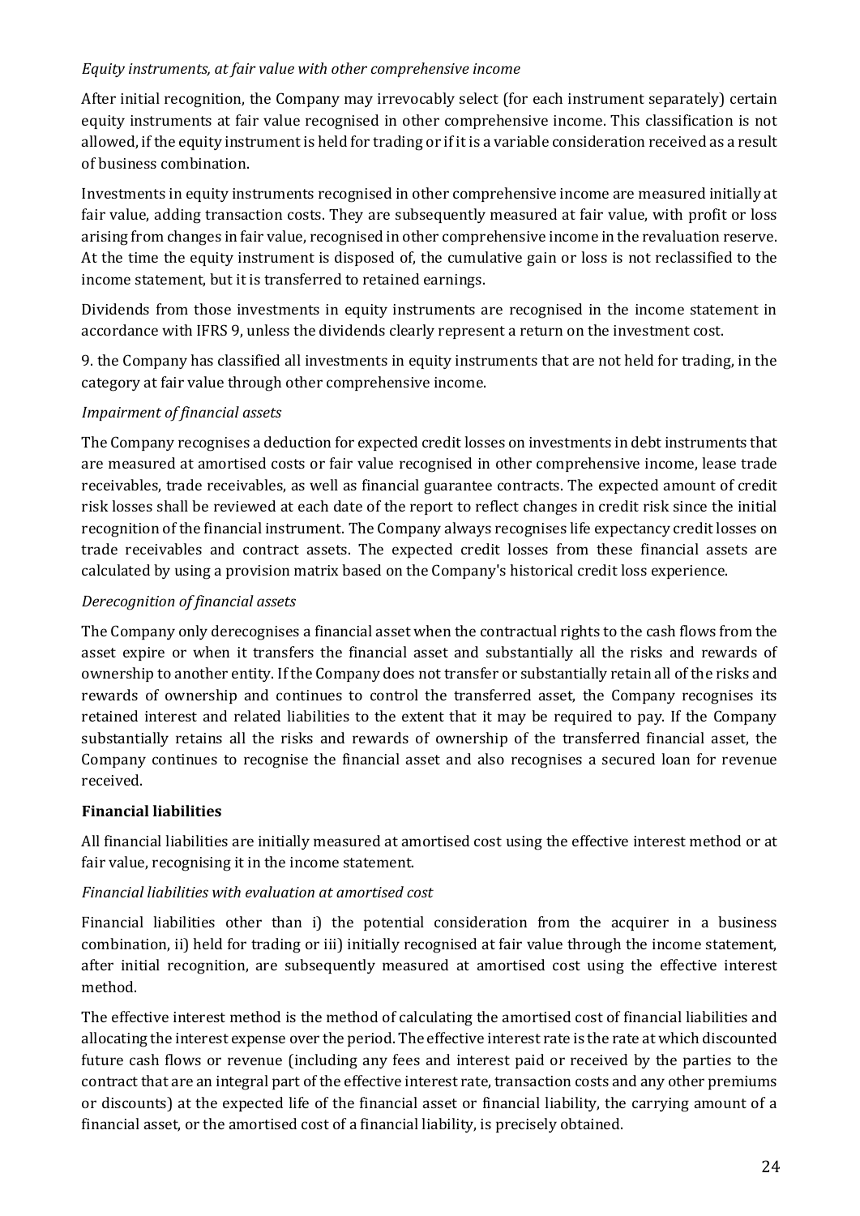*Equity instruments, at fair value with other comprehensive income*

After initial recognition, the Company may irrevocably select (for each instrument separately) certain equity instruments at fair value recognised in other comprehensive income. This classification is not allowed, if the equity instrument is held for trading or if it is a variable consideration received as a result of business combination.

Investments in equity instruments recognised in other comprehensive income are measured initially at fair value, adding transaction costs. They are subsequently measured at fair value, with profit or loss arising from changes in fair value, recognised in other comprehensive income in the revaluation reserve. At the time the equity instrument is disposed of, the cumulative gain or loss is not reclassified to the income statement, but it is transferred to retained earnings.

Dividends from those investments in equity instruments are recognised in the income statement in accordance with IFRS 9, unless the dividends clearly represent a return on the investment cost.

9. the Company has classified all investments in equity instruments that are not held for trading, in the category at fair value through other comprehensive income.

*Impairment of financial assets*

The Company recognises a deduction for expected credit losses on investments in debt instruments that are measured at amortised costs or fair value recognised in other comprehensive income, lease trade receivables, trade receivables, as well as financial guarantee contracts. The expected amount of credit risk losses shall be reviewed at each date of the report to reflect changes in credit risk since the initial recognition of the financial instrument. The Company always recognises life expectancy credit losses on trade receivables and contract assets. The expected credit losses from these financial assets are calculated by using a provision matrix based on the Company's historical credit loss experience.

*Derecognition of financial assets*

The Company only derecognises a financial asset when the contractual rights to the cash flows from the asset expire or when it transfers the financial asset and substantially all the risks and rewards of ownership to another entity. If the Company does not transfer or substantially retain all of the risks and rewards of ownership and continues to control the transferred asset, the Company recognises its retained interest and related liabilities to the extent that it may be required to pay. If the Company substantially retains all the risks and rewards of ownership of the transferred financial asset, the Company continues to recognise the financial asset and also recognises a secured loan for revenue received.

**Financial liabilities**

All financial liabilities are initially measured at amortised cost using the effective interest method or at fair value, recognising it in the income statement.

*Financial liabilities with evaluation at amortised cost*

Financial liabilities other than i) the potential consideration from the acquirer in a business combination, ii) held for trading or iii) initially recognised at fair value through the income statement, after initial recognition, are subsequently measured at amortised cost using the effective interest method.

The effective interest method is the method of calculating the amortised cost of financial liabilities and allocating the interest expense over the period. The effective interest rate is the rate at which discounted future cash flows or revenue (including any fees and interest paid or received by the parties to the contract that are an integral part of the effective interest rate, transaction costs and any other premiums or discounts) at the expected life of the financial asset or financial liability, the carrying amount of a financial asset, or the amortised cost of a financial liability, is precisely obtained.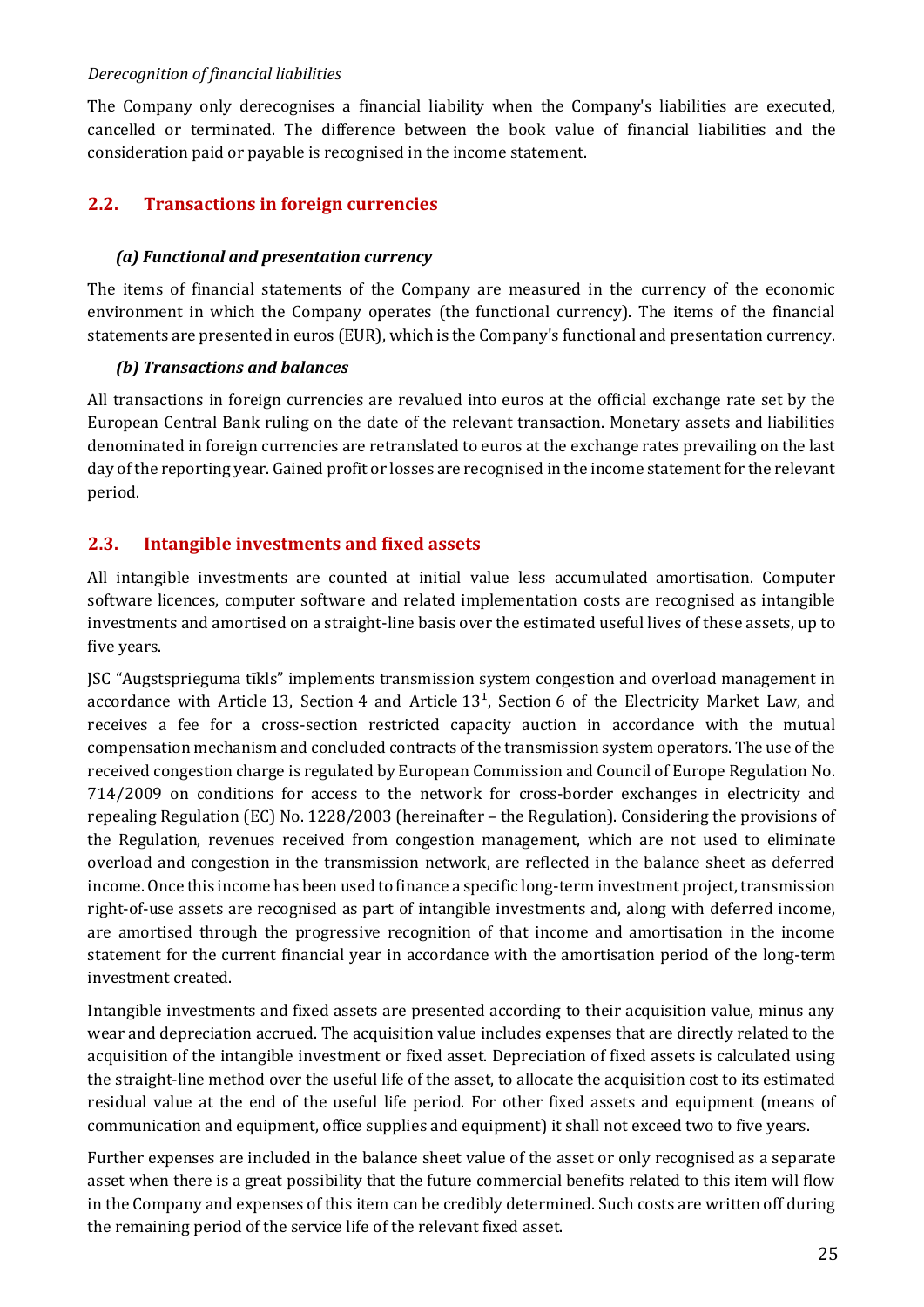*Derecognition of financial liabilities*

The Company only derecognises a financial liability when the Company's liabilities are executed, cancelled or terminated. The difference between the book value of financial liabilities and the consideration paid or payable is recognised in the income statement.

## 2.2. Transactions in foreign currencies

### *(a) Functional and presentation currency*

The items of financial statements of the Company are measured in the currency of the economic environment in which the Company operates (the functional currency). The items of the financial statements are presented in euros (EUR), which is the Company's functional and presentation currency.

### *(b) Transactions and balances*

All transactions in foreign currencies are revalued into euros at the official exchange rate set by the European Central Bank ruling on the date of the relevant transaction. Monetary assets and liabilities denominated in foreign currencies are retranslated to euros at the exchange rates prevailing on the last day of the reporting year. Gained profit or losses are recognised in the income statement for the relevant period.

## 2.3. Intangible investments and fixed assets

All intangible investments are counted at initial value less accumulated amortisation. Computer software licences, computer software and related implementation costs are recognised as intangible investments and amortised on a straight-line basis over the estimated useful lives of these assets, up to five years.

JSC "Augstsprieguma tīkls" implements transmission system congestion and overload management in accordance with Article 13, Section 4 and Article 13[1], Section 6 of the Electricity Market Law, and receives a fee for a cross-section restricted capacity auction in accordance with the mutual compensation mechanism and concluded contracts of the transmission system operators. The use of the received congestion charge is regulated by European Commission and Council of Europe Regulation No. 714/2009 on conditions for access to the network for cross-border exchanges in electricity and repealing Regulation (EC) No. 1228/2003 (hereinafter – the Regulation). Considering the provisions of the Regulation, revenues received from congestion management, which are not used to eliminate overload and congestion in the transmission network, are reflected in the balance sheet as deferred income. Once this income has been used to finance a specific long-term investment project, transmission right-of-use assets are recognised as part of intangible investments and, along with deferred income, are amortised through the progressive recognition of that income and amortisation in the income statement for the current financial year in accordance with the amortisation period of the long-term investment created.

Intangible investments and fixed assets are presented according to their acquisition value, minus any wear and depreciation accrued. The acquisition value includes expenses that are directly related to the acquisition of the intangible investment or fixed asset. Depreciation of fixed assets is calculated using the straight-line method over the useful life of the asset, to allocate the acquisition cost to its estimated residual value at the end of the useful life period. For other fixed assets and equipment (means of communication and equipment, office supplies and equipment) it shall not exceed two to five years.

Further expenses are included in the balance sheet value of the asset or only recognised as a separate asset when there is a great possibility that the future commercial benefits related to this item will flow in the Company and expenses of this item can be credibly determined. Such costs are written off during the remaining period of the service life of the relevant fixed asset.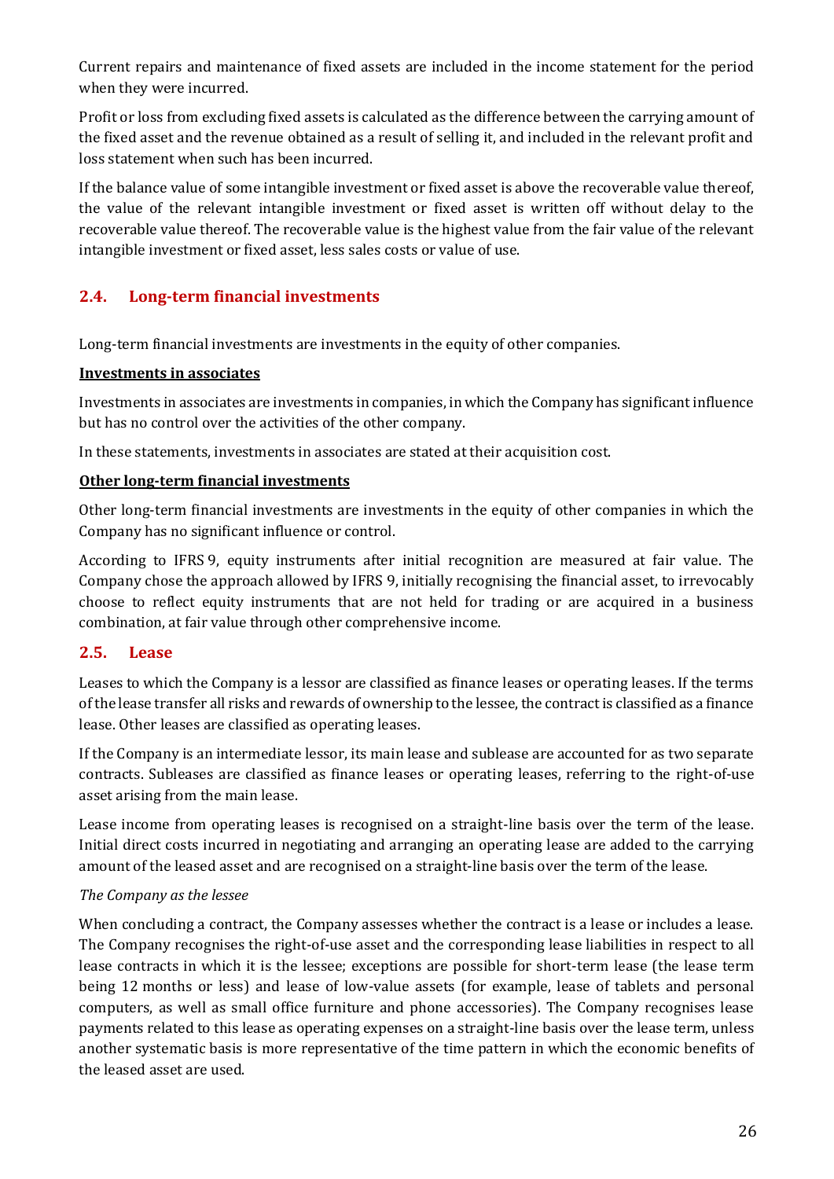Current repairs and maintenance of fixed assets are included in the income statement for the period when they were incurred.

Profit or loss from excluding fixed assets is calculated as the difference between the carrying amount of the fixed asset and the revenue obtained as a result of selling it, and included in the relevant profit and loss statement when such has been incurred.

If the balance value of some intangible investment or fixed asset is above the recoverable value thereof, the value of the relevant intangible investment or fixed asset is written off without delay to the recoverable value thereof. The recoverable value is the highest value from the fair value of the relevant intangible investment or fixed asset, less sales costs or value of use.

## 2.4. Long-term financial investments

Long-term financial investments are investments in the equity of other companies.

**Investments in associates**

Investments in associates are investments in companies, in which the Company has significant influence but has no control over the activities of the other company.

In these statements, investments in associates are stated at their acquisition cost.

**Other long-term financial investments**

Other long-term financial investments are investments in the equity of other companies in which the Company has no significant influence or control.

According to IFRS 9, equity instruments after initial recognition are measured at fair value. The Company chose the approach allowed by IFRS 9, initially recognising the financial asset, to irrevocably choose to reflect equity instruments that are not held for trading or are acquired in a business combination, at fair value through other comprehensive income.

## 2.5. Lease

Leases to which the Company is a lessor are classified as finance leases or operating leases. If the terms of the lease transfer all risks and rewards of ownership to the lessee, the contract is classified as a finance lease. Other leases are classified as operating leases.

If the Company is an intermediate lessor, its main lease and sublease are accounted for as two separate contracts. Subleases are classified as finance leases or operating leases, referring to the right-of-use asset arising from the main lease.

Lease income from operating leases is recognised on a straight-line basis over the term of the lease. Initial direct costs incurred in negotiating and arranging an operating lease are added to the carrying amount of the leased asset and are recognised on a straight-line basis over the term of the lease.

*The Company as the lessee*

When concluding a contract, the Company assesses whether the contract is a lease or includes a lease. The Company recognises the right-of-use asset and the corresponding lease liabilities in respect to all lease contracts in which it is the lessee; exceptions are possible for short-term lease (the lease term being 12 months or less) and lease of low-value assets (for example, lease of tablets and personal computers, as well as small office furniture and phone accessories). The Company recognises lease payments related to this lease as operating expenses on a straight-line basis over the lease term, unless another systematic basis is more representative of the time pattern in which the economic benefits of the leased asset are used.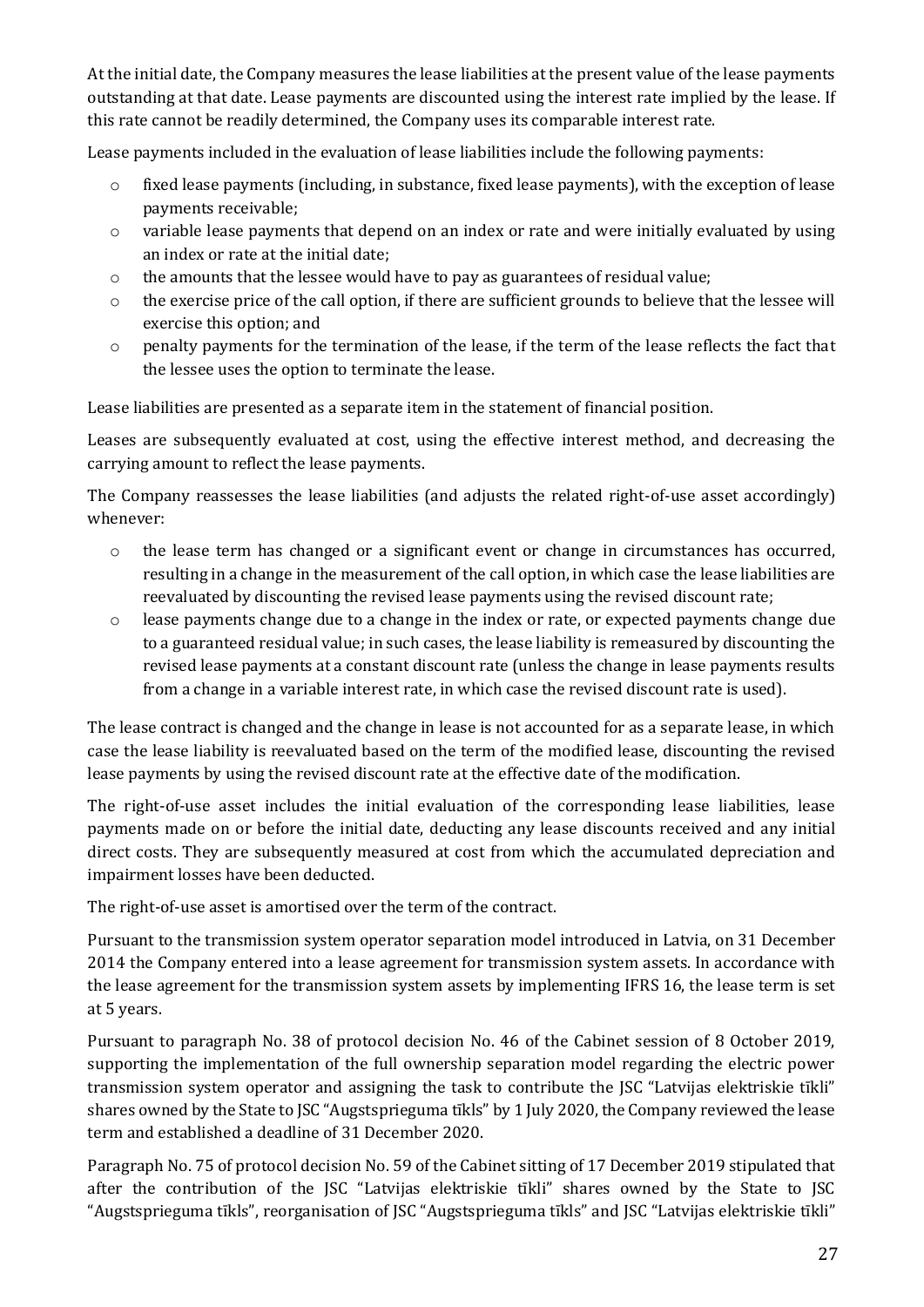At the initial date, the Company measures the lease liabilities at the present value of the lease payments outstanding at that date. Lease payments are discounted using the interest rate implied by the lease. If this rate cannot be readily determined, the Company uses its comparable interest rate.

Lease payments included in the evaluation of lease liabilities include the following payments:

- fixed lease payments (including, in substance, fixed lease payments), with the exception of lease payments receivable;
- variable lease payments that depend on an index or rate and were initially evaluated by using an index or rate at the initial date;
- the amounts that the lessee would have to pay as guarantees of residual value;
- the exercise price of the call option, if there are sufficient grounds to believe that the lessee will exercise this option; and
- penalty payments for the termination of the lease, if the term of the lease reflects the fact that the lessee uses the option to terminate the lease.

Lease liabilities are presented as a separate item in the statement of financial position.

Leases are subsequently evaluated at cost, using the effective interest method, and decreasing the carrying amount to reflect the lease payments.

The Company reassesses the lease liabilities (and adjusts the related right-of-use asset accordingly) whenever:

- the lease term has changed or a significant event or change in circumstances has occurred, resulting in a change in the measurement of the call option, in which case the lease liabilities are reevaluated by discounting the revised lease payments using the revised discount rate;
- lease payments change due to a change in the index or rate, or expected payments change due to a guaranteed residual value; in such cases, the lease liability is remeasured by discounting the revised lease payments at a constant discount rate (unless the change in lease payments results from a change in a variable interest rate, in which case the revised discount rate is used).

The lease contract is changed and the change in lease is not accounted for as a separate lease, in which case the lease liability is reevaluated based on the term of the modified lease, discounting the revised lease payments by using the revised discount rate at the effective date of the modification.

The right-of-use asset includes the initial evaluation of the corresponding lease liabilities, lease payments made on or before the initial date, deducting any lease discounts received and any initial direct costs. They are subsequently measured at cost from which the accumulated depreciation and impairment losses have been deducted.

The right-of-use asset is amortised over the term of the contract.

Pursuant to the transmission system operator separation model introduced in Latvia, on 31 December 2014 the Company entered into a lease agreement for transmission system assets. In accordance with the lease agreement for the transmission system assets by implementing IFRS 16, the lease term is set at 5 years.

Pursuant to paragraph No. 38 of protocol decision No. 46 of the Cabinet session of 8 October 2019, supporting the implementation of the full ownership separation model regarding the electric power transmission system operator and assigning the task to contribute the JSC "Latvijas elektriskie tīkli" shares owned by the State to JSC "Augstsprieguma tīkls" by 1 July 2020, the Company reviewed the lease term and established a deadline of 31 December 2020.

Paragraph No. 75 of protocol decision No. 59 of the Cabinet sitting of 17 December 2019 stipulated that after the contribution of the JSC "Latvijas elektriskie tīkli" shares owned by the State to JSC "Augstsprieguma tīkls", reorganisation of JSC "Augstsprieguma tīkls" and JSC "Latvijas elektriskie tīkli"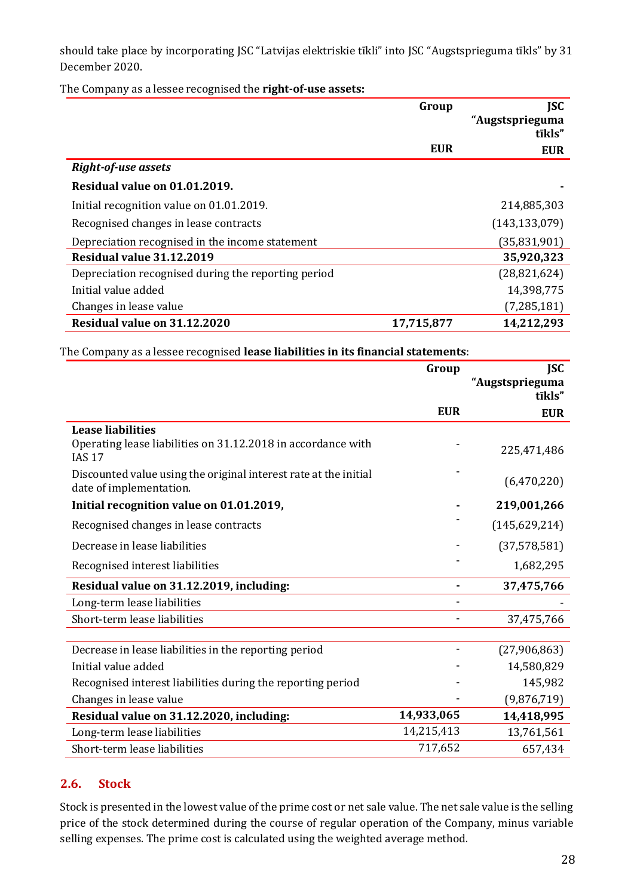should take place by incorporating JSC "Latvijas elektriskie tīkli" into JSC "Augstsprieguma tīkls" by 31 December 2020.

The Company as a lessee recognised the **right-of-use assets:**

| | Group | JSC "Augstsprieguma tīkls" |
|---|---|---|
| | EUR | EUR |
| ***Right-of-use assets*** | | |
| **Residual value on 01.01.2019.** | | - |
| Initial recognition value on 01.01.2019. | | 214,885,303 |
| Recognised changes in lease contracts | | (143,133,079) |
| Depreciation recognised in the income statement | | (35,831,901) |
| **Residual value 31.12.2019** | | **35,920,323** |
| Depreciation recognised during the reporting period | | (28,821,624) |
| Initial value added | | 14,398,775 |
| Changes in lease value | | (7,285,181) |
| **Residual value on 31.12.2020** | **17,715,877** | **14,212,293** |

The Company as a lessee recognised **lease liabilities in its financial statements**:

| | Group | JSC "Augstsprieguma tīkls" |
|---|---|---|
| | EUR | EUR |
| **Lease liabilities** | | |
| Operating lease liabilities on 31.12.2018 in accordance with IAS 17 | - | 225,471,486 |
| Discounted value using the original interest rate at the initial date of implementation. | - | (6,470,220) |
| **Initial recognition value on 01.01.2019,** | **-** | **219,001,266** |
| Recognised changes in lease contracts | - | (145,629,214) |
| Decrease in lease liabilities | - | (37,578,581) |
| Recognised interest liabilities | - | 1,682,295 |
| **Residual value on 31.12.2019, including:** | **-** | **37,475,766** |
| Long-term lease liabilities | - | - |
| Short-term lease liabilities | - | 37,475,766 |
| | | |
| Decrease in lease liabilities in the reporting period | - | (27,906,863) |
| Initial value added | - | 14,580,829 |
| Recognised interest liabilities during the reporting period | - | 145,982 |
| Changes in lease value | - | (9,876,719) |
| **Residual value on 31.12.2020, including:** | **14,933,065** | **14,418,995** |
| Long-term lease liabilities | 14,215,413 | 13,761,561 |
| Short-term lease liabilities | 717,652 | 657,434 |

## 2.6. Stock

Stock is presented in the lowest value of the prime cost or net sale value. The net sale value is the selling price of the stock determined during the course of regular operation of the Company, minus variable selling expenses. The prime cost is calculated using the weighted average method.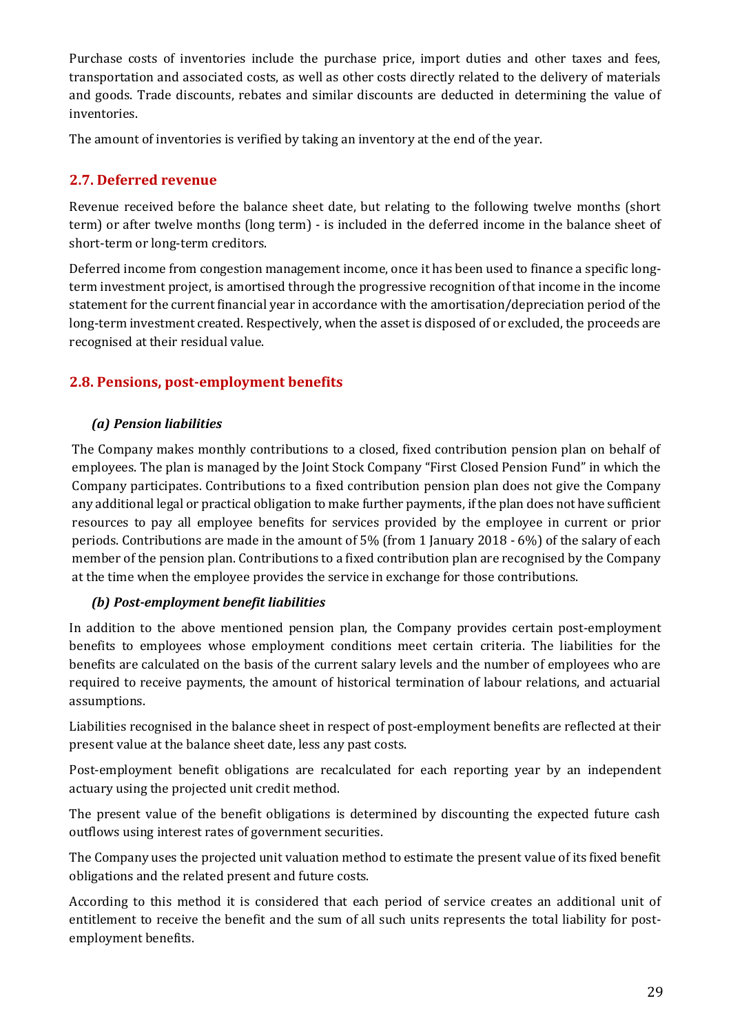Purchase costs of inventories include the purchase price, import duties and other taxes and fees, transportation and associated costs, as well as other costs directly related to the delivery of materials and goods. Trade discounts, rebates and similar discounts are deducted in determining the value of inventories.

The amount of inventories is verified by taking an inventory at the end of the year.

## 2.7. Deferred revenue

Revenue received before the balance sheet date, but relating to the following twelve months (short term) or after twelve months (long term) - is included in the deferred income in the balance sheet of short-term or long-term creditors.

Deferred income from congestion management income, once it has been used to finance a specific long-term investment project, is amortised through the progressive recognition of that income in the income statement for the current financial year in accordance with the amortisation/depreciation period of the long-term investment created. Respectively, when the asset is disposed of or excluded, the proceeds are recognised at their residual value.

## 2.8. Pensions, post-employment benefits

### *(a) Pension liabilities*

The Company makes monthly contributions to a closed, fixed contribution pension plan on behalf of employees. The plan is managed by the Joint Stock Company "First Closed Pension Fund" in which the Company participates. Contributions to a fixed contribution pension plan does not give the Company any additional legal or practical obligation to make further payments, if the plan does not have sufficient resources to pay all employee benefits for services provided by the employee in current or prior periods. Contributions are made in the amount of 5% (from 1 January 2018 - 6%) of the salary of each member of the pension plan. Contributions to a fixed contribution plan are recognised by the Company at the time when the employee provides the service in exchange for those contributions.

### *(b) Post-employment benefit liabilities*

In addition to the above mentioned pension plan, the Company provides certain post-employment benefits to employees whose employment conditions meet certain criteria. The liabilities for the benefits are calculated on the basis of the current salary levels and the number of employees who are required to receive payments, the amount of historical termination of labour relations, and actuarial assumptions.

Liabilities recognised in the balance sheet in respect of post-employment benefits are reflected at their present value at the balance sheet date, less any past costs.

Post-employment benefit obligations are recalculated for each reporting year by an independent actuary using the projected unit credit method.

The present value of the benefit obligations is determined by discounting the expected future cash outflows using interest rates of government securities.

The Company uses the projected unit valuation method to estimate the present value of its fixed benefit obligations and the related present and future costs.

According to this method it is considered that each period of service creates an additional unit of entitlement to receive the benefit and the sum of all such units represents the total liability for post-employment benefits.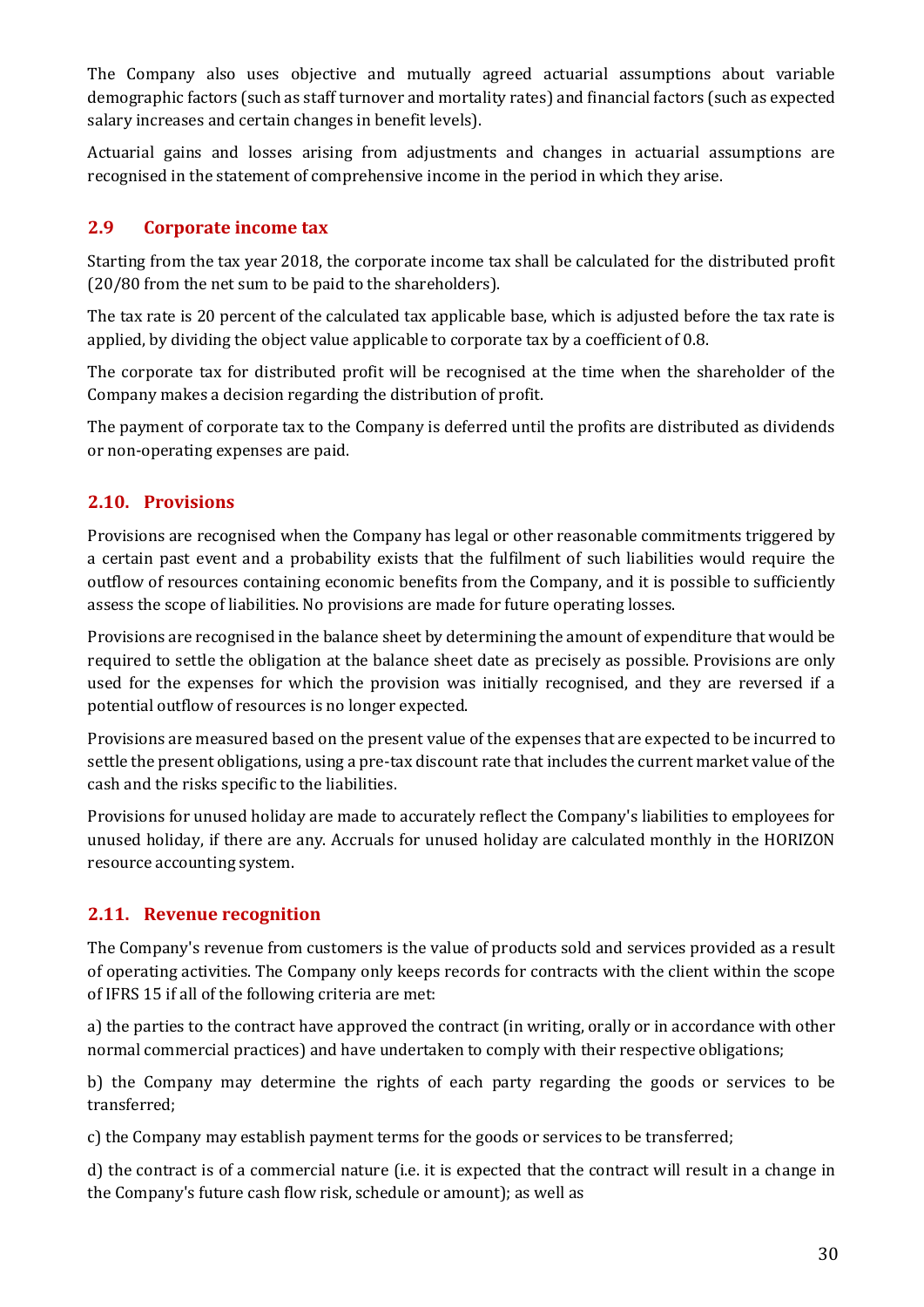The Company also uses objective and mutually agreed actuarial assumptions about variable demographic factors (such as staff turnover and mortality rates) and financial factors (such as expected salary increases and certain changes in benefit levels).

Actuarial gains and losses arising from adjustments and changes in actuarial assumptions are recognised in the statement of comprehensive income in the period in which they arise.

## 2.9 Corporate income tax

Starting from the tax year 2018, the corporate income tax shall be calculated for the distributed profit (20/80 from the net sum to be paid to the shareholders).

The tax rate is 20 percent of the calculated tax applicable base, which is adjusted before the tax rate is applied, by dividing the object value applicable to corporate tax by a coefficient of 0.8.

The corporate tax for distributed profit will be recognised at the time when the shareholder of the Company makes a decision regarding the distribution of profit.

The payment of corporate tax to the Company is deferred until the profits are distributed as dividends or non-operating expenses are paid.

## 2.10. Provisions

Provisions are recognised when the Company has legal or other reasonable commitments triggered by a certain past event and a probability exists that the fulfilment of such liabilities would require the outflow of resources containing economic benefits from the Company, and it is possible to sufficiently assess the scope of liabilities. No provisions are made for future operating losses.

Provisions are recognised in the balance sheet by determining the amount of expenditure that would be required to settle the obligation at the balance sheet date as precisely as possible. Provisions are only used for the expenses for which the provision was initially recognised, and they are reversed if a potential outflow of resources is no longer expected.

Provisions are measured based on the present value of the expenses that are expected to be incurred to settle the present obligations, using a pre-tax discount rate that includes the current market value of the cash and the risks specific to the liabilities.

Provisions for unused holiday are made to accurately reflect the Company's liabilities to employees for unused holiday, if there are any. Accruals for unused holiday are calculated monthly in the HORIZON resource accounting system.

## 2.11. Revenue recognition

The Company's revenue from customers is the value of products sold and services provided as a result of operating activities. The Company only keeps records for contracts with the client within the scope of IFRS 15 if all of the following criteria are met:

a) the parties to the contract have approved the contract (in writing, orally or in accordance with other normal commercial practices) and have undertaken to comply with their respective obligations;

b) the Company may determine the rights of each party regarding the goods or services to be transferred;

c) the Company may establish payment terms for the goods or services to be transferred;

d) the contract is of a commercial nature (i.e. it is expected that the contract will result in a change in the Company's future cash flow risk, schedule or amount); as well as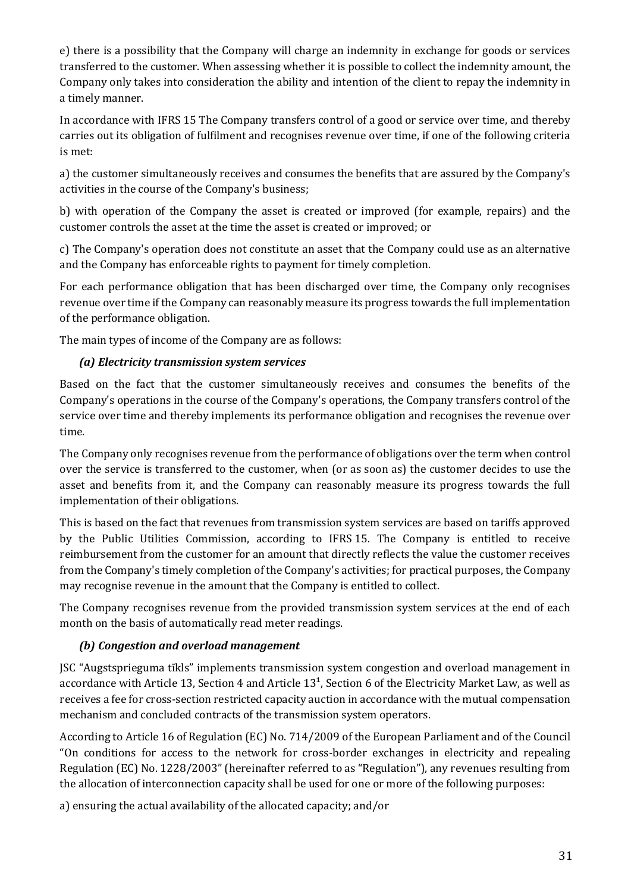e) there is a possibility that the Company will charge an indemnity in exchange for goods or services transferred to the customer. When assessing whether it is possible to collect the indemnity amount, the Company only takes into consideration the ability and intention of the client to repay the indemnity in a timely manner.

In accordance with IFRS 15 The Company transfers control of a good or service over time, and thereby carries out its obligation of fulfilment and recognises revenue over time, if one of the following criteria is met:

a) the customer simultaneously receives and consumes the benefits that are assured by the Company's activities in the course of the Company's business;

b) with operation of the Company the asset is created or improved (for example, repairs) and the customer controls the asset at the time the asset is created or improved; or

c) The Company's operation does not constitute an asset that the Company could use as an alternative and the Company has enforceable rights to payment for timely completion.

For each performance obligation that has been discharged over time, the Company only recognises revenue over time if the Company can reasonably measure its progress towards the full implementation of the performance obligation.

The main types of income of the Company are as follows:

***(a) Electricity transmission system services***

Based on the fact that the customer simultaneously receives and consumes the benefits of the Company's operations in the course of the Company's operations, the Company transfers control of the service over time and thereby implements its performance obligation and recognises the revenue over time.

The Company only recognises revenue from the performance of obligations over the term when control over the service is transferred to the customer, when (or as soon as) the customer decides to use the asset and benefits from it, and the Company can reasonably measure its progress towards the full implementation of their obligations.

This is based on the fact that revenues from transmission system services are based on tariffs approved by the Public Utilities Commission, according to IFRS 15. The Company is entitled to receive reimbursement from the customer for an amount that directly reflects the value the customer receives from the Company's timely completion of the Company's activities; for practical purposes, the Company may recognise revenue in the amount that the Company is entitled to collect.

The Company recognises revenue from the provided transmission system services at the end of each month on the basis of automatically read meter readings.

***(b) Congestion and overload management***

JSC "Augstsprieguma tīkls" implements transmission system congestion and overload management in accordance with Article 13, Section 4 and Article 13[1], Section 6 of the Electricity Market Law, as well as receives a fee for cross-section restricted capacity auction in accordance with the mutual compensation mechanism and concluded contracts of the transmission system operators.

According to Article 16 of Regulation (EC) No. 714/2009 of the European Parliament and of the Council "On conditions for access to the network for cross-border exchanges in electricity and repealing Regulation (EC) No. 1228/2003" (hereinafter referred to as "Regulation"), any revenues resulting from the allocation of interconnection capacity shall be used for one or more of the following purposes:

a) ensuring the actual availability of the allocated capacity; and/or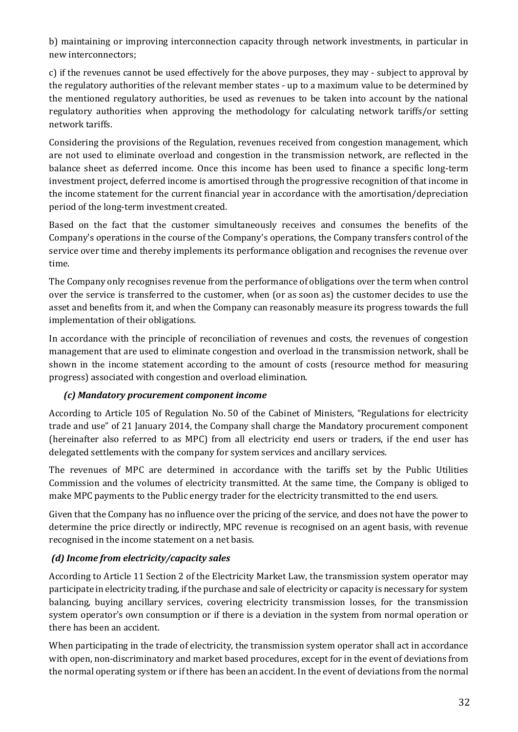b) maintaining or improving interconnection capacity through network investments, in particular in new interconnectors;

c) if the revenues cannot be used effectively for the above purposes, they may - subject to approval by the regulatory authorities of the relevant member states - up to a maximum value to be determined by the mentioned regulatory authorities, be used as revenues to be taken into account by the national regulatory authorities when approving the methodology for calculating network tariffs/or setting network tariffs.

Considering the provisions of the Regulation, revenues received from congestion management, which are not used to eliminate overload and congestion in the transmission network, are reflected in the balance sheet as deferred income. Once this income has been used to finance a specific long-term investment project, deferred income is amortised through the progressive recognition of that income in the income statement for the current financial year in accordance with the amortisation/depreciation period of the long-term investment created.

Based on the fact that the customer simultaneously receives and consumes the benefits of the Company's operations in the course of the Company's operations, the Company transfers control of the service over time and thereby implements its performance obligation and recognises the revenue over time.

The Company only recognises revenue from the performance of obligations over the term when control over the service is transferred to the customer, when (or as soon as) the customer decides to use the asset and benefits from it, and when the Company can reasonably measure its progress towards the full implementation of their obligations.

In accordance with the principle of reconciliation of revenues and costs, the revenues of congestion management that are used to eliminate congestion and overload in the transmission network, shall be shown in the income statement according to the amount of costs (resource method for measuring progress) associated with congestion and overload elimination.

### *(c) Mandatory procurement component income*

According to Article 105 of Regulation No. 50 of the Cabinet of Ministers, "Regulations for electricity trade and use" of 21 January 2014, the Company shall charge the Mandatory procurement component (hereinafter also referred to as MPC) from all electricity end users or traders, if the end user has delegated settlements with the company for system services and ancillary services.

The revenues of MPC are determined in accordance with the tariffs set by the Public Utilities Commission and the volumes of electricity transmitted. At the same time, the Company is obliged to make MPC payments to the Public energy trader for the electricity transmitted to the end users.

Given that the Company has no influence over the pricing of the service, and does not have the power to determine the price directly or indirectly, MPC revenue is recognised on an agent basis, with revenue recognised in the income statement on a net basis.

### *(d) Income from electricity/capacity sales*

According to Article 11 Section 2 of the Electricity Market Law, the transmission system operator may participate in electricity trading, if the purchase and sale of electricity or capacity is necessary for system balancing, buying ancillary services, covering electricity transmission losses, for the transmission system operator's own consumption or if there is a deviation in the system from normal operation or there has been an accident.

When participating in the trade of electricity, the transmission system operator shall act in accordance with open, non-discriminatory and market based procedures, except for in the event of deviations from the normal operating system or if there has been an accident. In the event of deviations from the normal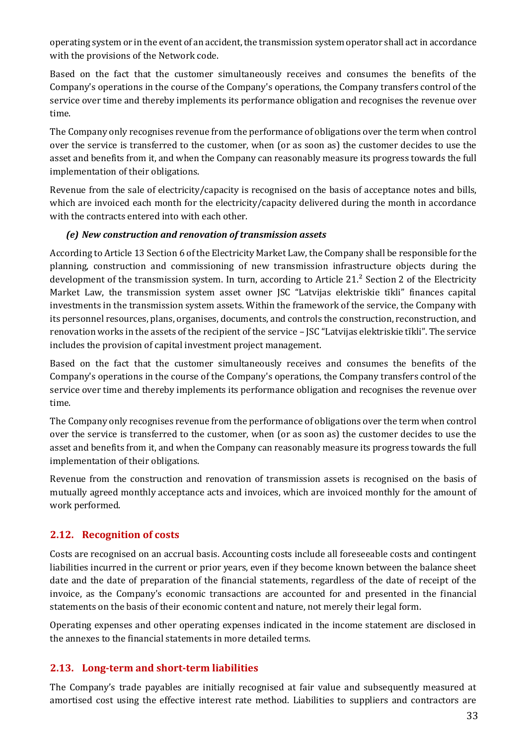operating system or in the event of an accident, the transmission system operator shall act in accordance with the provisions of the Network code.

Based on the fact that the customer simultaneously receives and consumes the benefits of the Company's operations in the course of the Company's operations, the Company transfers control of the service over time and thereby implements its performance obligation and recognises the revenue over time.

The Company only recognises revenue from the performance of obligations over the term when control over the service is transferred to the customer, when (or as soon as) the customer decides to use the asset and benefits from it, and when the Company can reasonably measure its progress towards the full implementation of their obligations.

Revenue from the sale of electricity/capacity is recognised on the basis of acceptance notes and bills, which are invoiced each month for the electricity/capacity delivered during the month in accordance with the contracts entered into with each other.

***(e) New construction and renovation of transmission assets***

According to Article 13 Section 6 of the Electricity Market Law, the Company shall be responsible for the planning, construction and commissioning of new transmission infrastructure objects during the development of the transmission system. In turn, according to Article 21.² Section 2 of the Electricity Market Law, the transmission system asset owner JSC "Latvijas elektriskie tīkli" finances capital investments in the transmission system assets. Within the framework of the service, the Company with its personnel resources, plans, organises, documents, and controls the construction, reconstruction, and renovation works in the assets of the recipient of the service – JSC "Latvijas elektriskie tīkli". The service includes the provision of capital investment project management.

Based on the fact that the customer simultaneously receives and consumes the benefits of the Company's operations in the course of the Company's operations, the Company transfers control of the service over time and thereby implements its performance obligation and recognises the revenue over time.

The Company only recognises revenue from the performance of obligations over the term when control over the service is transferred to the customer, when (or as soon as) the customer decides to use the asset and benefits from it, and when the Company can reasonably measure its progress towards the full implementation of their obligations.

Revenue from the construction and renovation of transmission assets is recognised on the basis of mutually agreed monthly acceptance acts and invoices, which are invoiced monthly for the amount of work performed.

## 2.12. Recognition of costs

Costs are recognised on an accrual basis. Accounting costs include all foreseeable costs and contingent liabilities incurred in the current or prior years, even if they become known between the balance sheet date and the date of preparation of the financial statements, regardless of the date of receipt of the invoice, as the Company's economic transactions are accounted for and presented in the financial statements on the basis of their economic content and nature, not merely their legal form.

Operating expenses and other operating expenses indicated in the income statement are disclosed in the annexes to the financial statements in more detailed terms.

## 2.13. Long-term and short-term liabilities

The Company's trade payables are initially recognised at fair value and subsequently measured at amortised cost using the effective interest rate method. Liabilities to suppliers and contractors are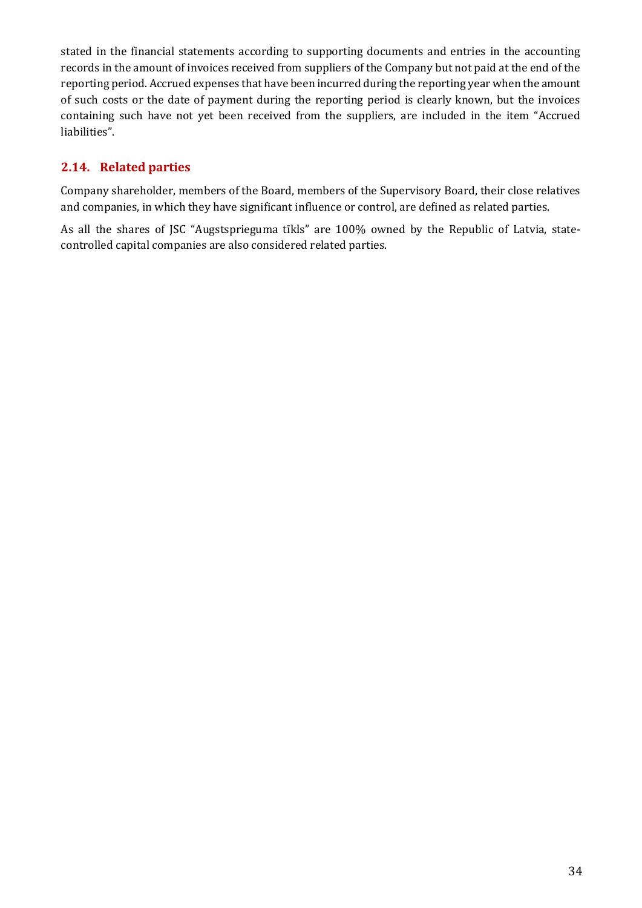stated in the financial statements according to supporting documents and entries in the accounting records in the amount of invoices received from suppliers of the Company but not paid at the end of the reporting period. Accrued expenses that have been incurred during the reporting year when the amount of such costs or the date of payment during the reporting period is clearly known, but the invoices containing such have not yet been received from the suppliers, are included in the item "Accrued liabilities".

## 2.14. Related parties

Company shareholder, members of the Board, members of the Supervisory Board, their close relatives and companies, in which they have significant influence or control, are defined as related parties.

As all the shares of JSC "Augstsprieguma tīkls" are 100% owned by the Republic of Latvia, state-controlled capital companies are also considered related parties.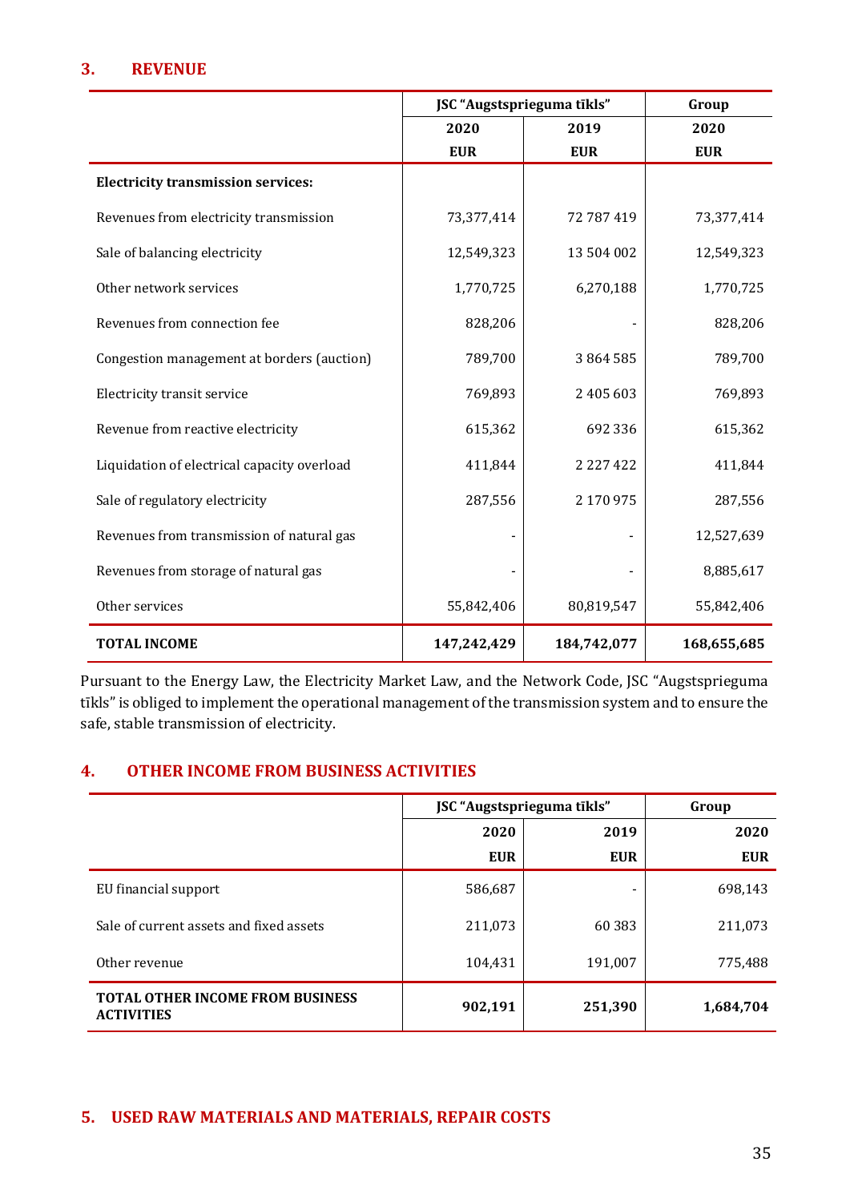## 3. REVENUE

| | JSC "Augstsprieguma tīkls" | | Group |
|---|---|---|---|
| | 2020 | 2019 | 2020 |
| | EUR | EUR | EUR |
| **Electricity transmission services:** | | | |
| Revenues from electricity transmission | 73,377,414 | 72 787 419 | 73,377,414 |
| Sale of balancing electricity | 12,549,323 | 13 504 002 | 12,549,323 |
| Other network services | 1,770,725 | 6,270,188 | 1,770,725 |
| Revenues from connection fee | 828,206 | - | 828,206 |
| Congestion management at borders (auction) | 789,700 | 3 864 585 | 789,700 |
| Electricity transit service | 769,893 | 2 405 603 | 769,893 |
| Revenue from reactive electricity | 615,362 | 692 336 | 615,362 |
| Liquidation of electrical capacity overload | 411,844 | 2 227 422 | 411,844 |
| Sale of regulatory electricity | 287,556 | 2 170 975 | 287,556 |
| Revenues from transmission of natural gas | - | - | 12,527,639 |
| Revenues from storage of natural gas | - | - | 8,885,617 |
| Other services | 55,842,406 | 80,819,547 | 55,842,406 |
| **TOTAL INCOME** | **147,242,429** | **184,742,077** | **168,655,685** |

Pursuant to the Energy Law, the Electricity Market Law, and the Network Code, JSC "Augstsprieguma tīkls" is obliged to implement the operational management of the transmission system and to ensure the safe, stable transmission of electricity.

## 4. OTHER INCOME FROM BUSINESS ACTIVITIES

| | JSC "Augstsprieguma tīkls" | | Group |
|---|---|---|---|
| | 2020 | 2019 | 2020 |
| | EUR | EUR | EUR |
| EU financial support | 586,687 | - | 698,143 |
| Sale of current assets and fixed assets | 211,073 | 60 383 | 211,073 |
| Other revenue | 104,431 | 191,007 | 775,488 |
| **TOTAL OTHER INCOME FROM BUSINESS ACTIVITIES** | **902,191** | **251,390** | **1,684,704** |

## 5. USED RAW MATERIALS AND MATERIALS, REPAIR COSTS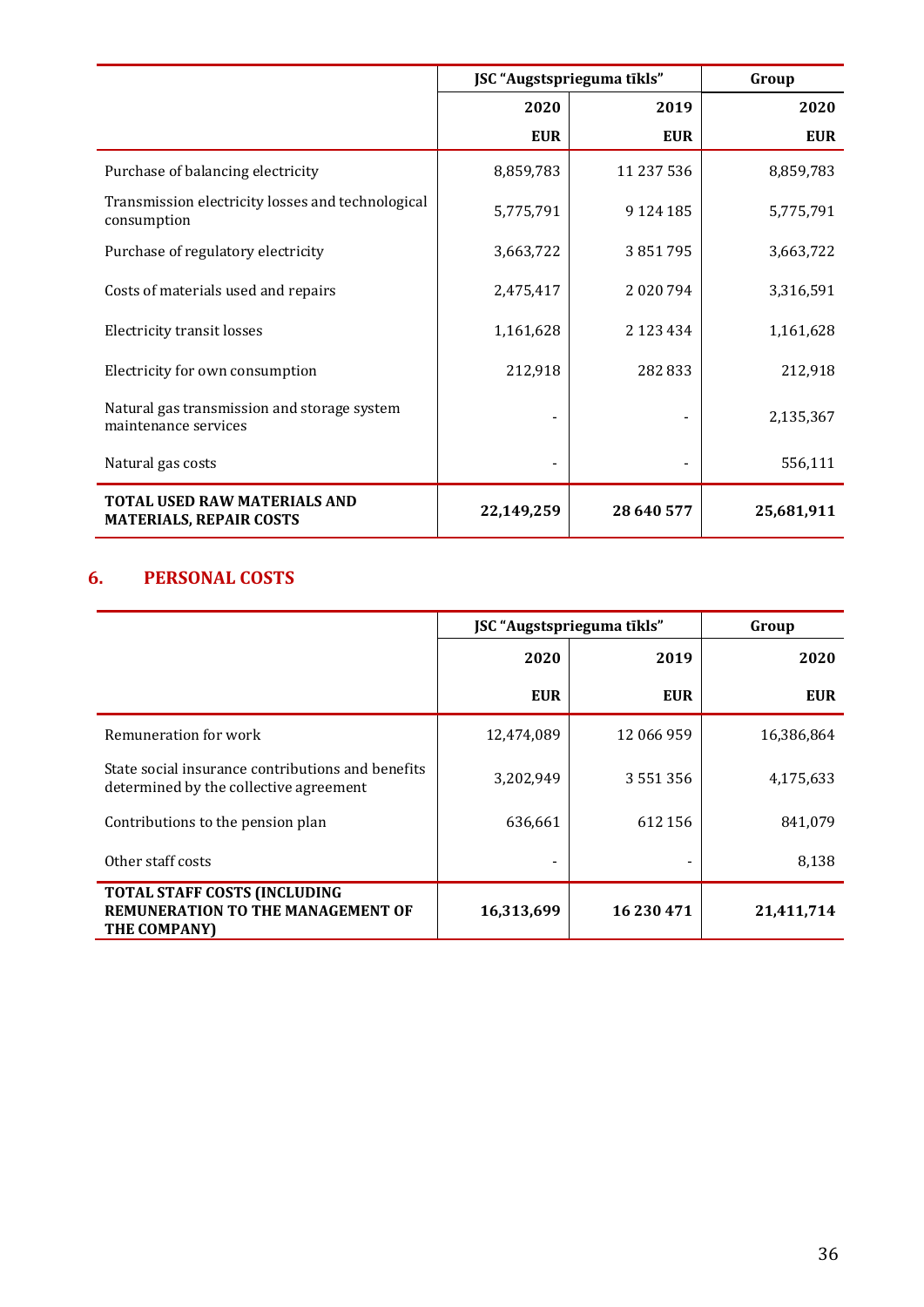| | JSC "Augstsprieguma tīkls" | | Group |
|---|---|---|---|
| | 2020 | 2019 | 2020 |
| | EUR | EUR | EUR |
| Purchase of balancing electricity | 8,859,783 | 11 237 536 | 8,859,783 |
| Transmission electricity losses and technological consumption | 5,775,791 | 9 124 185 | 5,775,791 |
| Purchase of regulatory electricity | 3,663,722 | 3 851 795 | 3,663,722 |
| Costs of materials used and repairs | 2,475,417 | 2 020 794 | 3,316,591 |
| Electricity transit losses | 1,161,628 | 2 123 434 | 1,161,628 |
| Electricity for own consumption | 212,918 | 282 833 | 212,918 |
| Natural gas transmission and storage system maintenance services | - | - | 2,135,367 |
| Natural gas costs | - | - | 556,111 |
| **TOTAL USED RAW MATERIALS AND MATERIALS, REPAIR COSTS** | **22,149,259** | **28 640 577** | **25,681,911** |

## 6. PERSONAL COSTS

| | JSC "Augstsprieguma tīkls" | | Group |
|---|---|---|---|
| | 2020 | 2019 | 2020 |
| | EUR | EUR | EUR |
| Remuneration for work | 12,474,089 | 12 066 959 | 16,386,864 |
| State social insurance contributions and benefits determined by the collective agreement | 3,202,949 | 3 551 356 | 4,175,633 |
| Contributions to the pension plan | 636,661 | 612 156 | 841,079 |
| Other staff costs | - | - | 8,138 |
| **TOTAL STAFF COSTS (INCLUDING REMUNERATION TO THE MANAGEMENT OF THE COMPANY)** | **16,313,699** | **16 230 471** | **21,411,714** |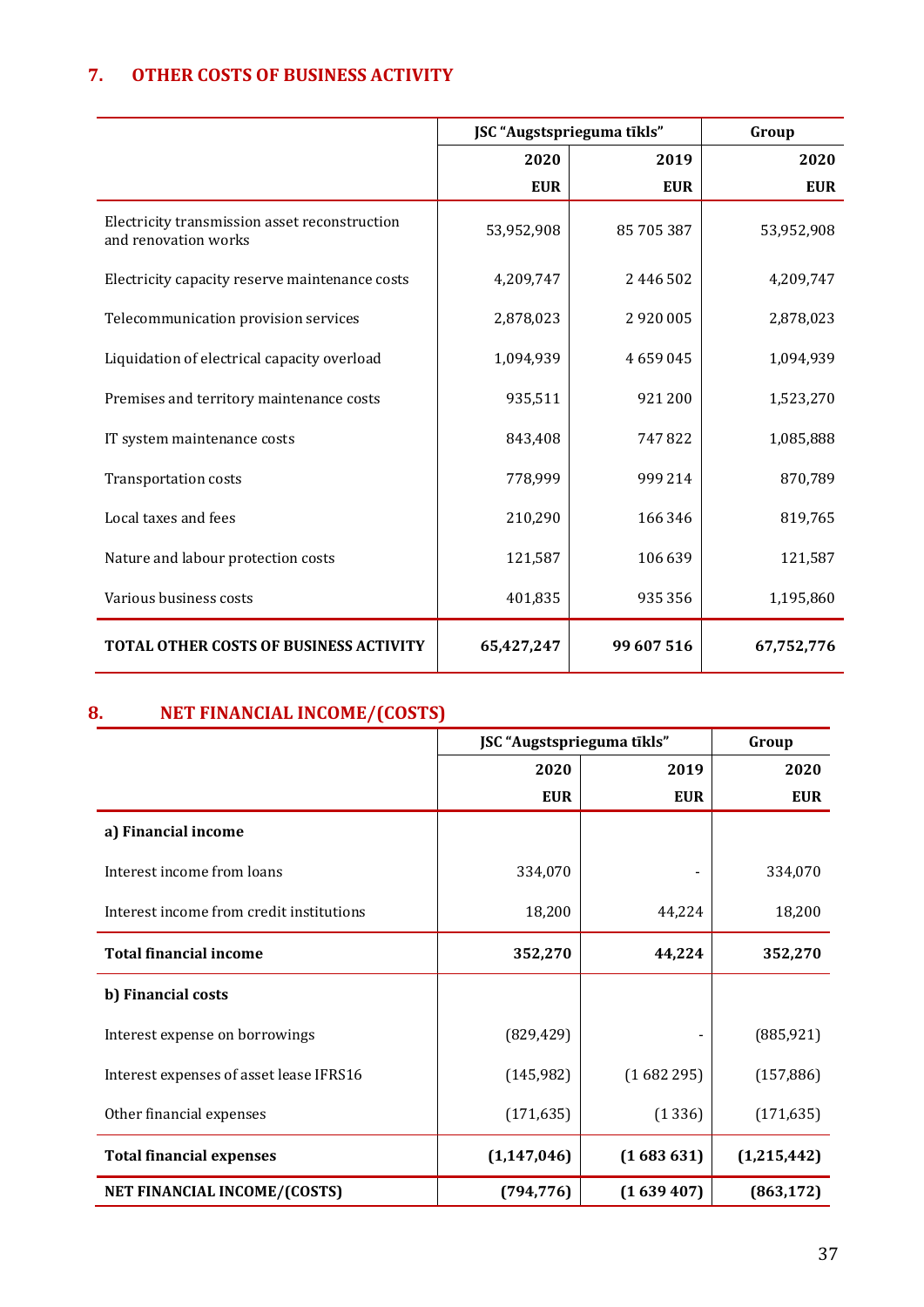## 7. OTHER COSTS OF BUSINESS ACTIVITY

| | JSC "Augstsprieguma tīkls" | | Group |
|---|---|---|---|
| | 2020 | 2019 | 2020 |
| | EUR | EUR | EUR |
| Electricity transmission asset reconstruction and renovation works | 53,952,908 | 85 705 387 | 53,952,908 |
| Electricity capacity reserve maintenance costs | 4,209,747 | 2 446 502 | 4,209,747 |
| Telecommunication provision services | 2,878,023 | 2 920 005 | 2,878,023 |
| Liquidation of electrical capacity overload | 1,094,939 | 4 659 045 | 1,094,939 |
| Premises and territory maintenance costs | 935,511 | 921 200 | 1,523,270 |
| IT system maintenance costs | 843,408 | 747 822 | 1,085,888 |
| Transportation costs | 778,999 | 999 214 | 870,789 |
| Local taxes and fees | 210,290 | 166 346 | 819,765 |
| Nature and labour protection costs | 121,587 | 106 639 | 121,587 |
| Various business costs | 401,835 | 935 356 | 1,195,860 |
| **TOTAL OTHER COSTS OF BUSINESS ACTIVITY** | **65,427,247** | **99 607 516** | **67,752,776** |

## 8. NET FINANCIAL INCOME/(COSTS)

| | JSC "Augstsprieguma tīkls" | | Group |
|---|---|---|---|
| | 2020 | 2019 | 2020 |
| | EUR | EUR | EUR |
| **a) Financial income** | | | |
| Interest income from loans | 334,070 | - | 334,070 |
| Interest income from credit institutions | 18,200 | 44,224 | 18,200 |
| **Total financial income** | **352,270** | **44,224** | **352,270** |
| **b) Financial costs** | | | |
| Interest expense on borrowings | (829,429) | - | (885,921) |
| Interest expenses of asset lease IFRS16 | (145,982) | (1 682 295) | (157,886) |
| Other financial expenses | (171,635) | (1 336) | (171,635) |
| **Total financial expenses** | **(1,147,046)** | **(1 683 631)** | **(1,215,442)** |
| **NET FINANCIAL INCOME/(COSTS)** | **(794,776)** | **(1 639 407)** | **(863,172)** |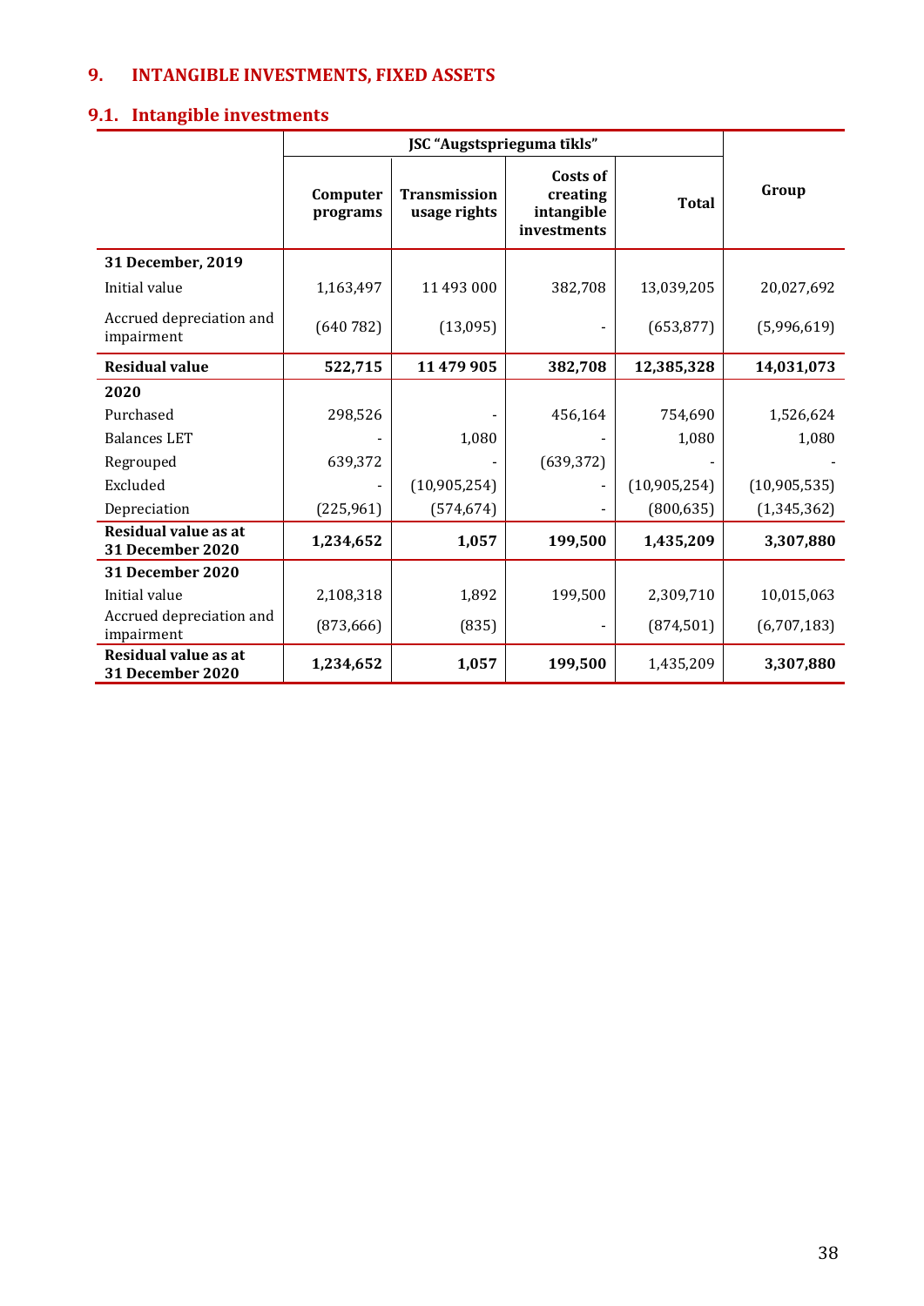## 9. INTANGIBLE INVESTMENTS, FIXED ASSETS

### 9.1. Intangible investments

| | JSC "Augstsprieguma tīkls" | | | | Group |
|---|---|---|---|---|---|
| | Computer programs | Transmission usage rights | Costs of creating intangible investments | Total | |
| **31 December, 2019** | | | | | |
| Initial value | 1,163,497 | 11 493 000 | 382,708 | 13,039,205 | 20,027,692 |
| Accrued depreciation and impairment | (640 782) | (13,095) | - | (653,877) | (5,996,619) |
| **Residual value** | **522,715** | **11 479 905** | **382,708** | **12,385,328** | **14,031,073** |
| **2020** | | | | | |
| Purchased | 298,526 | - | 456,164 | 754,690 | 1,526,624 |
| Balances LET | - | 1,080 | - | 1,080 | 1,080 |
| Regrouped | 639,372 | - | (639,372) | - | - |
| Excluded | - | (10,905,254) | - | (10,905,254) | (10,905,535) |
| Depreciation | (225,961) | (574,674) | - | (800,635) | (1,345,362) |
| **Residual value as at 31 December 2020** | **1,234,652** | **1,057** | **199,500** | **1,435,209** | **3,307,880** |
| **31 December 2020** | | | | | |
| Initial value | 2,108,318 | 1,892 | 199,500 | 2,309,710 | 10,015,063 |
| Accrued depreciation and impairment | (873,666) | (835) | - | (874,501) | (6,707,183) |
| **Residual value as at 31 December 2020** | **1,234,652** | **1,057** | **199,500** | 1,435,209 | **3,307,880** |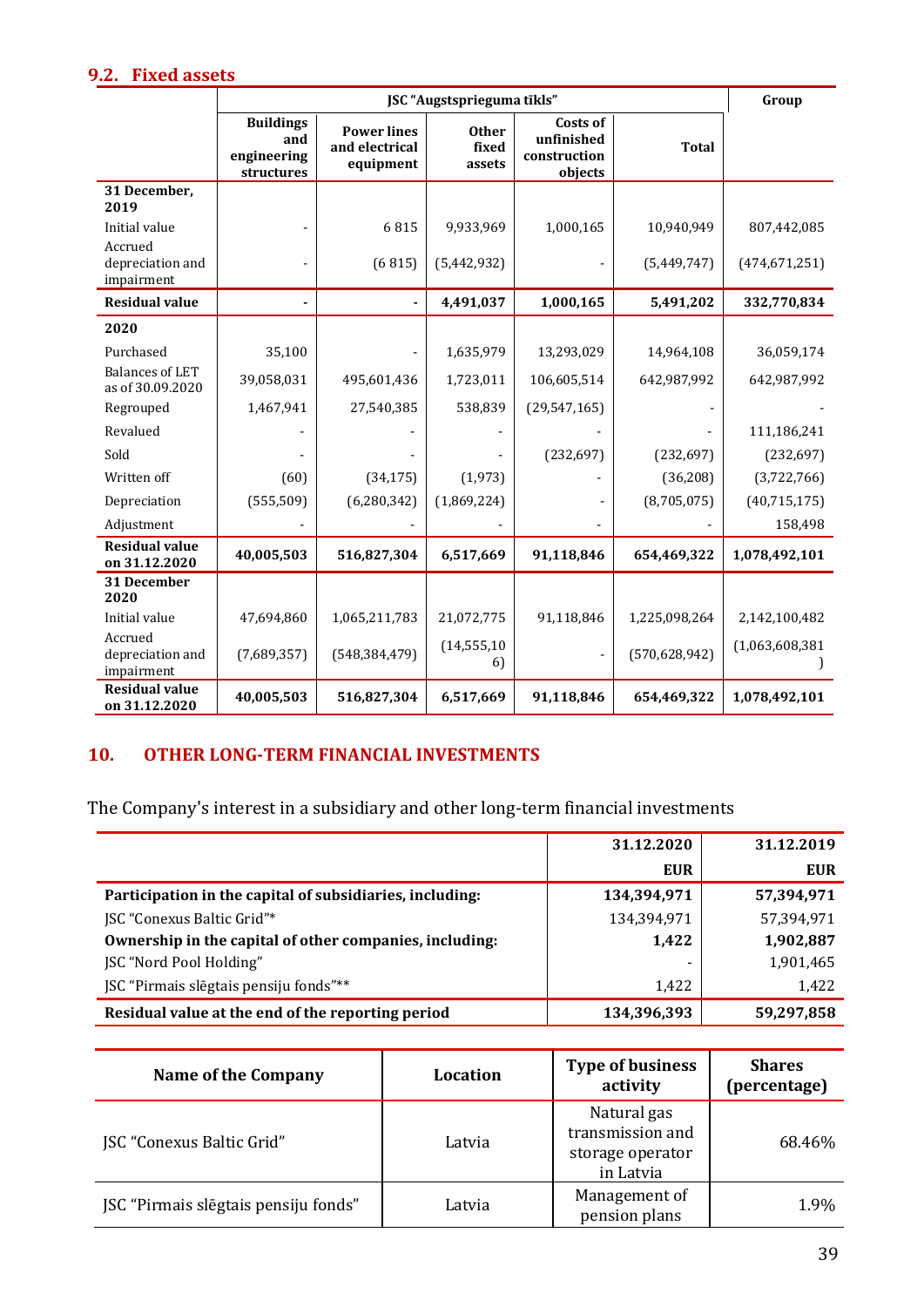## 9.2. Fixed assets

| | JSC "Augstsprieguma tīkls" | | | | | Group |
|---|---|---|---|---|---|---|
| | Buildings and engineering structures | Power lines and electrical equipment | Other fixed assets | Costs of unfinished construction objects | Total | |
| **31 December, 2019** | | | | | | |
| Initial value | - | 6 815 | 9,933,969 | 1,000,165 | 10,940,949 | 807,442,085 |
| Accrued depreciation and impairment | - | (6 815) | (5,442,932) | - | (5,449,747) | (474,671,251) |
| **Residual value** | **-** | **-** | **4,491,037** | **1,000,165** | **5,491,202** | **332,770,834** |
| **2020** | | | | | | |
| Purchased | 35,100 | - | 1,635,979 | 13,293,029 | 14,964,108 | 36,059,174 |
| Balances of LET as of 30.09.2020 | 39,058,031 | 495,601,436 | 1,723,011 | 106,605,514 | 642,987,992 | 642,987,992 |
| Regrouped | 1,467,941 | 27,540,385 | 538,839 | (29,547,165) | - | - |
| Revalued | - | - | - | - | - | 111,186,241 |
| Sold | - | - | - | (232,697) | (232,697) | (232,697) |
| Written off | (60) | (34,175) | (1,973) | - | (36,208) | (3,722,766) |
| Depreciation | (555,509) | (6,280,342) | (1,869,224) | - | (8,705,075) | (40,715,175) |
| Adjustment | - | - | - | - | - | 158,498 |
| **Residual value on 31.12.2020** | **40,005,503** | **516,827,304** | **6,517,669** | **91,118,846** | **654,469,322** | **1,078,492,101** |
| **31 December 2020** | | | | | | |
| Initial value | 47,694,860 | 1,065,211,783 | 21,072,775 | 91,118,846 | 1,225,098,264 | 2,142,100,482 |
| Accrued depreciation and impairment | (7,689,357) | (548,384,479) | (14,555,106) | - | (570,628,942) | (1,063,608,381) |
| **Residual value on 31.12.2020** | **40,005,503** | **516,827,304** | **6,517,669** | **91,118,846** | **654,469,322** | **1,078,492,101** |

# 10. OTHER LONG-TERM FINANCIAL INVESTMENTS

The Company's interest in a subsidiary and other long-term financial investments

| | 31.12.2020 | 31.12.2019 |
|---|---|---|
| | EUR | EUR |
| **Participation in the capital of subsidiaries, including:** | **134,394,971** | **57,394,971** |
| JSC "Conexus Baltic Grid"* | 134,394,971 | 57,394,971 |
| **Ownership in the capital of other companies, including:** | **1,422** | **1,902,887** |
| JSC "Nord Pool Holding" | - | 1,901,465 |
| JSC "Pirmais slēgtais pensiju fonds"** | 1,422 | 1,422 |
| **Residual value at the end of the reporting period** | **134,396,393** | **59,297,858** |

| Name of the Company | Location | Type of business activity | Shares (percentage) |
|---|---|---|---|
| JSC "Conexus Baltic Grid" | Latvia | Natural gas transmission and storage operator in Latvia | 68.46% |
| JSC "Pirmais slēgtais pensiju fonds" | Latvia | Management of pension plans | 1.9% |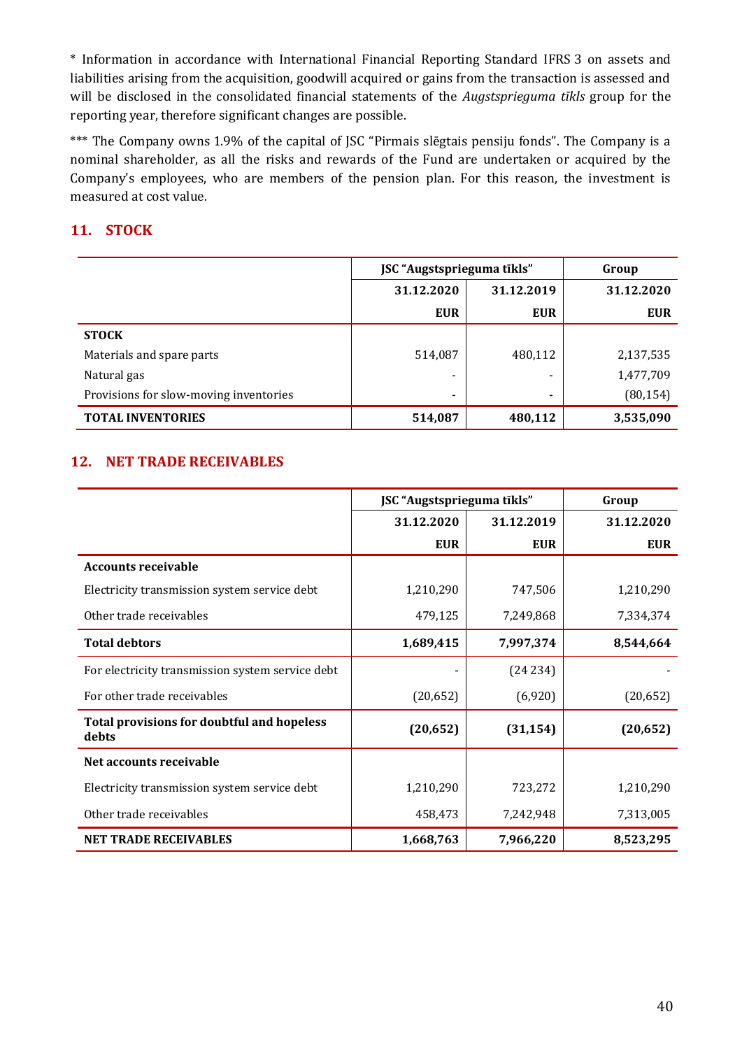* Information in accordance with International Financial Reporting Standard IFRS 3 on assets and liabilities arising from the acquisition, goodwill acquired or gains from the transaction is assessed and will be disclosed in the consolidated financial statements of the *Augstsprieguma tīkls* group for the reporting year, therefore significant changes are possible.

*** The Company owns 1.9% of the capital of JSC "Pirmais slēgtais pensiju fonds". The Company is a nominal shareholder, as all the risks and rewards of the Fund are undertaken or acquired by the Company's employees, who are members of the pension plan. For this reason, the investment is measured at cost value.

## 11. STOCK

| | JSC "Augstsprieguma tīkls" | | Group |
|---|---|---|---|
| | 31.12.2020 | 31.12.2019 | 31.12.2020 |
| | EUR | EUR | EUR |
| **STOCK** | | | |
| Materials and spare parts | 514,087 | 480,112 | 2,137,535 |
| Natural gas | - | - | 1,477,709 |
| Provisions for slow-moving inventories | - | - | (80,154) |
| **TOTAL INVENTORIES** | **514,087** | **480,112** | **3,535,090** |

## 12. NET TRADE RECEIVABLES

| | JSC "Augstsprieguma tīkls" | | Group |
|---|---|---|---|
| | 31.12.2020 | 31.12.2019 | 31.12.2020 |
| | EUR | EUR | EUR |
| **Accounts receivable** | | | |
| Electricity transmission system service debt | 1,210,290 | 747,506 | 1,210,290 |
| Other trade receivables | 479,125 | 7,249,868 | 7,334,374 |
| **Total debtors** | **1,689,415** | **7,997,374** | **8,544,664** |
| For electricity transmission system service debt | - | (24 234) | - |
| For other trade receivables | (20,652) | (6,920) | (20,652) |
| **Total provisions for doubtful and hopeless debts** | **(20,652)** | **(31,154)** | **(20,652)** |
| **Net accounts receivable** | | | |
| Electricity transmission system service debt | 1,210,290 | 723,272 | 1,210,290 |
| Other trade receivables | 458,473 | 7,242,948 | 7,313,005 |
| **NET TRADE RECEIVABLES** | **1,668,763** | **7,966,220** | **8,523,295** |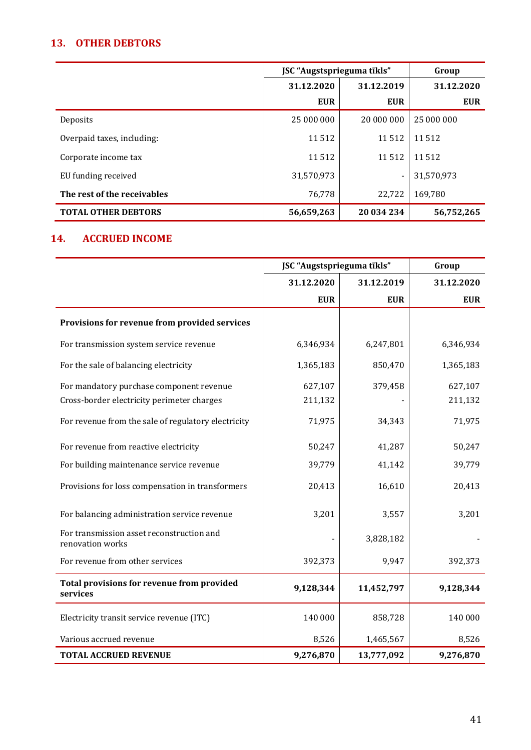## 13. OTHER DEBTORS

| | JSC "Augstsprieguma tīkls" | | Group |
|---|---|---|---|
| | 31.12.2020 | 31.12.2019 | 31.12.2020 |
| | EUR | EUR | EUR |
| Deposits | 25 000 000 | 20 000 000 | 25 000 000 |
| Overpaid taxes, including: | 11 512 | 11 512 | 11 512 |
| Corporate income tax | 11 512 | 11 512 | 11 512 |
| EU funding received | 31,570,973 | - | 31,570,973 |
| **The rest of the receivables** | 76,778 | 22,722 | 169,780 |
| **TOTAL OTHER DEBTORS** | **56,659,263** | **20 034 234** | **56,752,265** |

## 14. ACCRUED INCOME

| | JSC "Augstsprieguma tīkls" | | Group |
|---|---|---|---|
| | 31.12.2020 | 31.12.2019 | 31.12.2020 |
| | EUR | EUR | EUR |
| **Provisions for revenue from provided services** | | | |
| For transmission system service revenue | 6,346,934 | 6,247,801 | 6,346,934 |
| For the sale of balancing electricity | 1,365,183 | 850,470 | 1,365,183 |
| For mandatory purchase component revenue | 627,107 | 379,458 | 627,107 |
| Cross-border electricity perimeter charges | 211,132 | - | 211,132 |
| For revenue from the sale of regulatory electricity | 71,975 | 34,343 | 71,975 |
| For revenue from reactive electricity | 50,247 | 41,287 | 50,247 |
| For building maintenance service revenue | 39,779 | 41,142 | 39,779 |
| Provisions for loss compensation in transformers | 20,413 | 16,610 | 20,413 |
| For balancing administration service revenue | 3,201 | 3,557 | 3,201 |
| For transmission asset reconstruction and renovation works | - | 3,828,182 | - |
| For revenue from other services | 392,373 | 9,947 | 392,373 |
| **Total provisions for revenue from provided services** | **9,128,344** | **11,452,797** | **9,128,344** |
| Electricity transit service revenue (ITC) | 140 000 | 858,728 | 140 000 |
| Various accrued revenue | 8,526 | 1,465,567 | 8,526 |
| **TOTAL ACCRUED REVENUE** | **9,276,870** | **13,777,092** | **9,276,870** |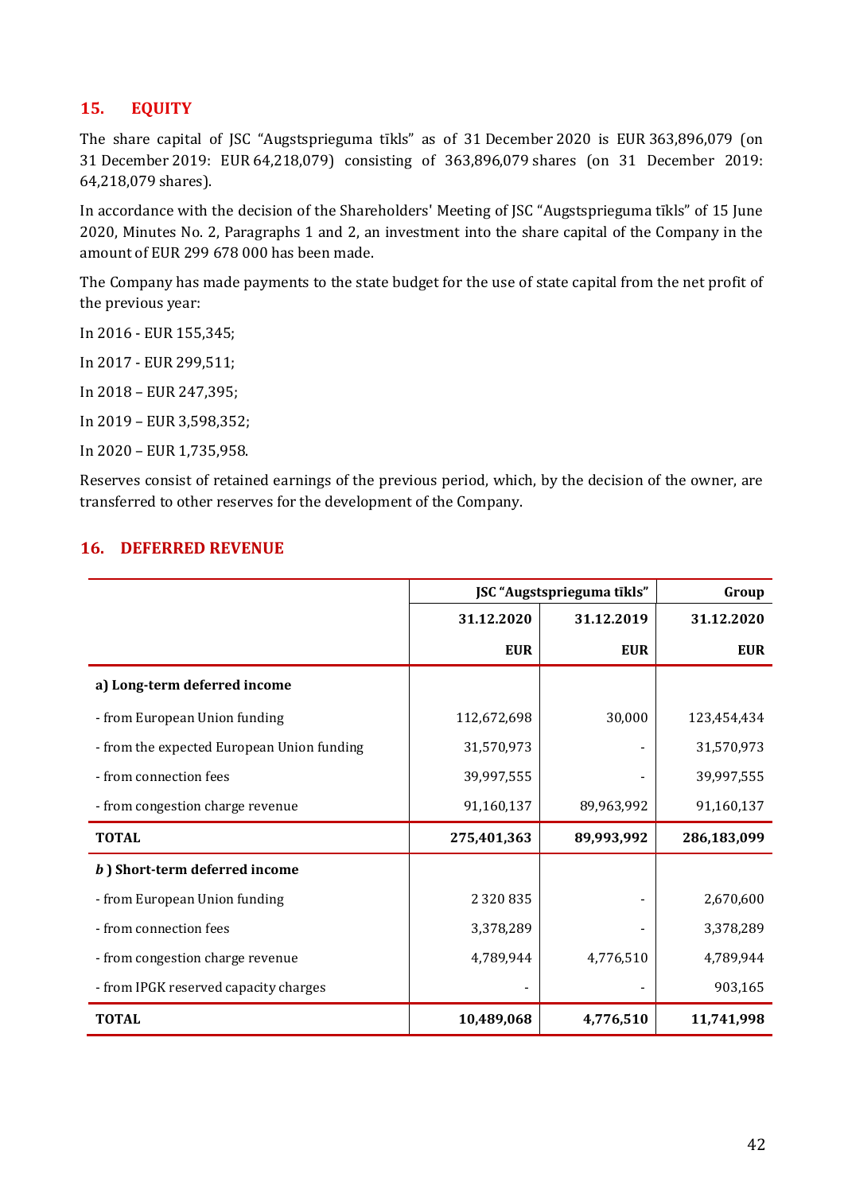## 15. EQUITY

The share capital of JSC "Augstsprieguma tīkls" as of 31 December 2020 is EUR 363,896,079 (on 31 December 2019: EUR 64,218,079) consisting of 363,896,079 shares (on 31 December 2019: 64,218,079 shares).

In accordance with the decision of the Shareholders' Meeting of JSC "Augstsprieguma tīkls" of 15 June 2020, Minutes No. 2, Paragraphs 1 and 2, an investment into the share capital of the Company in the amount of EUR 299 678 000 has been made.

The Company has made payments to the state budget for the use of state capital from the net profit of the previous year:

In 2016 - EUR 155,345;

In 2017 - EUR 299,511;

In 2018 – EUR 247,395;

In 2019 – EUR 3,598,352;

In 2020 – EUR 1,735,958.

Reserves consist of retained earnings of the previous period, which, by the decision of the owner, are transferred to other reserves for the development of the Company.

## 16. DEFERRED REVENUE

| | JSC "Augstsprieguma tīkls" | | Group |
|---|---|---|---|
| | 31.12.2020 | 31.12.2019 | 31.12.2020 |
| | EUR | EUR | EUR |
| **a) Long-term deferred income** | | | |
| - from European Union funding | 112,672,698 | 30,000 | 123,454,434 |
| - from the expected European Union funding | 31,570,973 | - | 31,570,973 |
| - from connection fees | 39,997,555 | - | 39,997,555 |
| - from congestion charge revenue | 91,160,137 | 89,963,992 | 91,160,137 |
| **TOTAL** | **275,401,363** | **89,993,992** | **286,183,099** |
| ***b*) Short-term deferred income** | | | |
| - from European Union funding | 2 320 835 | - | 2,670,600 |
| - from connection fees | 3,378,289 | - | 3,378,289 |
| - from congestion charge revenue | 4,789,944 | 4,776,510 | 4,789,944 |
| - from IPGK reserved capacity charges | - | - | 903,165 |
| **TOTAL** | **10,489,068** | **4,776,510** | **11,741,998** |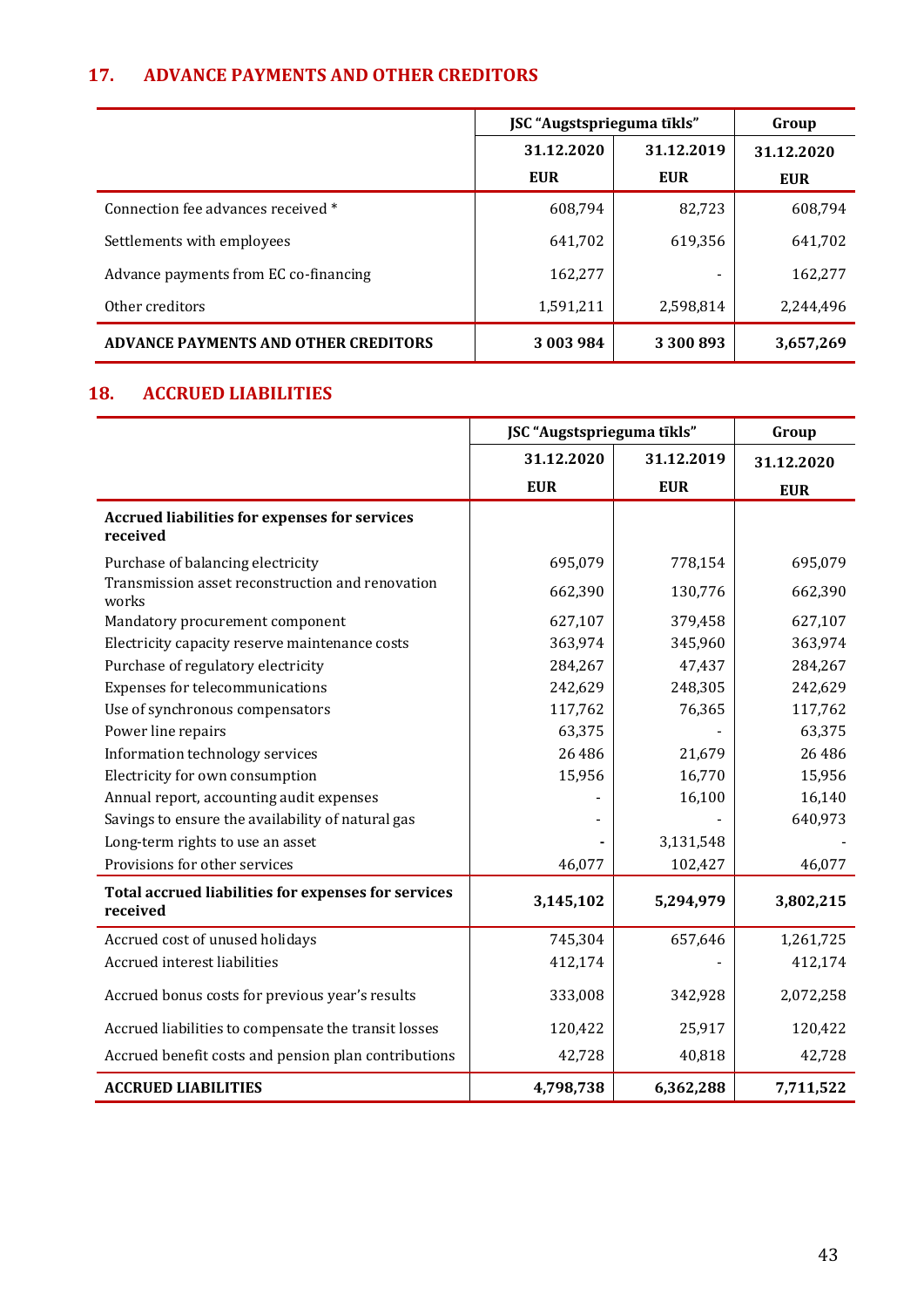## 17. ADVANCE PAYMENTS AND OTHER CREDITORS

| | JSC "Augstsprieguma tīkls" | | Group |
|---|---|---|---|
| | 31.12.2020 | 31.12.2019 | 31.12.2020 |
| | EUR | EUR | EUR |
| Connection fee advances received * | 608,794 | 82,723 | 608,794 |
| Settlements with employees | 641,702 | 619,356 | 641,702 |
| Advance payments from EC co-financing | 162,277 | - | 162,277 |
| Other creditors | 1,591,211 | 2,598,814 | 2,244,496 |
| **ADVANCE PAYMENTS AND OTHER CREDITORS** | **3 003 984** | **3 300 893** | **3,657,269** |

## 18. ACCRUED LIABILITIES

| | JSC "Augstsprieguma tīkls" | | Group |
|---|---|---|---|
| | 31.12.2020 | 31.12.2019 | 31.12.2020 |
| | EUR | EUR | EUR |
| **Accrued liabilities for expenses for services received** | | | |
| Purchase of balancing electricity | 695,079 | 778,154 | 695,079 |
| Transmission asset reconstruction and renovation works | 662,390 | 130,776 | 662,390 |
| Mandatory procurement component | 627,107 | 379,458 | 627,107 |
| Electricity capacity reserve maintenance costs | 363,974 | 345,960 | 363,974 |
| Purchase of regulatory electricity | 284,267 | 47,437 | 284,267 |
| Expenses for telecommunications | 242,629 | 248,305 | 242,629 |
| Use of synchronous compensators | 117,762 | 76,365 | 117,762 |
| Power line repairs | 63,375 | - | 63,375 |
| Information technology services | 26 486 | 21,679 | 26 486 |
| Electricity for own consumption | 15,956 | 16,770 | 15,956 |
| Annual report, accounting audit expenses | - | 16,100 | 16,140 |
| Savings to ensure the availability of natural gas | - | - | 640,973 |
| Long-term rights to use an asset | - | 3,131,548 | - |
| Provisions for other services | 46,077 | 102,427 | 46,077 |
| **Total accrued liabilities for expenses for services received** | **3,145,102** | **5,294,979** | **3,802,215** |
| Accrued cost of unused holidays | 745,304 | 657,646 | 1,261,725 |
| Accrued interest liabilities | 412,174 | - | 412,174 |
| Accrued bonus costs for previous year's results | 333,008 | 342,928 | 2,072,258 |
| Accrued liabilities to compensate the transit losses | 120,422 | 25,917 | 120,422 |
| Accrued benefit costs and pension plan contributions | 42,728 | 40,818 | 42,728 |
| **ACCRUED LIABILITIES** | **4,798,738** | **6,362,288** | **7,711,522** |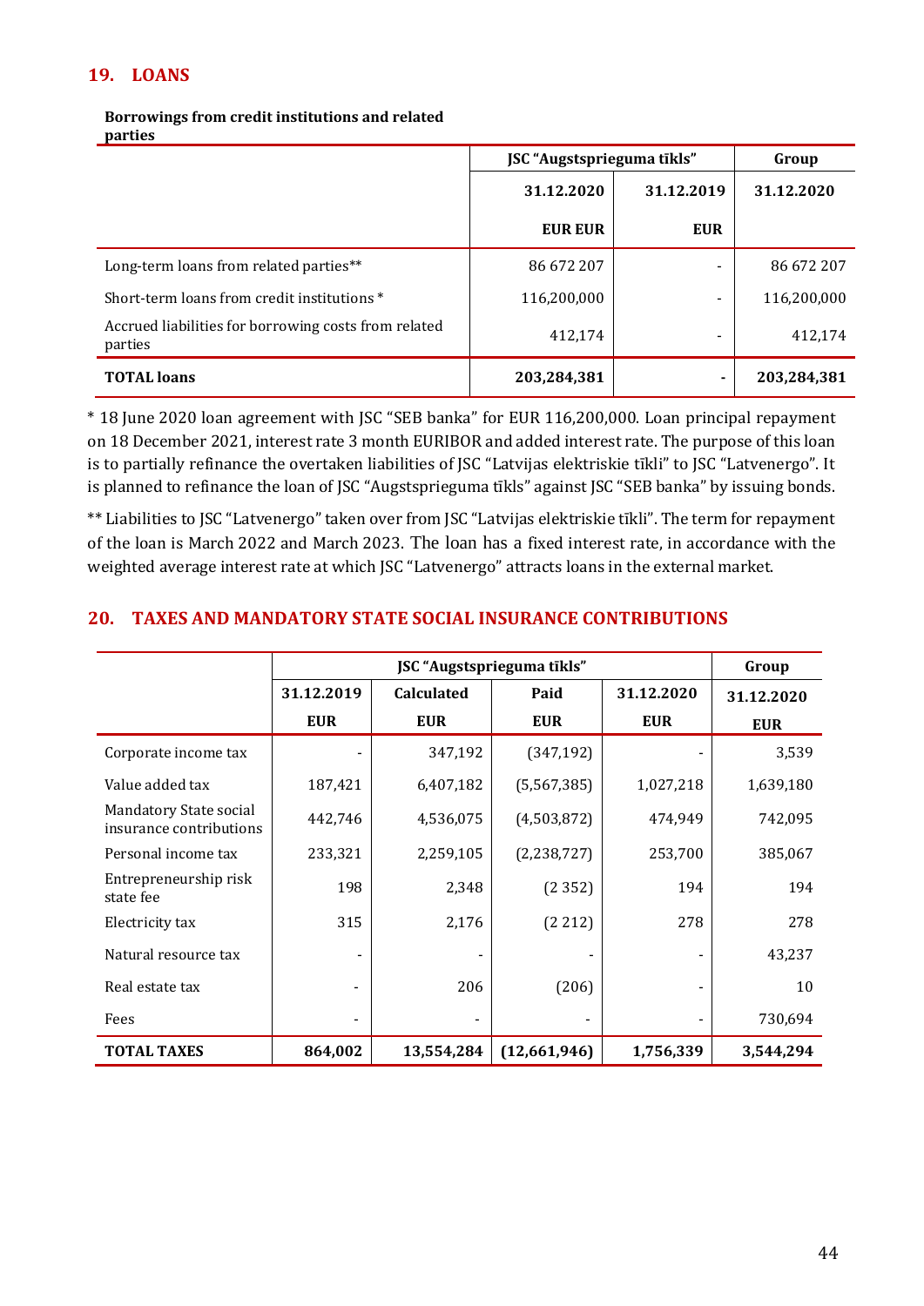## 19. LOANS

**Borrowings from credit institutions and related parties**

| | JSC "Augstsprieguma tīkls" | | Group |
|---|---|---|---|
| | 31.12.2020 | 31.12.2019 | 31.12.2020 |
| | EUR EUR | EUR | |
| Long-term loans from related parties** | 86 672 207 | - | 86 672 207 |
| Short-term loans from credit institutions * | 116,200,000 | - | 116,200,000 |
| Accrued liabilities for borrowing costs from related parties | 412,174 | - | 412,174 |
| **TOTAL loans** | **203,284,381** | **-** | **203,284,381** |

* 18 June 2020 loan agreement with JSC "SEB banka" for EUR 116,200,000. Loan principal repayment on 18 December 2021, interest rate 3 month EURIBOR and added interest rate. The purpose of this loan is to partially refinance the overtaken liabilities of JSC "Latvijas elektriskie tīkli" to JSC "Latvenergo". It is planned to refinance the loan of JSC "Augstsprieguma tīkls" against JSC "SEB banka" by issuing bonds.

** Liabilities to JSC "Latvenergo" taken over from JSC "Latvijas elektriskie tīkli". The term for repayment of the loan is March 2022 and March 2023. The loan has a fixed interest rate, in accordance with the weighted average interest rate at which JSC "Latvenergo" attracts loans in the external market.

## 20. TAXES AND MANDATORY STATE SOCIAL INSURANCE CONTRIBUTIONS

| | JSC "Augstsprieguma tīkls" | | | | Group |
|---|---|---|---|---|---|
| | 31.12.2019 | Calculated | Paid | 31.12.2020 | 31.12.2020 |
| | EUR | EUR | EUR | EUR | EUR |
| Corporate income tax | - | 347,192 | (347,192) | - | 3,539 |
| Value added tax | 187,421 | 6,407,182 | (5,567,385) | 1,027,218 | 1,639,180 |
| Mandatory State social insurance contributions | 442,746 | 4,536,075 | (4,503,872) | 474,949 | 742,095 |
| Personal income tax | 233,321 | 2,259,105 | (2,238,727) | 253,700 | 385,067 |
| Entrepreneurship risk state fee | 198 | 2,348 | (2 352) | 194 | 194 |
| Electricity tax | 315 | 2,176 | (2 212) | 278 | 278 |
| Natural resource tax | - | - | - | - | 43,237 |
| Real estate tax | - | 206 | (206) | - | 10 |
| Fees | - | - | - | - | 730,694 |
| **TOTAL TAXES** | **864,002** | **13,554,284** | **(12,661,946)** | **1,756,339** | **3,544,294** |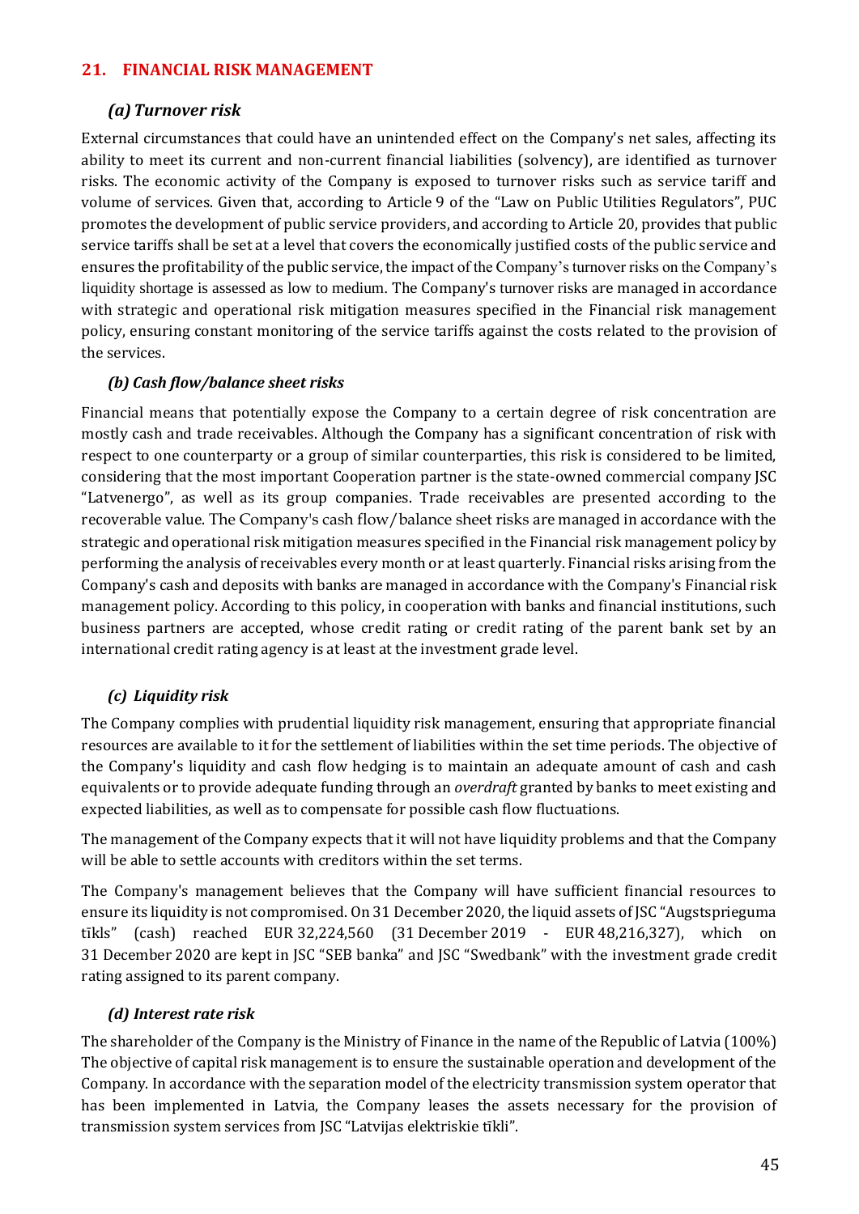## 21. FINANCIAL RISK MANAGEMENT

### *(a) Turnover risk*

External circumstances that could have an unintended effect on the Company's net sales, affecting its ability to meet its current and non-current financial liabilities (solvency), are identified as turnover risks. The economic activity of the Company is exposed to turnover risks such as service tariff and volume of services. Given that, according to Article 9 of the "Law on Public Utilities Regulators", PUC promotes the development of public service providers, and according to Article 20, provides that public service tariffs shall be set at a level that covers the economically justified costs of the public service and ensures the profitability of the public service, the impact of the Company's turnover risks on the Company's liquidity shortage is assessed as low to medium. The Company's turnover risks are managed in accordance with strategic and operational risk mitigation measures specified in the Financial risk management policy, ensuring constant monitoring of the service tariffs against the costs related to the provision of the services.

### *(b) Cash flow/balance sheet risks*

Financial means that potentially expose the Company to a certain degree of risk concentration are mostly cash and trade receivables. Although the Company has a significant concentration of risk with respect to one counterparty or a group of similar counterparties, this risk is considered to be limited, considering that the most important Cooperation partner is the state-owned commercial company JSC "Latvenergo", as well as its group companies. Trade receivables are presented according to the recoverable value. The Company's cash flow/balance sheet risks are managed in accordance with the strategic and operational risk mitigation measures specified in the Financial risk management policy by performing the analysis of receivables every month or at least quarterly. Financial risks arising from the Company's cash and deposits with banks are managed in accordance with the Company's Financial risk management policy. According to this policy, in cooperation with banks and financial institutions, such business partners are accepted, whose credit rating or credit rating of the parent bank set by an international credit rating agency is at least at the investment grade level.

### *(c) Liquidity risk*

The Company complies with prudential liquidity risk management, ensuring that appropriate financial resources are available to it for the settlement of liabilities within the set time periods. The objective of the Company's liquidity and cash flow hedging is to maintain an adequate amount of cash and cash equivalents or to provide adequate funding through an *overdraft* granted by banks to meet existing and expected liabilities, as well as to compensate for possible cash flow fluctuations.

The management of the Company expects that it will not have liquidity problems and that the Company will be able to settle accounts with creditors within the set terms.

The Company's management believes that the Company will have sufficient financial resources to ensure its liquidity is not compromised. On 31 December 2020, the liquid assets of JSC "Augstsprieguma tīkls" (cash) reached EUR 32,224,560 (31 December 2019 - EUR 48,216,327), which on 31 December 2020 are kept in JSC "SEB banka" and JSC "Swedbank" with the investment grade credit rating assigned to its parent company.

### *(d) Interest rate risk*

The shareholder of the Company is the Ministry of Finance in the name of the Republic of Latvia (100%) The objective of capital risk management is to ensure the sustainable operation and development of the Company. In accordance with the separation model of the electricity transmission system operator that has been implemented in Latvia, the Company leases the assets necessary for the provision of transmission system services from JSC "Latvijas elektriskie tīkli".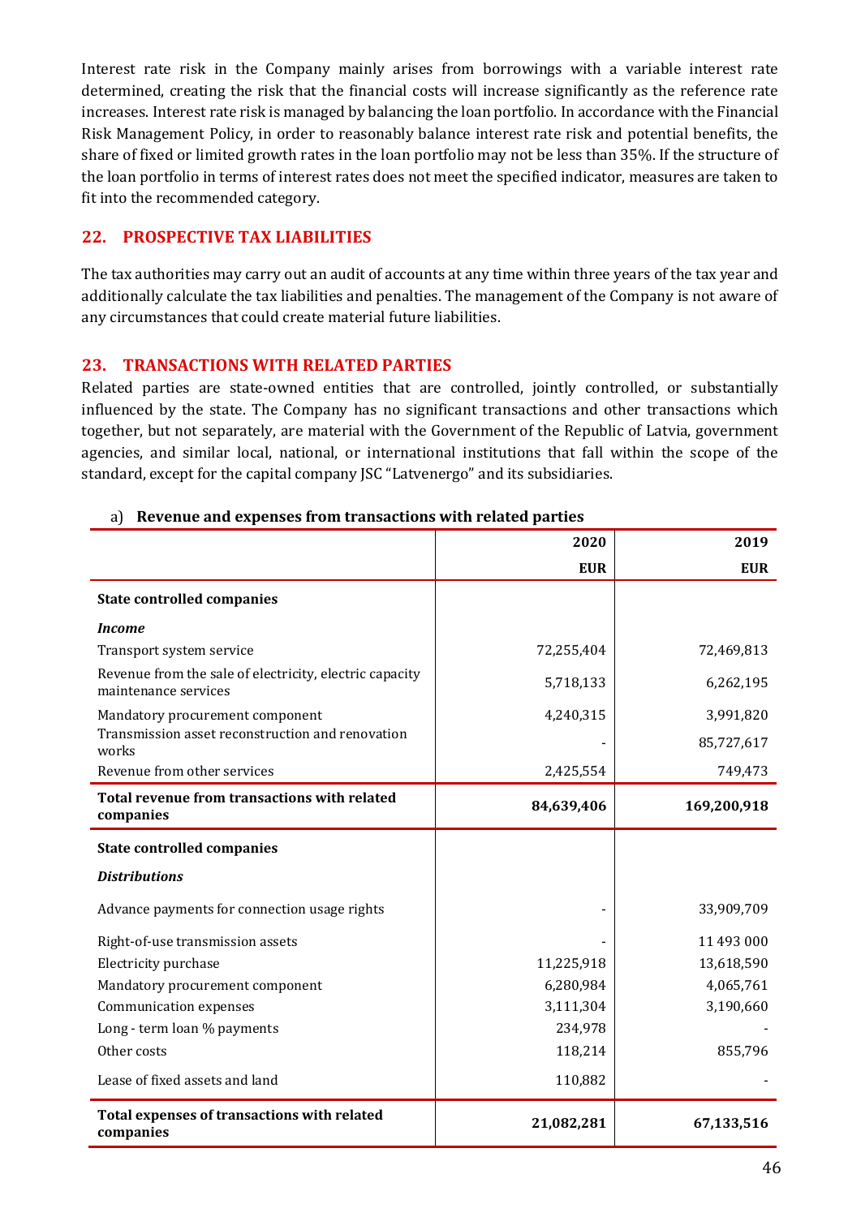Interest rate risk in the Company mainly arises from borrowings with a variable interest rate determined, creating the risk that the financial costs will increase significantly as the reference rate increases. Interest rate risk is managed by balancing the loan portfolio. In accordance with the Financial Risk Management Policy, in order to reasonably balance interest rate risk and potential benefits, the share of fixed or limited growth rates in the loan portfolio may not be less than 35%. If the structure of the loan portfolio in terms of interest rates does not meet the specified indicator, measures are taken to fit into the recommended category.

## 22. PROSPECTIVE TAX LIABILITIES

The tax authorities may carry out an audit of accounts at any time within three years of the tax year and additionally calculate the tax liabilities and penalties. The management of the Company is not aware of any circumstances that could create material future liabilities.

## 23. TRANSACTIONS WITH RELATED PARTIES

Related parties are state-owned entities that are controlled, jointly controlled, or substantially influenced by the state. The Company has no significant transactions and other transactions which together, but not separately, are material with the Government of the Republic of Latvia, government agencies, and similar local, national, or international institutions that fall within the scope of the standard, except for the capital company JSC "Latvenergo" and its subsidiaries.

a) **Revenue and expenses from transactions with related parties**

| | 2020 | 2019 |
|---|---|---|
| | **EUR** | **EUR** |
| **State controlled companies** | | |
| ***Income*** | | |
| Transport system service | 72,255,404 | 72,469,813 |
| Revenue from the sale of electricity, electric capacity maintenance services | 5,718,133 | 6,262,195 |
| Mandatory procurement component | 4,240,315 | 3,991,820 |
| Transmission asset reconstruction and renovation works | - | 85,727,617 |
| Revenue from other services | 2,425,554 | 749,473 |
| **Total revenue from transactions with related companies** | **84,639,406** | **169,200,918** |
| **State controlled companies** | | |
| ***Distributions*** | | |
| Advance payments for connection usage rights | - | 33,909,709 |
| Right-of-use transmission assets | - | 11 493 000 |
| Electricity purchase | 11,225,918 | 13,618,590 |
| Mandatory procurement component | 6,280,984 | 4,065,761 |
| Communication expenses | 3,111,304 | 3,190,660 |
| Long - term loan % payments | 234,978 | - |
| Other costs | 118,214 | 855,796 |
| Lease of fixed assets and land | 110,882 | - |
| **Total expenses of transactions with related companies** | **21,082,281** | **67,133,516** |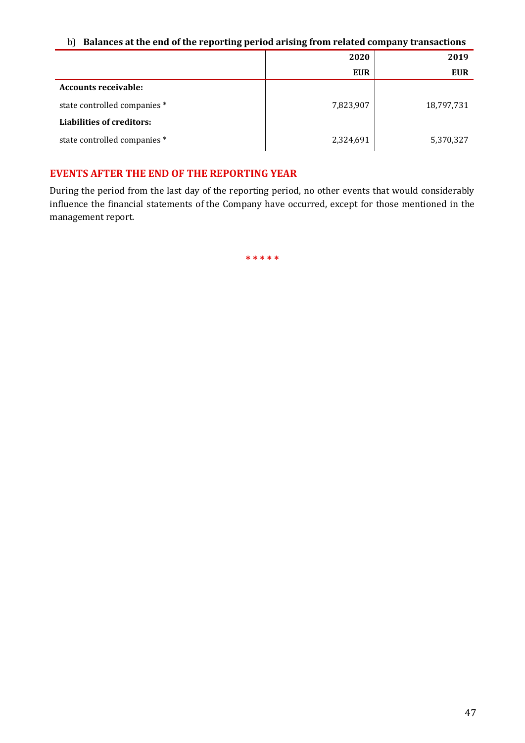b) **Balances at the end of the reporting period arising from related company transactions**

| | 2020 | 2019 |
|---|---|---|
| | **EUR** | **EUR** |
| **Accounts receivable:** | | |
| state controlled companies * | 7,823,907 | 18,797,731 |
| **Liabilities of creditors:** | | |
| state controlled companies * | 2,324,691 | 5,370,327 |

## EVENTS AFTER THE END OF THE REPORTING YEAR

During the period from the last day of the reporting period, no other events that would considerably influence the financial statements of the Company have occurred, except for those mentioned in the management report.

* * * * *